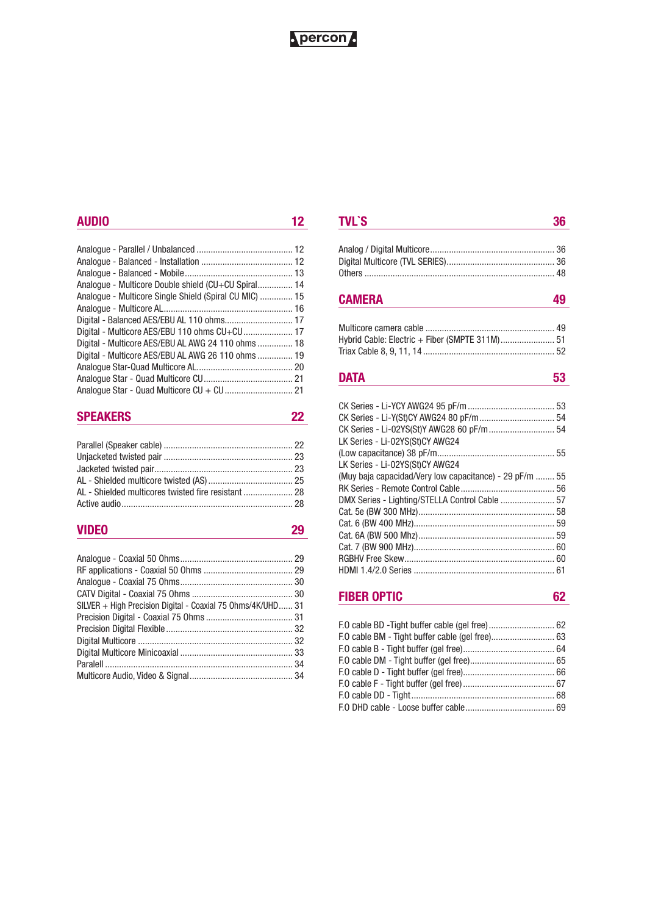percon

## AUDIO 12

Analogue - Parallel / Unbalanced ........................................ 12
Analogue - Balanced - Installation ...................................... 12
Analogue - Balanced - Mobile ............................................ 13
Analogue - Multicore Double shield (CU+CU Spiral.............. 14
Analogue - Multicore Single Shield (Spiral CU MIC) ............. 15
Analogue - Multicore AL...................................................... 16
Digital - Balanced AES/EBU AL 110 ohms............................ 17
Digital - Multicore AES/EBU 110 ohms CU+CU ..................... 17
Digital - Multicore AES/EBU AL AWG 24 110 ohms ............... 18
Digital - Multicore AES/EBU AL AWG 26 110 ohms ............... 19
Analogue Star-Quad Multicore AL........................................ 20
Analogue Star - Quad Multicore CU ..................................... 21
Analogue Star - Quad Multicore CU + CU ............................ 21

## SPEAKERS 22

Parallel (Speaker cable) ...................................................... 22
Unjacketed twisted pair ...................................................... 23
Jacketed twisted pair.......................................................... 23
AL - Shielded multicore twisted (AS) ................................... 25
AL - Shielded multicores twisted fire resistant .................... 28
Active audio........................................................................ 28

## VIDEO 29

Analogue - Coaxial 50 Ohms............................................... 29
RF applications - Coaxial 50 Ohms ..................................... 29
Analogue - Coaxial 75 Ohms............................................... 30
CATV Digital - Coaxial 75 Ohms .......................................... 30
SILVER + High Precision Digital - Coaxial 75 Ohms/4K/UHD...... 31
Precision Digital - Coaxial 75 Ohms .................................... 31
Precision Digital Flexible..................................................... 32
Digital Multicore ................................................................. 32
Digital Multicore Minicoaxial ............................................... 33
Paralell ............................................................................... 34
Multicore Audio, Video & Signal........................................... 34

## TVL`S 36

Analog / Digital Multicore.................................................... 36
Digital Multicore (TVL SERIES)............................................. 36
Others ............................................................................... 48

## CAMERA 49

Multicore camera cable ...................................................... 49
Hybrid Cable: Electric + Fiber (SMPTE 311M)....................... 51
Triax Cable 8, 9, 11, 14 ....................................................... 52

## DATA 53

CK Series - Li-YCY AWG24 95 pF/m ..................................... 53
CK Series - Li-Y(St)CY AWG24 80 pF/m ................................ 54
CK Series - Li-02YS(St)Y AWG28 60 pF/m ............................ 54
LK Series - Li-02YS(St)CY AWG24
(Low capacitance) 38 pF/m................................................. 55
LK Series - Li-02YS(St)CY AWG24
(Muy baja capacidad/Very low capacitance) - 29 pF/m ........ 55
RK Series - Remote Control Cable........................................ 56
DMX Series - Lighting/STELLA Control Cable ....................... 57
Cat. 5e (BW 300 MHz)......................................................... 58
Cat. 6 (BW 400 MHz)........................................................... 59
Cat. 6A (BW 500 Mhz)......................................................... 59
Cat. 7 (BW 900 MHz)........................................................... 60
RGBHV Free Skew............................................................... 60
HDMI 1.4/2.0 Series ........................................................... 61

## FIBER OPTIC 62

F.O cable BD -Tight buffer cable (gel free)............................ 62
F.O cable BM - Tight buffer cable (gel free)........................... 63
F.O cable B - Tight buffer (gel free)...................................... 64
F.O cable DM - Tight buffer (gel free).................................... 65
F.O cable D - Tight buffer (gel free)....................................... 66
F.O cable F - Tight buffer (gel free)....................................... 67
F.O cable DD - Tight............................................................ 68
F.O DHD cable - Loose buffer cable...................................... 69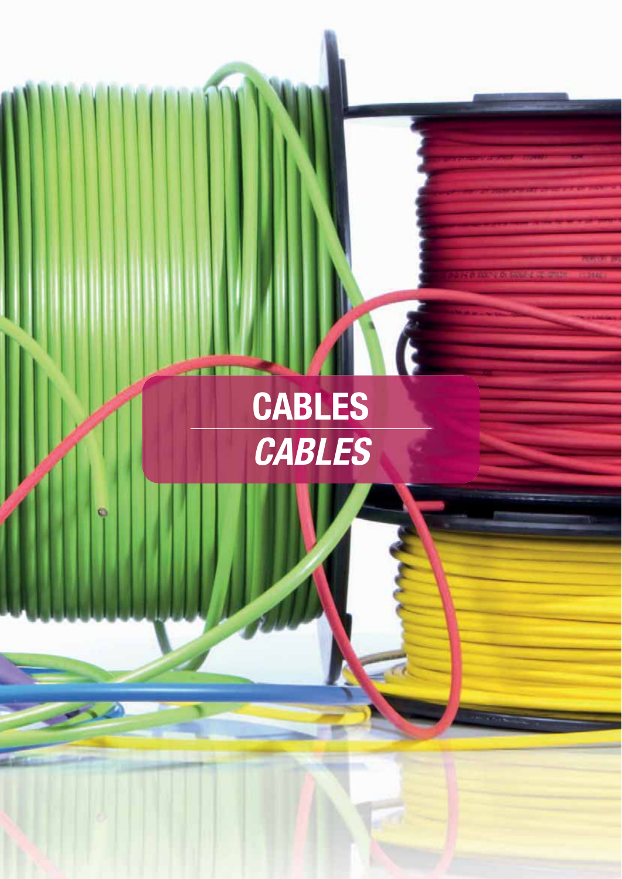# CABLES

*CABLES*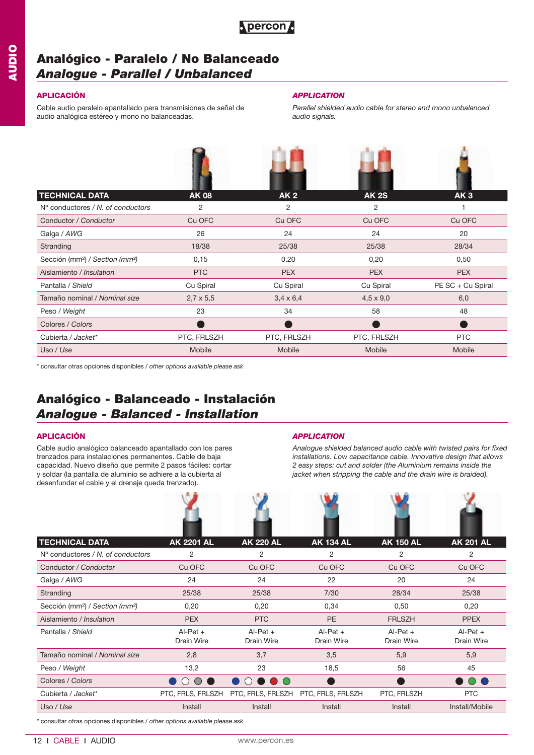# Analógico - Paralelo / No Balanceado
## *Analogue - Parallel / Unbalanced*

### APLICACIÓN

Cable audio paralelo apantallado para transmisiones de señal de audio analógica estéreo y mono no balanceadas.

### *APPLICATION*

*Parallel shielded audio cable for stereo and mono unbalanced audio signals.*

| TECHNICAL DATA | AK 08 | AK 2 | AK 2S | AK 3 |
|---|---|---|---|---|
| Nº conductores / *N. of conductors* | 2 | 2 | 2 | 1 |
| Conductor / *Conductor* | Cu OFC | Cu OFC | Cu OFC | Cu OFC |
| Galga / *AWG* | 26 | 24 | 24 | 20 |
| Stranding | 18/38 | 25/38 | 25/38 | 28/34 |
| Sección (mm²) / *Section (mm²)* | 0,15 | 0,20 | 0,20 | 0,50 |
| Aislamiento / *Insulation* | PTC | PEX | PEX | PEX |
| Pantalla / *Shield* | Cu Spiral | Cu Spiral | Cu Spiral | PE SC + Cu Spiral |
| Tamaño nominal / *Nominal size* | 2,7 x 5,5 | 3,4 x 6,4 | 4,5 x 9,0 | 6,0 |
| Peso / *Weight* | 23 | 34 | 58 | 48 |
| Colores / *Colors* | ● | ● | ● | ● |
| Cubierta / *Jacket** | PTC, FRLSZH | PTC, FRLSZH | PTC, FRLSZH | PTC |
| Uso / *Use* | Mobile | Mobile | Mobile | Mobile |

\* consultar otras opciones disponibles / *other options available please ask*

# Analógico - Balanceado - Instalación
## *Analogue - Balanced - Installation*

### APLICACIÓN

Cable audio analógico balanceado apantallado con los pares trenzados para instalaciones permanentes. Cable de baja capacidad. Nuevo diseño que permite 2 pasos fáciles: cortar y soldar (la pantalla de aluminio se adhiere a la cubierta al desenfundar el cable y el drenaje queda trenzado).

### *APPLICATION*

*Analogue shielded balanced audio cable with twisted pairs for fixed installations. Low capacitance cable. Innovative design that allows 2 easy steps: cut and solder (the Aluminium remains inside the jacket when stripping the cable and the drain wire is braided).*

| TECHNICAL DATA | AK 2201 AL | AK 220 AL | AK 134 AL | AK 150 AL | AK 201 AL |
|---|---|---|---|---|---|
| Nº conductores / *N. of conductors* | 2 | 2 | 2 | 2 | 2 |
| Conductor / *Conductor* | Cu OFC | Cu OFC | Cu OFC | Cu OFC | Cu OFC |
| Galga / *AWG* | 24 | 24 | 22 | 20 | 24 |
| Stranding | 25/38 | 25/38 | 7/30 | 28/34 | 25/38 |
| Sección (mm²) / *Section (mm²)* | 0,20 | 0,20 | 0,34 | 0,50 | 0,20 |
| Aislamiento / *Insulation* | PEX | PTC | PE | FRLSZH | PPEX |
| Pantalla / *Shield* | Al-Pet + Drain Wire | Al-Pet + Drain Wire | Al-Pet + Drain Wire | Al-Pet + Drain Wire | Al-Pet + Drain Wire |
| Tamaño nominal / *Nominal size* | 2,8 | 3,7 | 3,5 | 5,9 | 5,9 |
| Peso / *Weight* | 13,2 | 23 | 18,5 | 56 | 45 |
| Colores / *Colors* | ● ○ ● ● | ● ○ ● ● ● | ● | ● | ● ● ● |
| Cubierta / *Jacket** | PTC, FRLS, FRLSZH | PTC, FRLS, FRLSZH | PTC, FRLS, FRLSZH | PTC, FRLSZH | PTC |
| Uso / *Use* | Install | Install | Install | Install | Install/Mobile |

\* consultar otras opciones disponibles / *other options available please ask*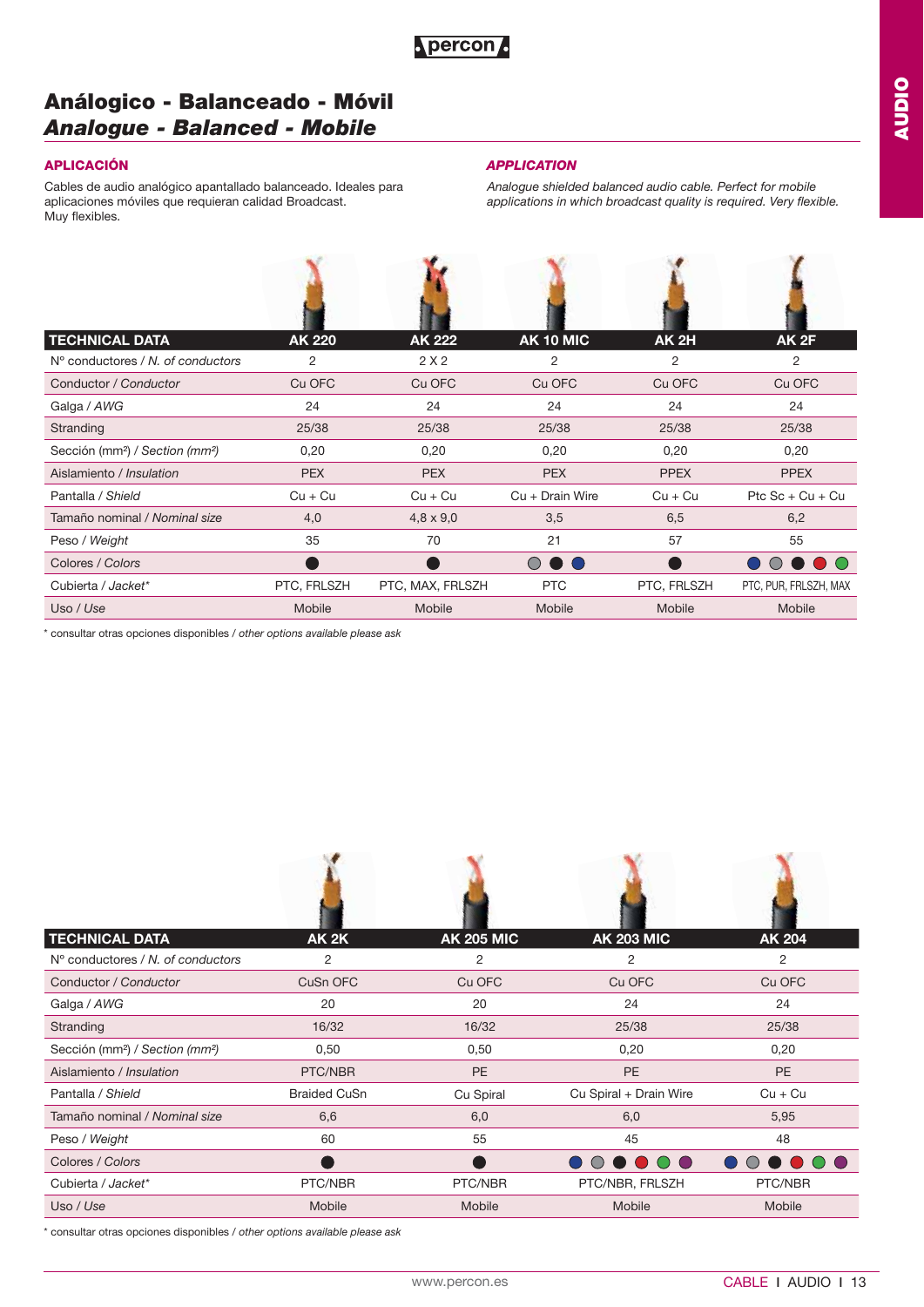# Análogico - Balanceado - Móvil

# *Analogue - Balanced - Mobile*

## APLICACIÓN

Cables de audio analógico apantallado balanceado. Ideales para aplicaciones móviles que requieran calidad Broadcast.
Muy flexibles.

## *APPLICATION*

*Analogue shielded balanced audio cable. Perfect for mobile applications in which broadcast quality is required. Very flexible.*

| TECHNICAL DATA | AK 220 | AK 222 | AK 10 MIC | AK 2H | AK 2F |
|---|---|---|---|---|---|
| Nº conductores / *N. of conductors* | 2 | 2 X 2 | 2 | 2 | 2 |
| Conductor / *Conductor* | Cu OFC | Cu OFC | Cu OFC | Cu OFC | Cu OFC |
| Galga / *AWG* | 24 | 24 | 24 | 24 | 24 |
| Stranding | 25/38 | 25/38 | 25/38 | 25/38 | 25/38 |
| Sección (mm²) / *Section (mm²)* | 0,20 | 0,20 | 0,20 | 0,20 | 0,20 |
| Aislamiento / *Insulation* | PEX | PEX | PEX | PPEX | PPEX |
| Pantalla / *Shield* | Cu + Cu | Cu + Cu | Cu + Drain Wire | Cu + Cu | Ptc Sc + Cu + Cu |
| Tamaño nominal / *Nominal size* | 4,0 | 4,8 x 9,0 | 3,5 | 6,5 | 6,2 |
| Peso / *Weight* | 35 | 70 | 21 | 57 | 55 |
| Colores / *Colors* | ● | ● | ● ● ● | ● | ● ● ● ● ● |
| Cubierta / *Jacket** | PTC, FRLSZH | PTC, MAX, FRLSZH | PTC | PTC, FRLSZH | PTC, PUR, FRLSZH, MAX |
| Uso / *Use* | Mobile | Mobile | Mobile | Mobile | Mobile |

\* consultar otras opciones disponibles / *other options available please ask*

| TECHNICAL DATA | AK 2K | AK 205 MIC | AK 203 MIC | AK 204 |
|---|---|---|---|---|
| Nº conductores / *N. of conductors* | 2 | 2 | 2 | 2 |
| Conductor / *Conductor* | CuSn OFC | Cu OFC | Cu OFC | Cu OFC |
| Galga / *AWG* | 20 | 20 | 24 | 24 |
| Stranding | 16/32 | 16/32 | 25/38 | 25/38 |
| Sección (mm²) / *Section (mm²)* | 0,50 | 0,50 | 0,20 | 0,20 |
| Aislamiento / *Insulation* | PTC/NBR | PE | PE | PE |
| Pantalla / *Shield* | Braided CuSn | Cu Spiral | Cu Spiral + Drain Wire | Cu + Cu |
| Tamaño nominal / *Nominal size* | 6,6 | 6,0 | 6,0 | 5,95 |
| Peso / *Weight* | 60 | 55 | 45 | 48 |
| Colores / *Colors* | ● | ● | ● ● ● ● ● ● | ● ● ● ● ● ● |
| Cubierta / *Jacket** | PTC/NBR | PTC/NBR | PTC/NBR, FRLSZH | PTC/NBR |
| Uso / *Use* | Mobile | Mobile | Mobile | Mobile |

\* consultar otras opciones disponibles / *other options available please ask*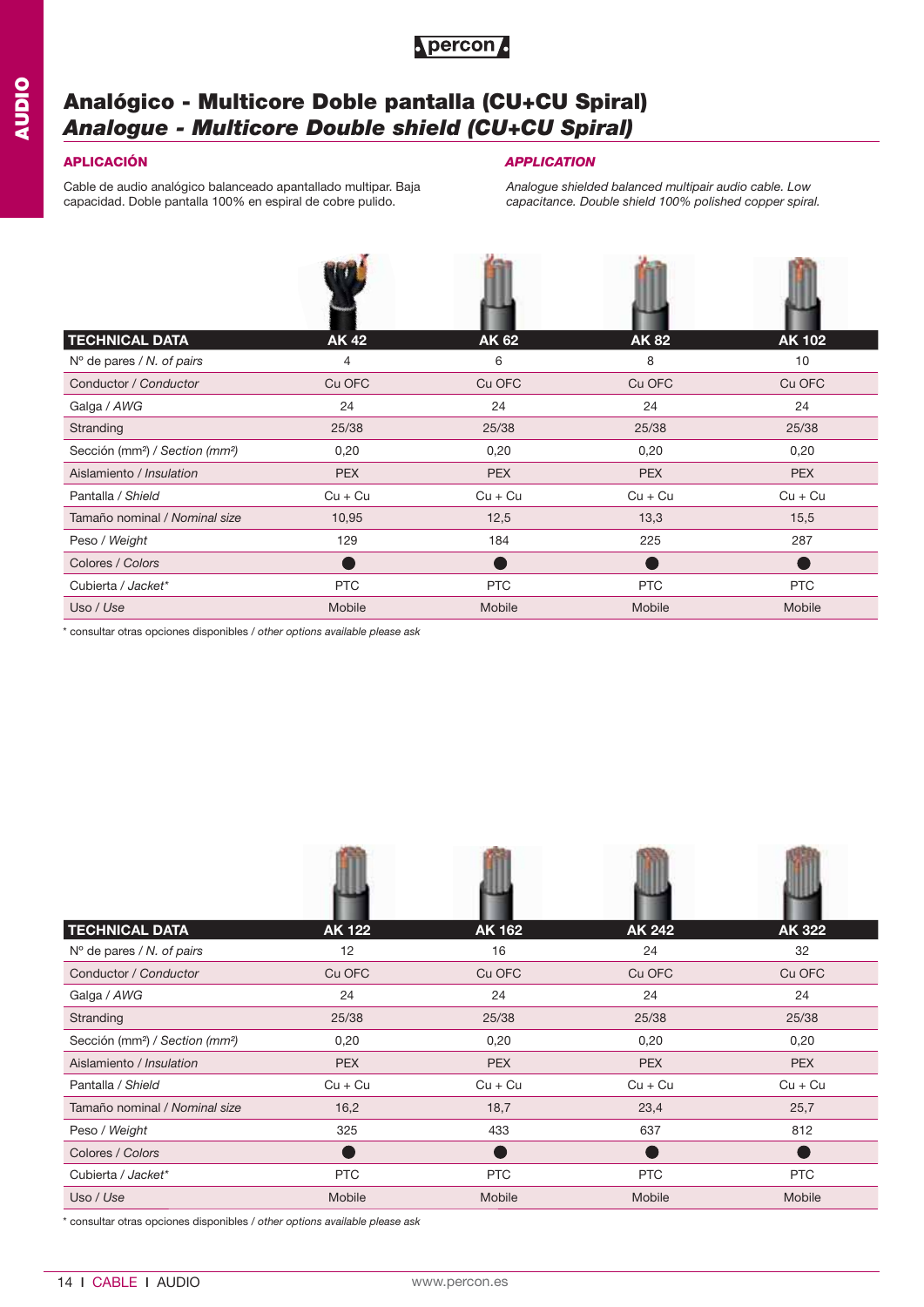# Analógico - Multicore Doble pantalla (CU+CU Spiral)
# *Analogue - Multicore Double shield (CU+CU Spiral)*

### APLICACIÓN

Cable de audio analógico balanceado apantallado multipar. Baja capacidad. Doble pantalla 100% en espiral de cobre pulido.

### *APPLICATION*

*Analogue shielded balanced multipair audio cable. Low capacitance. Double shield 100% polished copper spiral.*

| TECHNICAL DATA | AK 42 | AK 62 | AK 82 | AK 102 |
|---|---|---|---|---|
| Nº de pares / *N. of pairs* | 4 | 6 | 8 | 10 |
| Conductor / *Conductor* | Cu OFC | Cu OFC | Cu OFC | Cu OFC |
| Galga / *AWG* | 24 | 24 | 24 | 24 |
| Stranding | 25/38 | 25/38 | 25/38 | 25/38 |
| Sección (mm²) / *Section (mm²)* | 0,20 | 0,20 | 0,20 | 0,20 |
| Aislamiento / *Insulation* | PEX | PEX | PEX | PEX |
| Pantalla / *Shield* | Cu + Cu | Cu + Cu | Cu + Cu | Cu + Cu |
| Tamaño nominal / *Nominal size* | 10,95 | 12,5 | 13,3 | 15,5 |
| Peso / *Weight* | 129 | 184 | 225 | 287 |
| Colores / *Colors* | ● | ● | ● | ● |
| Cubierta / *Jacket** | PTC | PTC | PTC | PTC |
| Uso / *Use* | Mobile | Mobile | Mobile | Mobile |

* consultar otras opciones disponibles / *other options available please ask*

| TECHNICAL DATA | AK 122 | AK 162 | AK 242 | AK 322 |
|---|---|---|---|---|
| Nº de pares / *N. of pairs* | 12 | 16 | 24 | 32 |
| Conductor / *Conductor* | Cu OFC | Cu OFC | Cu OFC | Cu OFC |
| Galga / *AWG* | 24 | 24 | 24 | 24 |
| Stranding | 25/38 | 25/38 | 25/38 | 25/38 |
| Sección (mm²) / *Section (mm²)* | 0,20 | 0,20 | 0,20 | 0,20 |
| Aislamiento / *Insulation* | PEX | PEX | PEX | PEX |
| Pantalla / *Shield* | Cu + Cu | Cu + Cu | Cu + Cu | Cu + Cu |
| Tamaño nominal / *Nominal size* | 16,2 | 18,7 | 23,4 | 25,7 |
| Peso / *Weight* | 325 | 433 | 637 | 812 |
| Colores / *Colors* | ● | ● | ● | ● |
| Cubierta / *Jacket** | PTC | PTC | PTC | PTC |
| Uso / *Use* | Mobile | Mobile | Mobile | Mobile |

* consultar otras opciones disponibles / *other options available please ask*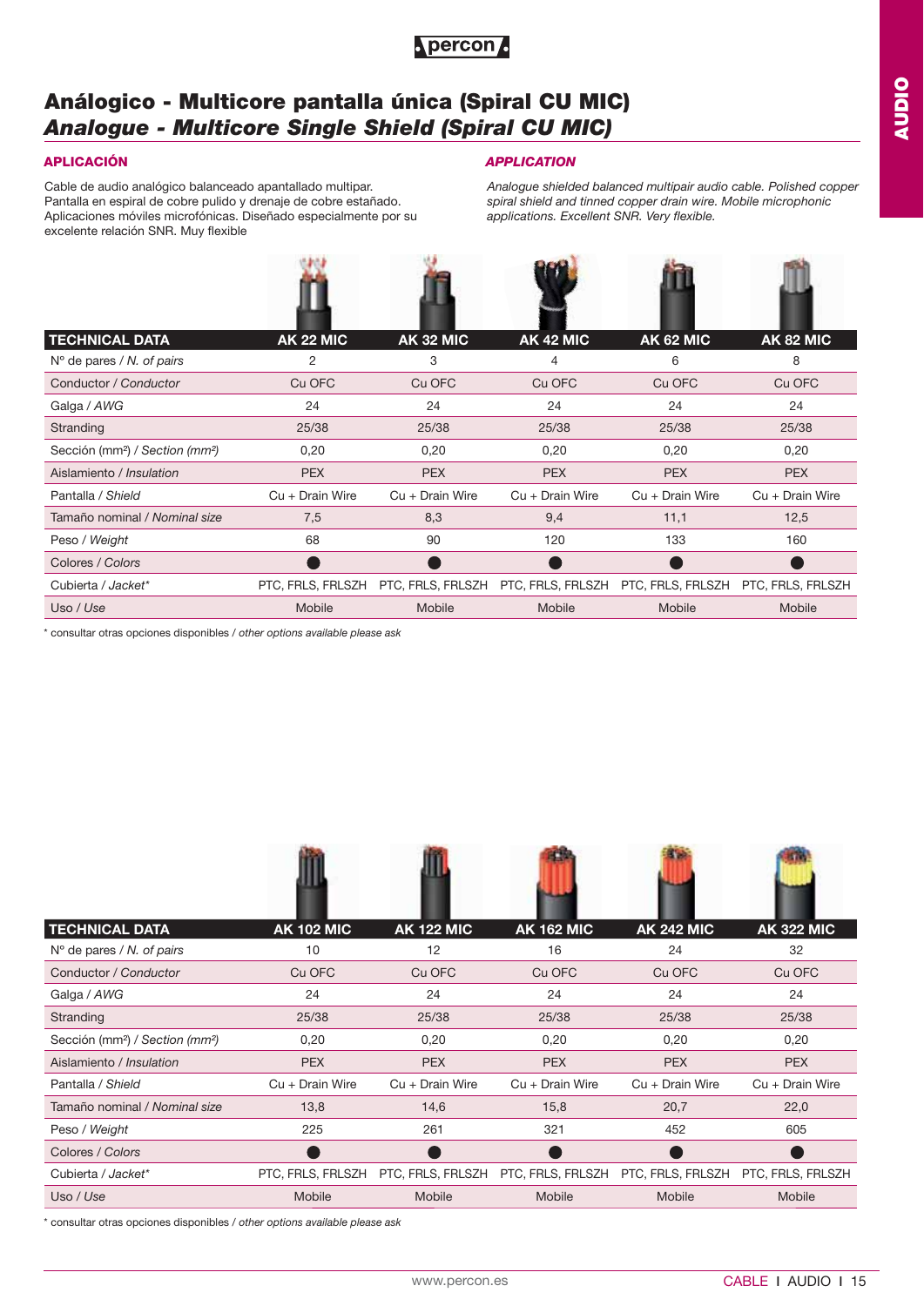# Análogico - Multicore pantalla única (Spiral CU MIC)
## *Analogue - Multicore Single Shield (Spiral CU MIC)*

**APLICACIÓN**

Cable de audio analógico balanceado apantallado multipar. Pantalla en espiral de cobre pulido y drenaje de cobre estañado. Aplicaciones móviles microfónicas. Diseñado especialmente por su excelente relación SNR. Muy flexible

***APPLICATION***

*Analogue shielded balanced multipair audio cable. Polished copper spiral shield and tinned copper drain wire. Mobile microphonic applications. Excellent SNR. Very flexible.*

| TECHNICAL DATA | AK 22 MIC | AK 32 MIC | AK 42 MIC | AK 62 MIC | AK 82 MIC |
|---|---|---|---|---|---|
| Nº de pares / *N. of pairs* | 2 | 3 | 4 | 6 | 8 |
| Conductor / *Conductor* | Cu OFC | Cu OFC | Cu OFC | Cu OFC | Cu OFC |
| Galga / *AWG* | 24 | 24 | 24 | 24 | 24 |
| Stranding | 25/38 | 25/38 | 25/38 | 25/38 | 25/38 |
| Sección (mm²) / *Section (mm²)* | 0,20 | 0,20 | 0,20 | 0,20 | 0,20 |
| Aislamiento / *Insulation* | PEX | PEX | PEX | PEX | PEX |
| Pantalla / *Shield* | Cu + Drain Wire | Cu + Drain Wire | Cu + Drain Wire | Cu + Drain Wire | Cu + Drain Wire |
| Tamaño nominal / *Nominal size* | 7,5 | 8,3 | 9,4 | 11,1 | 12,5 |
| Peso / *Weight* | 68 | 90 | 120 | 133 | 160 |
| Colores / *Colors* | ● | ● | ● | ● | ● |
| Cubierta / *Jacket** | PTC, FRLS, FRLSZH | PTC, FRLS, FRLSZH | PTC, FRLS, FRLSZH | PTC, FRLS, FRLSZH | PTC, FRLS, FRLSZH |
| Uso / *Use* | Mobile | Mobile | Mobile | Mobile | Mobile |

* consultar otras opciones disponibles / *other options available please ask*

| TECHNICAL DATA | AK 102 MIC | AK 122 MIC | AK 162 MIC | AK 242 MIC | AK 322 MIC |
|---|---|---|---|---|---|
| Nº de pares / *N. of pairs* | 10 | 12 | 16 | 24 | 32 |
| Conductor / *Conductor* | Cu OFC | Cu OFC | Cu OFC | Cu OFC | Cu OFC |
| Galga / *AWG* | 24 | 24 | 24 | 24 | 24 |
| Stranding | 25/38 | 25/38 | 25/38 | 25/38 | 25/38 |
| Sección (mm²) / *Section (mm²)* | 0,20 | 0,20 | 0,20 | 0,20 | 0,20 |
| Aislamiento / *Insulation* | PEX | PEX | PEX | PEX | PEX |
| Pantalla / *Shield* | Cu + Drain Wire | Cu + Drain Wire | Cu + Drain Wire | Cu + Drain Wire | Cu + Drain Wire |
| Tamaño nominal / *Nominal size* | 13,8 | 14,6 | 15,8 | 20,7 | 22,0 |
| Peso / *Weight* | 225 | 261 | 321 | 452 | 605 |
| Colores / *Colors* | ● | ● | ● | ● | ● |
| Cubierta / *Jacket** | PTC, FRLS, FRLSZH | PTC, FRLS, FRLSZH | PTC, FRLS, FRLSZH | PTC, FRLS, FRLSZH | PTC, FRLS, FRLSZH |
| Uso / *Use* | Mobile | Mobile | Mobile | Mobile | Mobile |

* consultar otras opciones disponibles / *other options available please ask*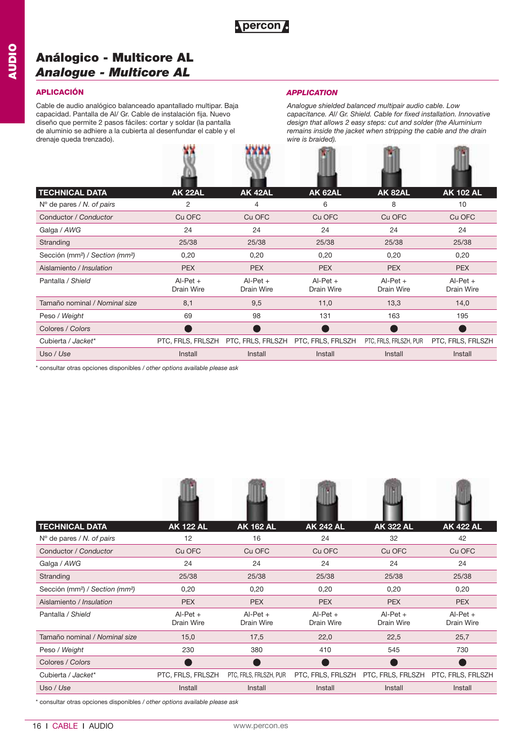# Análogico - Multicore AL
## *Analogue - Multicore AL*

### APLICACIÓN

Cable de audio analógico balanceado apantallado multipar. Baja capacidad. Pantalla de Al/ Gr. Cable de instalación fija. Nuevo diseño que permite 2 pasos fáciles: cortar y soldar (la pantalla de aluminio se adhiere a la cubierta al desenfundar el cable y el drenaje queda trenzado).

### *APPLICATION*

*Analogue shielded balanced multipair audio cable. Low capacitance. Al/ Gr. Shield. Cable for fixed installation. Innovative design that allows 2 easy steps: cut and solder (the Aluminium remains inside the jacket when stripping the cable and the drain wire is braided).*

| TECHNICAL DATA | AK 22AL | AK 42AL | AK 62AL | AK 82AL | AK 102 AL |
|---|---|---|---|---|---|
| Nº de pares / *N. of pairs* | 2 | 4 | 6 | 8 | 10 |
| Conductor / *Conductor* | Cu OFC | Cu OFC | Cu OFC | Cu OFC | Cu OFC |
| Galga / *AWG* | 24 | 24 | 24 | 24 | 24 |
| Stranding | 25/38 | 25/38 | 25/38 | 25/38 | 25/38 |
| Sección (mm²) / *Section (mm²)* | 0,20 | 0,20 | 0,20 | 0,20 | 0,20 |
| Aislamiento / *Insulation* | PEX | PEX | PEX | PEX | PEX |
| Pantalla / *Shield* | Al-Pet + Drain Wire | Al-Pet + Drain Wire | Al-Pet + Drain Wire | Al-Pet + Drain Wire | Al-Pet + Drain Wire |
| Tamaño nominal / *Nominal size* | 8,1 | 9,5 | 11,0 | 13,3 | 14,0 |
| Peso / *Weight* | 69 | 98 | 131 | 163 | 195 |
| Colores / *Colors* | ● | ● | ● | ● | ● |
| Cubierta / *Jacket** | PTC, FRLS, FRLSZH | PTC, FRLS, FRLSZH | PTC, FRLS, FRLSZH | PTC, FRLS, FRLSZH, PUR | PTC, FRLS, FRLSZH |
| Uso / *Use* | Install | Install | Install | Install | Install |

\* consultar otras opciones disponibles / *other options available please ask*

| TECHNICAL DATA | AK 122 AL | AK 162 AL | AK 242 AL | AK 322 AL | AK 422 AL |
|---|---|---|---|---|---|
| Nº de pares / *N. of pairs* | 12 | 16 | 24 | 32 | 42 |
| Conductor / *Conductor* | Cu OFC | Cu OFC | Cu OFC | Cu OFC | Cu OFC |
| Galga / *AWG* | 24 | 24 | 24 | 24 | 24 |
| Stranding | 25/38 | 25/38 | 25/38 | 25/38 | 25/38 |
| Sección (mm²) / *Section (mm²)* | 0,20 | 0,20 | 0,20 | 0,20 | 0,20 |
| Aislamiento / *Insulation* | PEX | PEX | PEX | PEX | PEX |
| Pantalla / *Shield* | Al-Pet + Drain Wire | Al-Pet + Drain Wire | Al-Pet + Drain Wire | Al-Pet + Drain Wire | Al-Pet + Drain Wire |
| Tamaño nominal / *Nominal size* | 15,0 | 17,5 | 22,0 | 22,5 | 25,7 |
| Peso / *Weight* | 230 | 380 | 410 | 545 | 730 |
| Colores / *Colors* | ● | ● | ● | ● | ● |
| Cubierta / *Jacket** | PTC, FRLS, FRLSZH | PTC, FRLS, FRLSZH, PUR | PTC, FRLS, FRLSZH | PTC, FRLS, FRLSZH | PTC, FRLS, FRLSZH |
| Uso / *Use* | Install | Install | Install | Install | Install |

\* consultar otras opciones disponibles / *other options available please ask*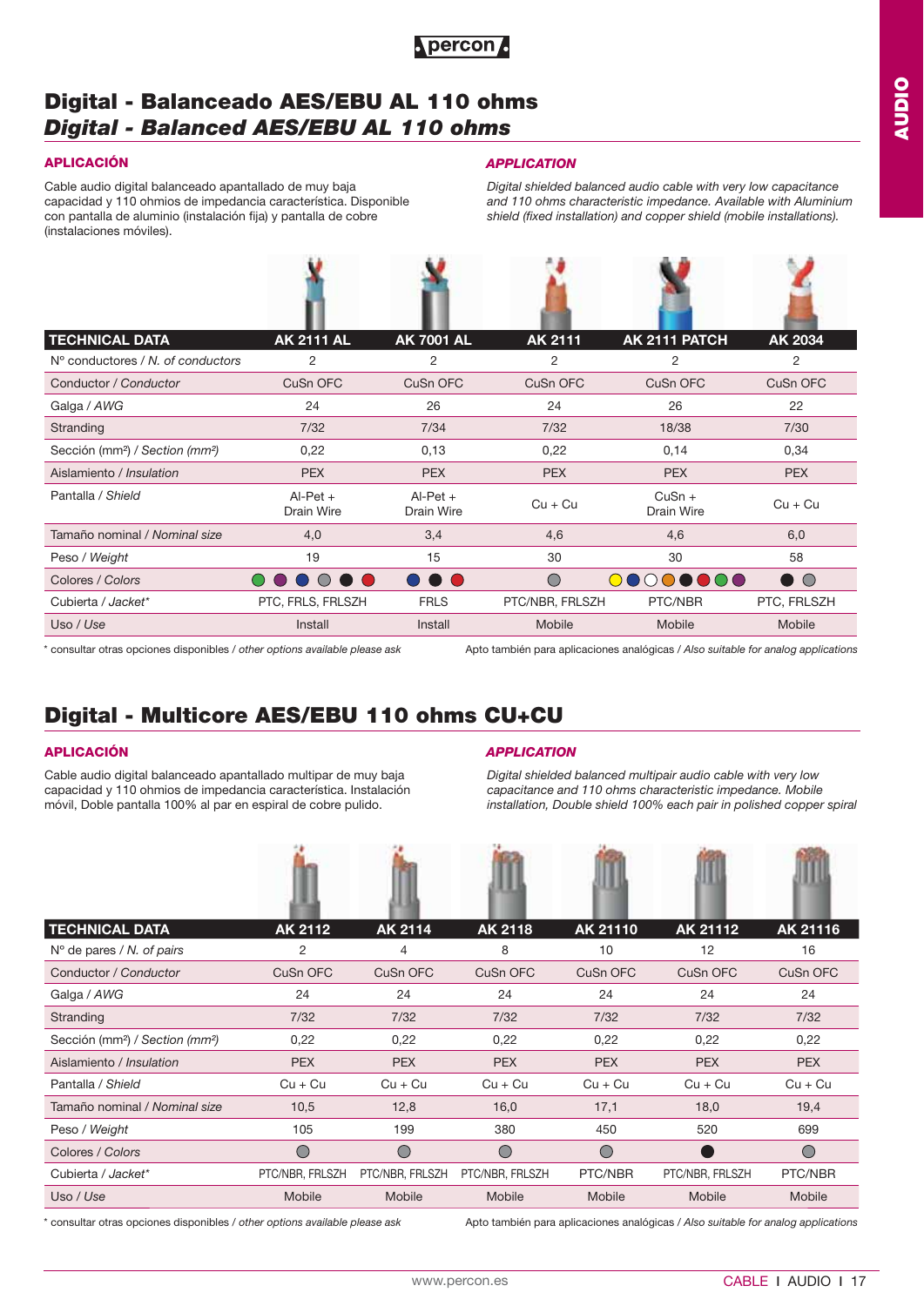# Digital - Balanceado AES/EBU AL 110 ohms
# *Digital - Balanced AES/EBU AL 110 ohms*

### APLICACIÓN

Cable audio digital balanceado apantallado de muy baja capacidad y 110 ohmios de impedancia característica. Disponible con pantalla de aluminio (instalación fija) y pantalla de cobre (instalaciones móviles).

### *APPLICATION*

*Digital shielded balanced audio cable with very low capacitance and 110 ohms characteristic impedance. Available with Aluminium shield (fixed installation) and copper shield (mobile installations).*

| TECHNICAL DATA | AK 2111 AL | AK 7001 AL | AK 2111 | AK 2111 PATCH | AK 2034 |
|---|---|---|---|---|---|
| Nº conductores / *N. of conductors* | 2 | 2 | 2 | 2 | 2 |
| Conductor / *Conductor* | CuSn OFC | CuSn OFC | CuSn OFC | CuSn OFC | CuSn OFC |
| Galga / *AWG* | 24 | 26 | 24 | 26 | 22 |
| Stranding | 7/32 | 7/34 | 7/32 | 18/38 | 7/30 |
| Sección (mm²) / *Section (mm²)* | 0,22 | 0,13 | 0,22 | 0,14 | 0,34 |
| Aislamiento / *Insulation* | PEX | PEX | PEX | PEX | PEX |
| Pantalla / *Shield* | Al-Pet + Drain Wire | Al-Pet + Drain Wire | Cu + Cu | CuSn + Drain Wire | Cu + Cu |
| Tamaño nominal / *Nominal size* | 4,0 | 3,4 | 4,6 | 4,6 | 6,0 |
| Peso / *Weight* | 19 | 15 | 30 | 30 | 58 |
| Colores / *Colors* | | | | | |
| Cubierta / *Jacket** | PTC, FRLS, FRLSZH | FRLS | PTC/NBR, FRLSZH | PTC/NBR | PTC, FRLSZH |
| Uso / *Use* | Install | Install | Mobile | Mobile | Mobile |

\* consultar otras opciones disponibles / *other options available please ask*

Apto también para aplicaciones analógicas / *Also suitable for analog applications*

# Digital - Multicore AES/EBU 110 ohms CU+CU

### APLICACIÓN

Cable audio digital balanceado apantallado multipar de muy baja capacidad y 110 ohmios de impedancia característica. Instalación móvil, Doble pantalla 100% al par en espiral de cobre pulido.

### *APPLICATION*

*Digital shielded balanced multipair audio cable with very low capacitance and 110 ohms characteristic impedance. Mobile installation, Double shield 100% each pair in polished copper spiral*

| TECHNICAL DATA | AK 2112 | AK 2114 | AK 2118 | AK 21110 | AK 21112 | AK 21116 |
|---|---|---|---|---|---|---|
| Nº de pares / *N. of pairs* | 2 | 4 | 8 | 10 | 12 | 16 |
| Conductor / *Conductor* | CuSn OFC | CuSn OFC | CuSn OFC | CuSn OFC | CuSn OFC | CuSn OFC |
| Galga / *AWG* | 24 | 24 | 24 | 24 | 24 | 24 |
| Stranding | 7/32 | 7/32 | 7/32 | 7/32 | 7/32 | 7/32 |
| Sección (mm²) / *Section (mm²)* | 0,22 | 0,22 | 0,22 | 0,22 | 0,22 | 0,22 |
| Aislamiento / *Insulation* | PEX | PEX | PEX | PEX | PEX | PEX |
| Pantalla / *Shield* | Cu + Cu | Cu + Cu | Cu + Cu | Cu + Cu | Cu + Cu | Cu + Cu |
| Tamaño nominal / *Nominal size* | 10,5 | 12,8 | 16,0 | 17,1 | 18,0 | 19,4 |
| Peso / *Weight* | 105 | 199 | 380 | 450 | 520 | 699 |
| Colores / *Colors* | | | | | | |
| Cubierta / *Jacket** | PTC/NBR, FRLSZH | PTC/NBR, FRLSZH | PTC/NBR, FRLSZH | PTC/NBR | PTC/NBR, FRLSZH | PTC/NBR |
| Uso / *Use* | Mobile | Mobile | Mobile | Mobile | Mobile | Mobile |

\* consultar otras opciones disponibles / *other options available please ask*

Apto también para aplicaciones analógicas / *Also suitable for analog applications*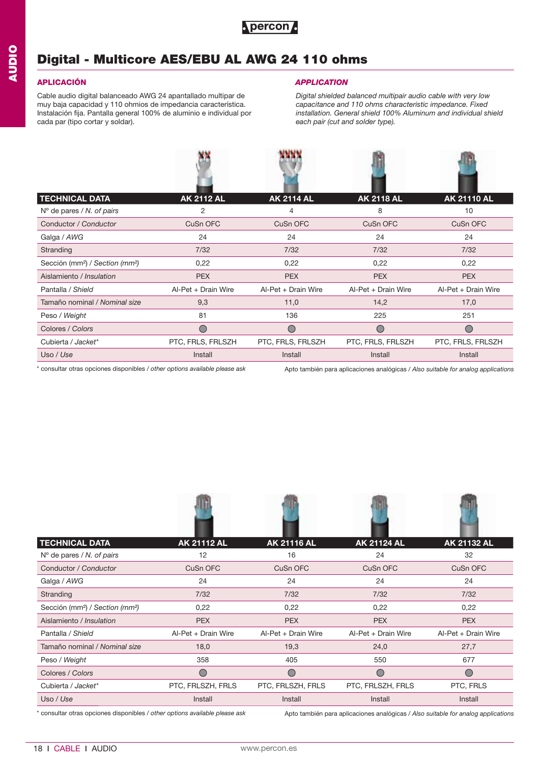# Digital - Multicore AES/EBU AL AWG 24 110 ohms

### APLICACIÓN

Cable audio digital balanceado AWG 24 apantallado multipar de muy baja capacidad y 110 ohmios de impedancia característica. Instalación fija. Pantalla general 100% de aluminio e individual por cada par (tipo cortar y soldar).

### *APPLICATION*

*Digital shielded balanced multipair audio cable with very low capacitance and 110 ohms characteristic impedance. Fixed installation. General shield 100% Aluminum and individual shield each pair (cut and solder type).*

| TECHNICAL DATA | AK 2112 AL | AK 2114 AL | AK 2118 AL | AK 21110 AL |
|---|---|---|---|---|
| Nº de pares / *N. of pairs* | 2 | 4 | 8 | 10 |
| Conductor / *Conductor* | CuSn OFC | CuSn OFC | CuSn OFC | CuSn OFC |
| Galga / *AWG* | 24 | 24 | 24 | 24 |
| Stranding | 7/32 | 7/32 | 7/32 | 7/32 |
| Sección (mm²) / *Section (mm²)* | 0,22 | 0,22 | 0,22 | 0,22 |
| Aislamiento / *Insulation* | PEX | PEX | PEX | PEX |
| Pantalla / *Shield* | Al-Pet + Drain Wire | Al-Pet + Drain Wire | Al-Pet + Drain Wire | Al-Pet + Drain Wire |
| Tamaño nominal / *Nominal size* | 9,3 | 11,0 | 14,2 | 17,0 |
| Peso / *Weight* | 81 | 136 | 225 | 251 |
| Colores / *Colors* | ◯ | ◯ | ◯ | ◯ |
| Cubierta / *Jacket** | PTC, FRLS, FRLSZH | PTC, FRLS, FRLSZH | PTC, FRLS, FRLSZH | PTC, FRLS, FRLSZH |
| Uso / *Use* | Install | Install | Install | Install |

\* consultar otras opciones disponibles / *other options available please ask*

Apto también para aplicaciones analógicas / *Also suitable for analog applications*

| TECHNICAL DATA | AK 21112 AL | AK 21116 AL | AK 21124 AL | AK 21132 AL |
|---|---|---|---|---|
| Nº de pares / *N. of pairs* | 12 | 16 | 24 | 32 |
| Conductor / *Conductor* | CuSn OFC | CuSn OFC | CuSn OFC | CuSn OFC |
| Galga / *AWG* | 24 | 24 | 24 | 24 |
| Stranding | 7/32 | 7/32 | 7/32 | 7/32 |
| Sección (mm²) / *Section (mm²)* | 0,22 | 0,22 | 0,22 | 0,22 |
| Aislamiento / *Insulation* | PEX | PEX | PEX | PEX |
| Pantalla / *Shield* | Al-Pet + Drain Wire | Al-Pet + Drain Wire | Al-Pet + Drain Wire | Al-Pet + Drain Wire |
| Tamaño nominal / *Nominal size* | 18,0 | 19,3 | 24,0 | 27,7 |
| Peso / *Weight* | 358 | 405 | 550 | 677 |
| Colores / *Colors* | ◯ | ◯ | ◯ | ◯ |
| Cubierta / *Jacket** | PTC, FRLSZH, FRLS | PTC, FRLSZH, FRLS | PTC, FRLSZH, FRLS | PTC, FRLS |
| Uso / *Use* | Install | Install | Install | Install |

\* consultar otras opciones disponibles / *other options available please ask*

Apto también para aplicaciones analógicas / *Also suitable for analog applications*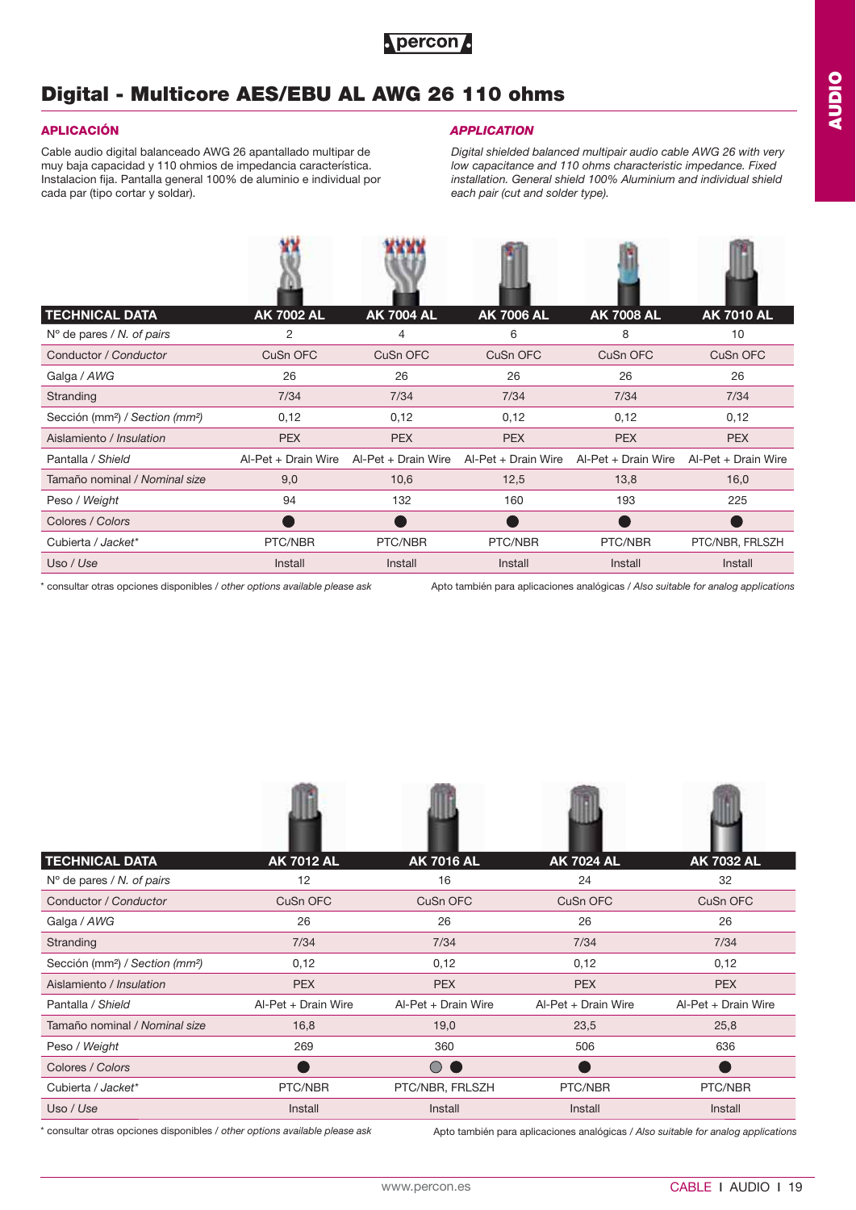# Digital - Multicore AES/EBU AL AWG 26 110 ohms

## APLICACIÓN

Cable audio digital balanceado AWG 26 apantallado multipar de muy baja capacidad y 110 ohmios de impedancia característica. Instalacion fija. Pantalla general 100% de aluminio e individual por cada par (tipo cortar y soldar).

## *APPLICATION*

*Digital shielded balanced multipair audio cable AWG 26 with very low capacitance and 110 ohms characteristic impedance. Fixed installation. General shield 100% Aluminium and individual shield each pair (cut and solder type).*

| TECHNICAL DATA | AK 7002 AL | AK 7004 AL | AK 7006 AL | AK 7008 AL | AK 7010 AL |
|---|---|---|---|---|---|
| Nº de pares / *N. of pairs* | 2 | 4 | 6 | 8 | 10 |
| Conductor / *Conductor* | CuSn OFC | CuSn OFC | CuSn OFC | CuSn OFC | CuSn OFC |
| Galga / *AWG* | 26 | 26 | 26 | 26 | 26 |
| Stranding | 7/34 | 7/34 | 7/34 | 7/34 | 7/34 |
| Sección (mm²) / *Section (mm²)* | 0,12 | 0,12 | 0,12 | 0,12 | 0,12 |
| Aislamiento / *Insulation* | PEX | PEX | PEX | PEX | PEX |
| Pantalla / *Shield* | Al-Pet + Drain Wire | Al-Pet + Drain Wire | Al-Pet + Drain Wire | Al-Pet + Drain Wire | Al-Pet + Drain Wire |
| Tamaño nominal / *Nominal size* | 9,0 | 10,6 | 12,5 | 13,8 | 16,0 |
| Peso / *Weight* | 94 | 132 | 160 | 193 | 225 |
| Colores / *Colors* | ● | ● | ● | ● | ● |
| Cubierta / *Jacket** | PTC/NBR | PTC/NBR | PTC/NBR | PTC/NBR | PTC/NBR, FRLSZH |
| Uso / *Use* | Install | Install | Install | Install | Install |

\* consultar otras opciones disponibles / *other options available please ask*

Apto también para aplicaciones analógicas / *Also suitable for analog applications*

| TECHNICAL DATA | AK 7012 AL | AK 7016 AL | AK 7024 AL | AK 7032 AL |
|---|---|---|---|---|
| Nº de pares / *N. of pairs* | 12 | 16 | 24 | 32 |
| Conductor / *Conductor* | CuSn OFC | CuSn OFC | CuSn OFC | CuSn OFC |
| Galga / *AWG* | 26 | 26 | 26 | 26 |
| Stranding | 7/34 | 7/34 | 7/34 | 7/34 |
| Sección (mm²) / *Section (mm²)* | 0,12 | 0,12 | 0,12 | 0,12 |
| Aislamiento / *Insulation* | PEX | PEX | PEX | PEX |
| Pantalla / *Shield* | Al-Pet + Drain Wire | Al-Pet + Drain Wire | Al-Pet + Drain Wire | Al-Pet + Drain Wire |
| Tamaño nominal / *Nominal size* | 16,8 | 19,0 | 23,5 | 25,8 |
| Peso / *Weight* | 269 | 360 | 506 | 636 |
| Colores / *Colors* | ● | ○ ● | ● | ● |
| Cubierta / *Jacket** | PTC/NBR | PTC/NBR, FRLSZH | PTC/NBR | PTC/NBR |
| Uso / *Use* | Install | Install | Install | Install |

\* consultar otras opciones disponibles / *other options available please ask*

Apto también para aplicaciones analógicas / *Also suitable for analog applications*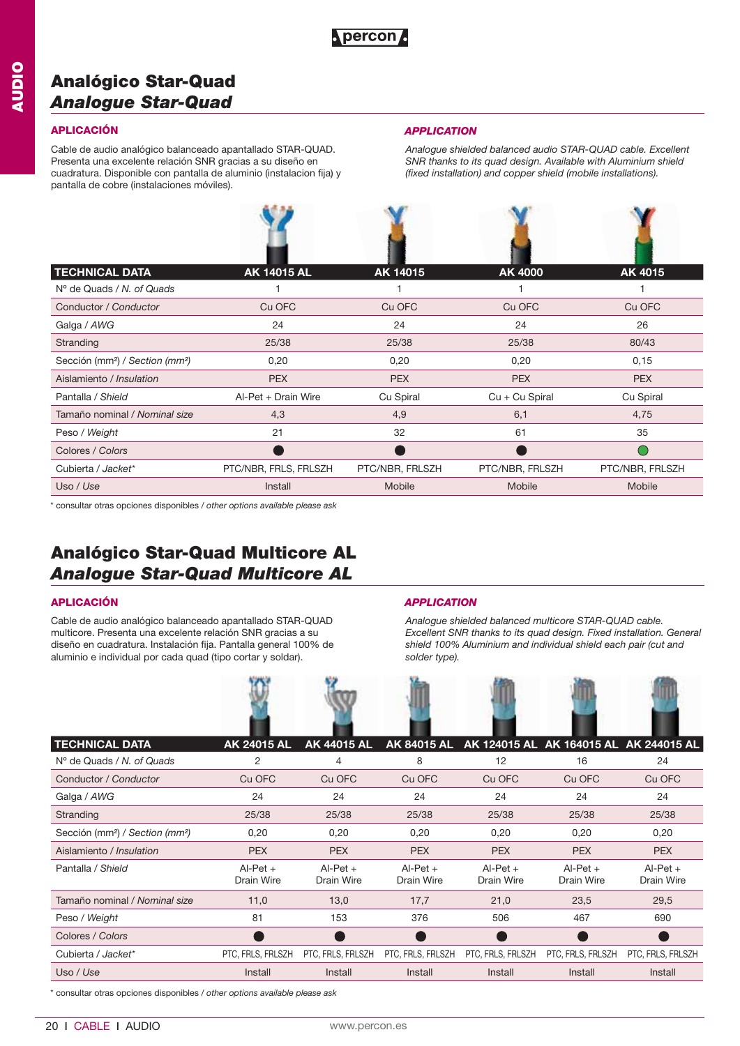# Analógico Star-Quad
# *Analogue Star-Quad*

### APLICACIÓN

Cable de audio analógico balanceado apantallado STAR-QUAD. Presenta una excelente relación SNR gracias a su diseño en cuadratura. Disponible con pantalla de aluminio (instalacion fija) y pantalla de cobre (instalaciones móviles).

### *APPLICATION*

*Analogue shielded balanced audio STAR-QUAD cable. Excellent SNR thanks to its quad design. Available with Aluminium shield (fixed installation) and copper shield (mobile installations).*

| TECHNICAL DATA | AK 14015 AL | AK 14015 | AK 4000 | AK 4015 |
|---|---|---|---|---|
| Nº de Quads / *N. of Quads* | 1 | 1 | 1 | 1 |
| Conductor / *Conductor* | Cu OFC | Cu OFC | Cu OFC | Cu OFC |
| Galga / *AWG* | 24 | 24 | 24 | 26 |
| Stranding | 25/38 | 25/38 | 25/38 | 80/43 |
| Sección (mm²) / *Section (mm²)* | 0,20 | 0,20 | 0,20 | 0,15 |
| Aislamiento / *Insulation* | PEX | PEX | PEX | PEX |
| Pantalla / *Shield* | Al-Pet + Drain Wire | Cu Spiral | Cu + Cu Spiral | Cu Spiral |
| Tamaño nominal / *Nominal size* | 4,3 | 4,9 | 6,1 | 4,75 |
| Peso / *Weight* | 21 | 32 | 61 | 35 |
| Colores / *Colors* | ● | ● | ● | ● |
| Cubierta / *Jacket** | PTC/NBR, FRLS, FRLSZH | PTC/NBR, FRLSZH | PTC/NBR, FRLSZH | PTC/NBR, FRLSZH |
| Uso / *Use* | Install | Mobile | Mobile | Mobile |

\* consultar otras opciones disponibles / *other options available please ask*

# Analógico Star-Quad Multicore AL
# *Analogue Star-Quad Multicore AL*

### APLICACIÓN

Cable de audio analógico balanceado apantallado STAR-QUAD multicore. Presenta una excelente relación SNR gracias a su diseño en cuadratura. Instalación fija. Pantalla general 100% de aluminio e individual por cada quad (tipo cortar y soldar).

### *APPLICATION*

*Analogue shielded balanced multicore STAR-QUAD cable. Excellent SNR thanks to its quad design. Fixed installation. General shield 100% Aluminium and individual shield each pair (cut and solder type).*

| TECHNICAL DATA | AK 24015 AL | AK 44015 AL | AK 84015 AL | AK 124015 AL | AK 164015 AL | AK 244015 AL |
|---|---|---|---|---|---|---|
| Nº de Quads / *N. of Quads* | 2 | 4 | 8 | 12 | 16 | 24 |
| Conductor / *Conductor* | Cu OFC | Cu OFC | Cu OFC | Cu OFC | Cu OFC | Cu OFC |
| Galga / *AWG* | 24 | 24 | 24 | 24 | 24 | 24 |
| Stranding | 25/38 | 25/38 | 25/38 | 25/38 | 25/38 | 25/38 |
| Sección (mm²) / *Section (mm²)* | 0,20 | 0,20 | 0,20 | 0,20 | 0,20 | 0,20 |
| Aislamiento / *Insulation* | PEX | PEX | PEX | PEX | PEX | PEX |
| Pantalla / *Shield* | Al-Pet + Drain Wire | Al-Pet + Drain Wire | Al-Pet + Drain Wire | Al-Pet + Drain Wire | Al-Pet + Drain Wire | Al-Pet + Drain Wire |
| Tamaño nominal / *Nominal size* | 11,0 | 13,0 | 17,7 | 21,0 | 23,5 | 29,5 |
| Peso / *Weight* | 81 | 153 | 376 | 506 | 467 | 690 |
| Colores / *Colors* | ● | ● | ● | ● | ● | ● |
| Cubierta / *Jacket** | PTC, FRLS, FRLSZH | PTC, FRLS, FRLSZH | PTC, FRLS, FRLSZH | PTC, FRLS, FRLSZH | PTC, FRLS, FRLSZH | PTC, FRLS, FRLSZH |
| Uso / *Use* | Install | Install | Install | Install | Install | Install |

\* consultar otras opciones disponibles / *other options available please ask*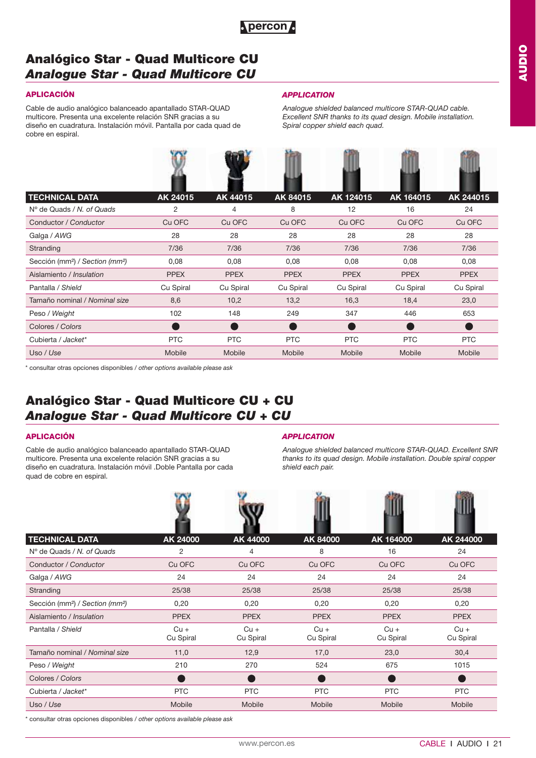# Analógico Star - Quad Multicore CU
## *Analogue Star - Quad Multicore CU*

### APLICACIÓN

Cable de audio analógico balanceado apantallado STAR-QUAD multicore. Presenta una excelente relación SNR gracias a su diseño en cuadratura. Instalación móvil. Pantalla por cada quad de cobre en espiral.

### *APPLICATION*

*Analogue shielded balanced multicore STAR-QUAD cable. Excellent SNR thanks to its quad design. Mobile installation. Spiral copper shield each quad.*

| TECHNICAL DATA | AK 24015 | AK 44015 | AK 84015 | AK 124015 | AK 164015 | AK 244015 |
|---|---|---|---|---|---|---|
| Nº de Quads / *N. of Quads* | 2 | 4 | 8 | 12 | 16 | 24 |
| Conductor / *Conductor* | Cu OFC | Cu OFC | Cu OFC | Cu OFC | Cu OFC | Cu OFC |
| Galga / *AWG* | 28 | 28 | 28 | 28 | 28 | 28 |
| Stranding | 7/36 | 7/36 | 7/36 | 7/36 | 7/36 | 7/36 |
| Sección (mm²) / *Section (mm²)* | 0,08 | 0,08 | 0,08 | 0,08 | 0,08 | 0,08 |
| Aislamiento / *Insulation* | PPEX | PPEX | PPEX | PPEX | PPEX | PPEX |
| Pantalla / *Shield* | Cu Spiral | Cu Spiral | Cu Spiral | Cu Spiral | Cu Spiral | Cu Spiral |
| Tamaño nominal / *Nominal size* | 8,6 | 10,2 | 13,2 | 16,3 | 18,4 | 23,0 |
| Peso / *Weight* | 102 | 148 | 249 | 347 | 446 | 653 |
| Colores / *Colors* | ● | ● | ● | ● | ● | ● |
| Cubierta / *Jacket** | PTC | PTC | PTC | PTC | PTC | PTC |
| Uso / *Use* | Mobile | Mobile | Mobile | Mobile | Mobile | Mobile |

\* consultar otras opciones disponibles / *other options available please ask*

# Analógico Star - Quad Multicore CU + CU
## *Analogue Star - Quad Multicore CU + CU*

### APLICACIÓN

Cable de audio analógico balanceado apantallado STAR-QUAD multicore. Presenta una excelente relación SNR gracias a su diseño en cuadratura. Instalación móvil .Doble Pantalla por cada quad de cobre en espiral.

### *APPLICATION*

*Analogue shielded balanced multicore STAR-QUAD. Excellent SNR thanks to its quad design. Mobile installation. Double spiral copper shield each pair.*

| TECHNICAL DATA | AK 24000 | AK 44000 | AK 84000 | AK 164000 | AK 244000 |
|---|---|---|---|---|---|
| Nº de Quads / *N. of Quads* | 2 | 4 | 8 | 16 | 24 |
| Conductor / *Conductor* | Cu OFC | Cu OFC | Cu OFC | Cu OFC | Cu OFC |
| Galga / *AWG* | 24 | 24 | 24 | 24 | 24 |
| Stranding | 25/38 | 25/38 | 25/38 | 25/38 | 25/38 |
| Sección (mm²) / *Section (mm²)* | 0,20 | 0,20 | 0,20 | 0,20 | 0,20 |
| Aislamiento / *Insulation* | PPEX | PPEX | PPEX | PPEX | PPEX |
| Pantalla / *Shield* | Cu + Cu Spiral | Cu + Cu Spiral | Cu + Cu Spiral | Cu + Cu Spiral | Cu + Cu Spiral |
| Tamaño nominal / *Nominal size* | 11,0 | 12,9 | 17,0 | 23,0 | 30,4 |
| Peso / *Weight* | 210 | 270 | 524 | 675 | 1015 |
| Colores / *Colors* | ● | ● | ● | ● | ● |
| Cubierta / *Jacket** | PTC | PTC | PTC | PTC | PTC |
| Uso / *Use* | Mobile | Mobile | Mobile | Mobile | Mobile |

\* consultar otras opciones disponibles / *other options available please ask*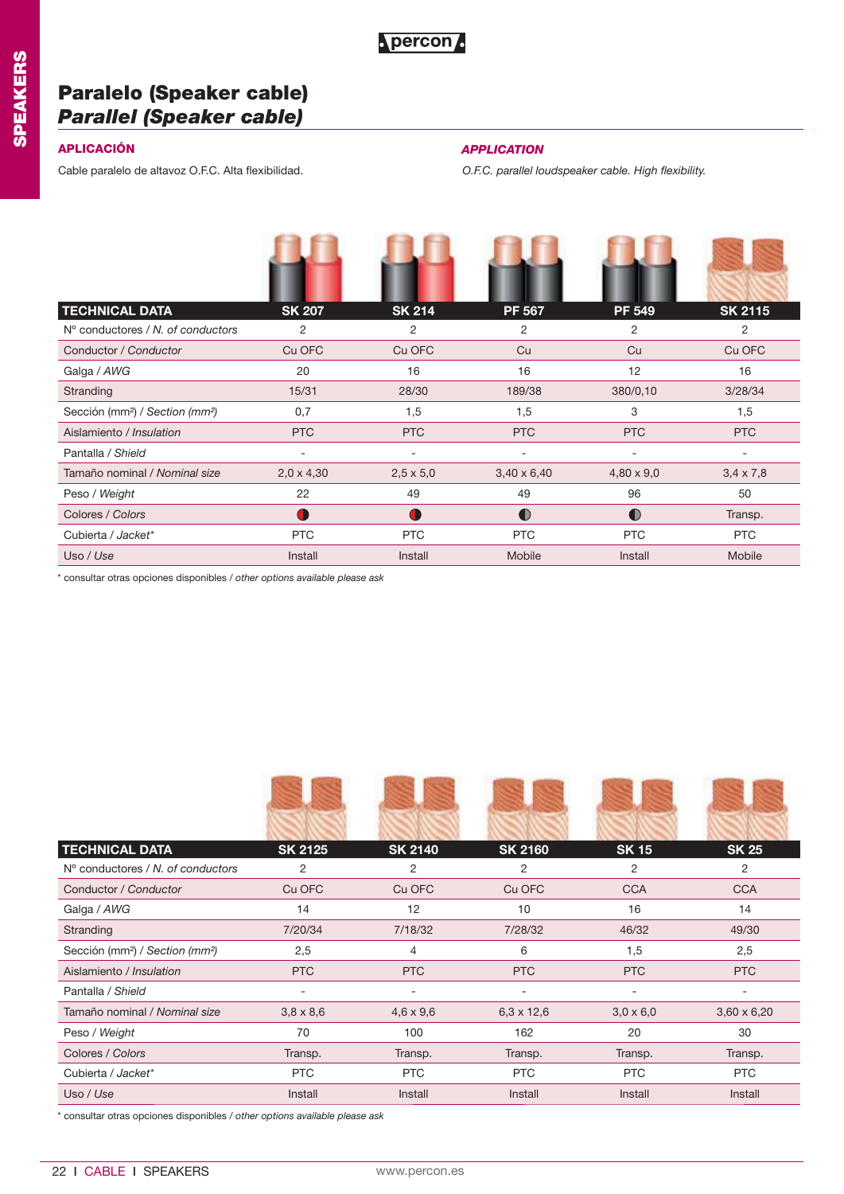# Paralelo (Speaker cable)
## *Parallel (Speaker cable)*

### APLICACIÓN

Cable paralelo de altavoz O.F.C. Alta flexibilidad.

### *APPLICATION*

*O.F.C. parallel loudspeaker cable. High flexibility.*

| TECHNICAL DATA | SK 207 | SK 214 | PF 567 | PF 549 | SK 2115 |
|---|---|---|---|---|---|
| Nº conductores / *N. of conductors* | 2 | 2 | 2 | 2 | 2 |
| Conductor / *Conductor* | Cu OFC | Cu OFC | Cu | Cu | Cu OFC |
| Galga / *AWG* | 20 | 16 | 16 | 12 | 16 |
| Stranding | 15/31 | 28/30 | 189/38 | 380/0,10 | 3/28/34 |
| Sección (mm²) / *Section (mm²)* | 0,7 | 1,5 | 1,5 | 3 | 1,5 |
| Aislamiento / *Insulation* | PTC | PTC | PTC | PTC | PTC |
| Pantalla / *Shield* | - | - | - | - | - |
| Tamaño nominal / *Nominal size* | 2,0 x 4,30 | 2,5 x 5,0 | 3,40 x 6,40 | 4,80 x 9,0 | 3,4 x 7,8 |
| Peso / *Weight* | 22 | 49 | 49 | 96 | 50 |
| Colores / *Colors* | ◐ | ◐ | ◐ | ◐ | Transp. |
| Cubierta / *Jacket** | PTC | PTC | PTC | PTC | PTC |
| Uso / *Use* | Install | Install | Mobile | Install | Mobile |

\* consultar otras opciones disponibles / *other options available please ask*

| TECHNICAL DATA | SK 2125 | SK 2140 | SK 2160 | SK 15 | SK 25 |
|---|---|---|---|---|---|
| Nº conductores / *N. of conductors* | 2 | 2 | 2 | 2 | 2 |
| Conductor / *Conductor* | Cu OFC | Cu OFC | Cu OFC | CCA | CCA |
| Galga / *AWG* | 14 | 12 | 10 | 16 | 14 |
| Stranding | 7/20/34 | 7/18/32 | 7/28/32 | 46/32 | 49/30 |
| Sección (mm²) / *Section (mm²)* | 2,5 | 4 | 6 | 1,5 | 2,5 |
| Aislamiento / *Insulation* | PTC | PTC | PTC | PTC | PTC |
| Pantalla / *Shield* | - | - | - | - | - |
| Tamaño nominal / *Nominal size* | 3,8 x 8,6 | 4,6 x 9,6 | 6,3 x 12,6 | 3,0 x 6,0 | 3,60 x 6,20 |
| Peso / *Weight* | 70 | 100 | 162 | 20 | 30 |
| Colores / *Colors* | Transp. | Transp. | Transp. | Transp. | Transp. |
| Cubierta / *Jacket** | PTC | PTC | PTC | PTC | PTC |
| Uso / *Use* | Install | Install | Install | Install | Install |

\* consultar otras opciones disponibles / *other options available please ask*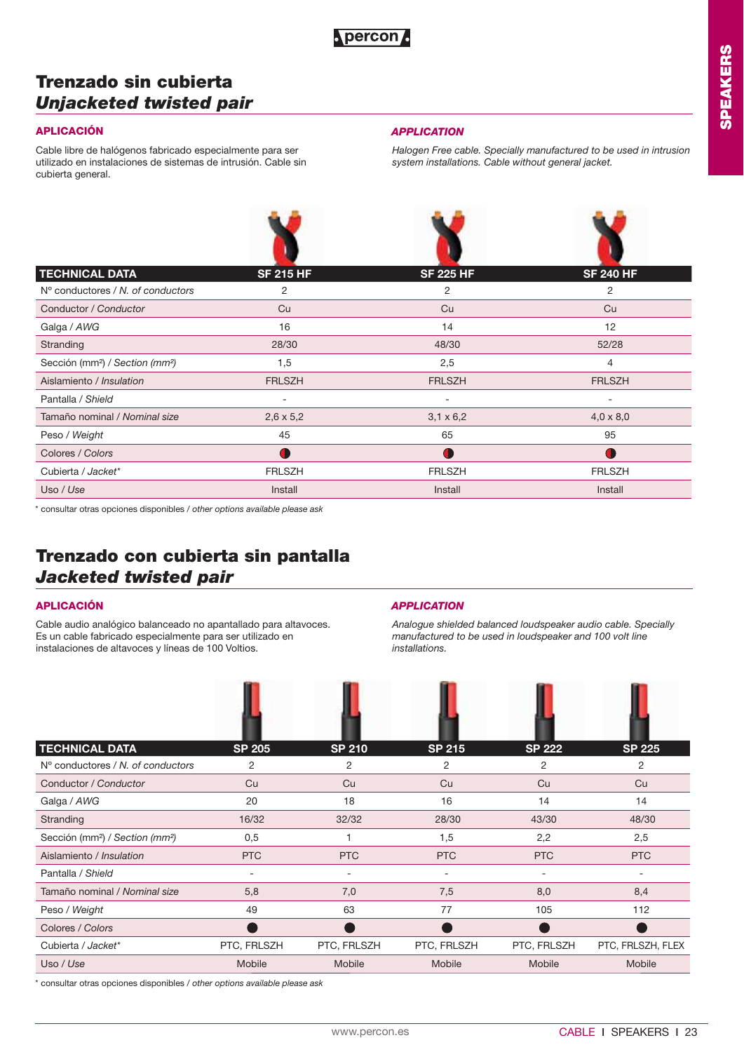## Trenzado sin cubierta
## *Unjacketed twisted pair*

**APLICACIÓN**

Cable libre de halógenos fabricado especialmente para ser utilizado en instalaciones de sistemas de intrusión. Cable sin cubierta general.

***APPLICATION***

*Halogen Free cable. Specially manufactured to be used in intrusion system installations. Cable without general jacket.*

| TECHNICAL DATA | SF 215 HF | SF 225 HF | SF 240 HF |
|---|---|---|---|
| Nº conductores / *N. of conductors* | 2 | 2 | 2 |
| Conductor / *Conductor* | Cu | Cu | Cu |
| Galga / *AWG* | 16 | 14 | 12 |
| Stranding | 28/30 | 48/30 | 52/28 |
| Sección (mm²) / *Section (mm²)* | 1,5 | 2,5 | 4 |
| Aislamiento / *Insulation* | FRLSZH | FRLSZH | FRLSZH |
| Pantalla / *Shield* | - | - | - |
| Tamaño nominal / *Nominal size* | 2,6 x 5,2 | 3,1 x 6,2 | 4,0 x 8,0 |
| Peso / *Weight* | 45 | 65 | 95 |
| Colores / *Colors* | ◐ | ◐ | ◐ |
| Cubierta / *Jacket** | FRLSZH | FRLSZH | FRLSZH |
| Uso / *Use* | Install | Install | Install |

\* consultar otras opciones disponibles / *other options available please ask*

## Trenzado con cubierta sin pantalla
## *Jacketed twisted pair*

**APLICACIÓN**

Cable audio analógico balanceado no apantallado para altavoces. Es un cable fabricado especialmente para ser utilizado en instalaciones de altavoces y líneas de 100 Voltios.

***APPLICATION***

*Analogue shielded balanced loudspeaker audio cable. Specially manufactured to be used in loudspeaker and 100 volt line installations.*

| TECHNICAL DATA | SP 205 | SP 210 | SP 215 | SP 222 | SP 225 |
|---|---|---|---|---|---|
| Nº conductores / *N. of conductors* | 2 | 2 | 2 | 2 | 2 |
| Conductor / *Conductor* | Cu | Cu | Cu | Cu | Cu |
| Galga / *AWG* | 20 | 18 | 16 | 14 | 14 |
| Stranding | 16/32 | 32/32 | 28/30 | 43/30 | 48/30 |
| Sección (mm²) / *Section (mm²)* | 0,5 | 1 | 1,5 | 2,2 | 2,5 |
| Aislamiento / *Insulation* | PTC | PTC | PTC | PTC | PTC |
| Pantalla / *Shield* | - | - | - | - | - |
| Tamaño nominal / *Nominal size* | 5,8 | 7,0 | 7,5 | 8,0 | 8,4 |
| Peso / *Weight* | 49 | 63 | 77 | 105 | 112 |
| Colores / *Colors* | ● | ● | ● | ● | ● |
| Cubierta / *Jacket** | PTC, FRLSZH | PTC, FRLSZH | PTC, FRLSZH | PTC, FRLSZH | PTC, FRLSZH, FLEX |
| Uso / *Use* | Mobile | Mobile | Mobile | Mobile | Mobile |

\* consultar otras opciones disponibles / *other options available please ask*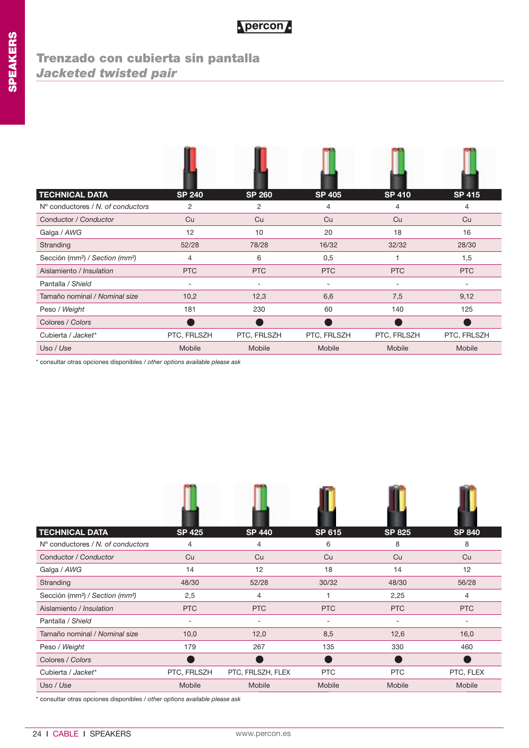# Trenzado con cubierta sin pantalla
## *Jacketed twisted pair*

| TECHNICAL DATA | SP 240 | SP 260 | SP 405 | SP 410 | SP 415 |
|---|---|---|---|---|---|
| Nº conductores / *N. of conductors* | 2 | 2 | 4 | 4 | 4 |
| Conductor / *Conductor* | Cu | Cu | Cu | Cu | Cu |
| Galga / *AWG* | 12 | 10 | 20 | 18 | 16 |
| Stranding | 52/28 | 78/28 | 16/32 | 32/32 | 28/30 |
| Sección (mm²) / *Section (mm²)* | 4 | 6 | 0,5 | 1 | 1,5 |
| Aislamiento / *Insulation* | PTC | PTC | PTC | PTC | PTC |
| Pantalla / *Shield* | - | - | - | - | - |
| Tamaño nominal / *Nominal size* | 10,2 | 12,3 | 6,6 | 7,5 | 9,12 |
| Peso / *Weight* | 181 | 230 | 60 | 140 | 125 |
| Colores / *Colors* | ● | ● | ● | ● | ● |
| Cubierta / *Jacket** | PTC, FRLSZH | PTC, FRLSZH | PTC, FRLSZH | PTC, FRLSZH | PTC, FRLSZH |
| Uso / *Use* | Mobile | Mobile | Mobile | Mobile | Mobile |

\* consultar otras opciones disponibles / *other options available please ask*

| TECHNICAL DATA | SP 425 | SP 440 | SP 615 | SP 825 | SP 840 |
|---|---|---|---|---|---|
| Nº conductores / *N. of conductors* | 4 | 4 | 6 | 8 | 8 |
| Conductor / *Conductor* | Cu | Cu | Cu | Cu | Cu |
| Galga / *AWG* | 14 | 12 | 18 | 14 | 12 |
| Stranding | 48/30 | 52/28 | 30/32 | 48/30 | 56/28 |
| Sección (mm²) / *Section (mm²)* | 2,5 | 4 | 1 | 2,25 | 4 |
| Aislamiento / *Insulation* | PTC | PTC | PTC | PTC | PTC |
| Pantalla / *Shield* | - | - | - | - | - |
| Tamaño nominal / *Nominal size* | 10,0 | 12,0 | 8,5 | 12,6 | 16,0 |
| Peso / *Weight* | 179 | 267 | 135 | 330 | 460 |
| Colores / *Colors* | ● | ● | ● | ● | ● |
| Cubierta / *Jacket** | PTC, FRLSZH | PTC, FRLSZH, FLEX | PTC | PTC | PTC, FLEX |
| Uso / *Use* | Mobile | Mobile | Mobile | Mobile | Mobile |

\* consultar otras opciones disponibles / *other options available please ask*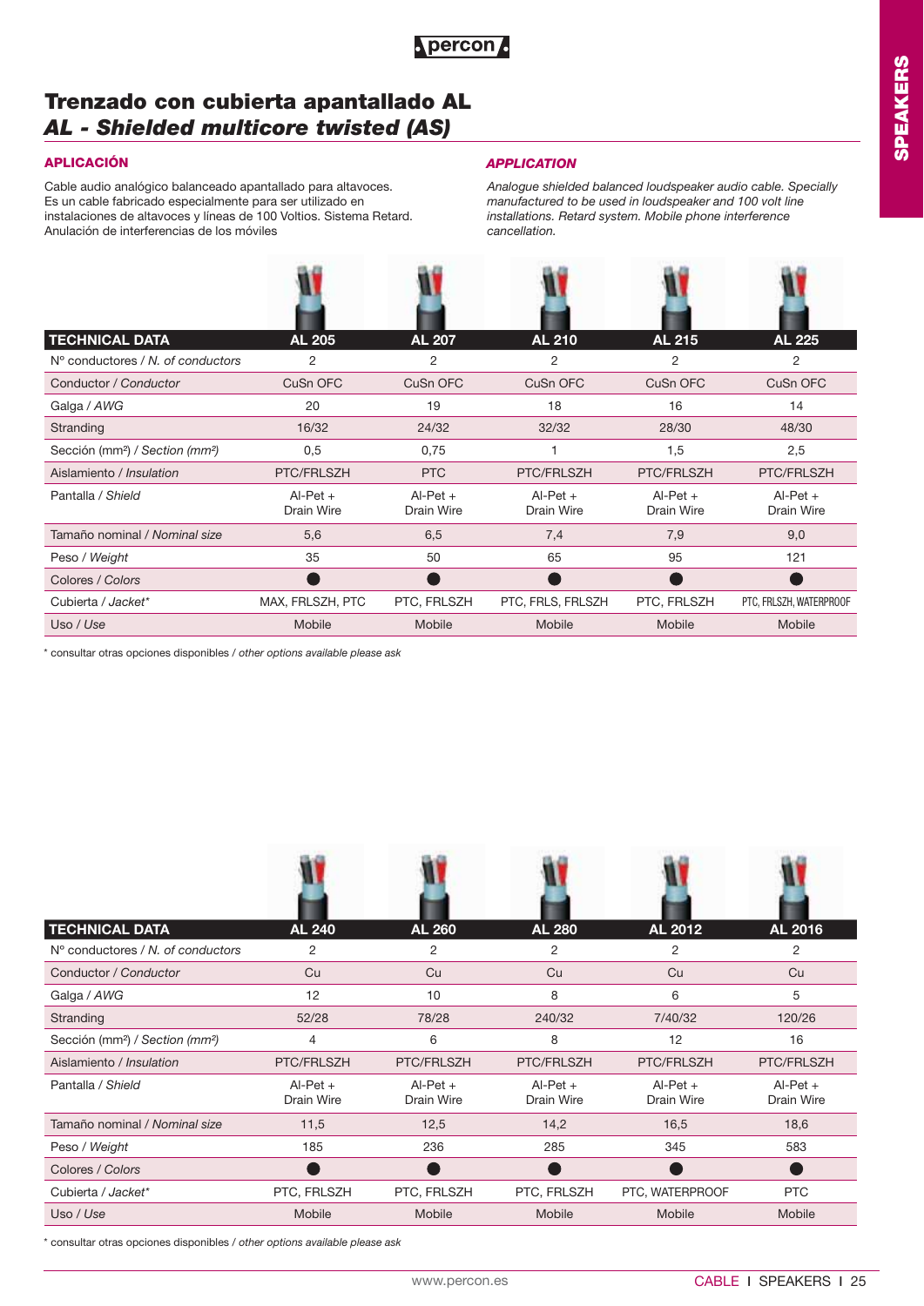# Trenzado con cubierta apantallado AL

## *AL - Shielded multicore twisted (AS)*

### APLICACIÓN

Cable audio analógico balanceado apantallado para altavoces. Es un cable fabricado especialmente para ser utilizado en instalaciones de altavoces y líneas de 100 Voltios. Sistema Retard. Anulación de interferencias de los móviles

### *APPLICATION*

*Analogue shielded balanced loudspeaker audio cable. Specially manufactured to be used in loudspeaker and 100 volt line installations. Retard system. Mobile phone interference cancellation.*

| TECHNICAL DATA | AL 205 | AL 207 | AL 210 | AL 215 | AL 225 |
|---|---|---|---|---|---|
| Nº conductores / *N. of conductors* | 2 | 2 | 2 | 2 | 2 |
| Conductor / *Conductor* | CuSn OFC | CuSn OFC | CuSn OFC | CuSn OFC | CuSn OFC |
| Galga / *AWG* | 20 | 19 | 18 | 16 | 14 |
| Stranding | 16/32 | 24/32 | 32/32 | 28/30 | 48/30 |
| Sección (mm²) / *Section (mm²)* | 0,5 | 0,75 | 1 | 1,5 | 2,5 |
| Aislamiento / *Insulation* | PTC/FRLSZH | PTC | PTC/FRLSZH | PTC/FRLSZH | PTC/FRLSZH |
| Pantalla / *Shield* | Al-Pet + Drain Wire | Al-Pet + Drain Wire | Al-Pet + Drain Wire | Al-Pet + Drain Wire | Al-Pet + Drain Wire |
| Tamaño nominal / *Nominal size* | 5,6 | 6,5 | 7,4 | 7,9 | 9,0 |
| Peso / *Weight* | 35 | 50 | 65 | 95 | 121 |
| Colores / *Colors* | ● | ● | ● | ● | ● |
| Cubierta / *Jacket** | MAX, FRLSZH, PTC | PTC, FRLSZH | PTC, FRLS, FRLSZH | PTC, FRLSZH | PTC, FRLSZH, WATERPROOF |
| Uso / *Use* | Mobile | Mobile | Mobile | Mobile | Mobile |

\* consultar otras opciones disponibles / *other options available please ask*

| TECHNICAL DATA | AL 240 | AL 260 | AL 280 | AL 2012 | AL 2016 |
|---|---|---|---|---|---|
| Nº conductores / *N. of conductors* | 2 | 2 | 2 | 2 | 2 |
| Conductor / *Conductor* | Cu | Cu | Cu | Cu | Cu |
| Galga / *AWG* | 12 | 10 | 8 | 6 | 5 |
| Stranding | 52/28 | 78/28 | 240/32 | 7/40/32 | 120/26 |
| Sección (mm²) / *Section (mm²)* | 4 | 6 | 8 | 12 | 16 |
| Aislamiento / *Insulation* | PTC/FRLSZH | PTC/FRLSZH | PTC/FRLSZH | PTC/FRLSZH | PTC/FRLSZH |
| Pantalla / *Shield* | Al-Pet + Drain Wire | Al-Pet + Drain Wire | Al-Pet + Drain Wire | Al-Pet + Drain Wire | Al-Pet + Drain Wire |
| Tamaño nominal / *Nominal size* | 11,5 | 12,5 | 14,2 | 16,5 | 18,6 |
| Peso / *Weight* | 185 | 236 | 285 | 345 | 583 |
| Colores / *Colors* | ● | ● | ● | ● | ● |
| Cubierta / *Jacket** | PTC, FRLSZH | PTC, FRLSZH | PTC, FRLSZH | PTC, WATERPROOF | PTC |
| Uso / *Use* | Mobile | Mobile | Mobile | Mobile | Mobile |

\* consultar otras opciones disponibles / *other options available please ask*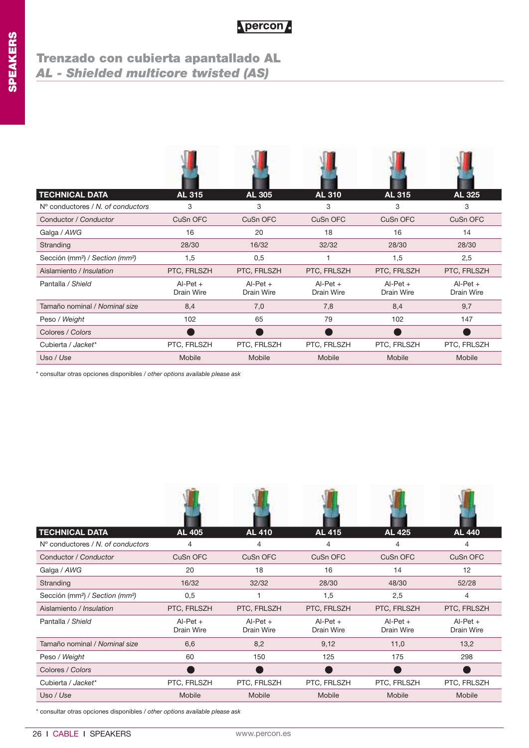## Trenzado con cubierta apantallado AL

## *AL - Shielded multicore twisted (AS)*

| TECHNICAL DATA | AL 315 | AL 305 | AL 310 | AL 315 | AL 325 |
|---|---|---|---|---|---|
| Nº conductores / *N. of conductors* | 3 | 3 | 3 | 3 | 3 |
| Conductor / *Conductor* | CuSn OFC | CuSn OFC | CuSn OFC | CuSn OFC | CuSn OFC |
| Galga / *AWG* | 16 | 20 | 18 | 16 | 14 |
| Stranding | 28/30 | 16/32 | 32/32 | 28/30 | 28/30 |
| Sección (mm²) / *Section (mm²)* | 1,5 | 0,5 | 1 | 1,5 | 2,5 |
| Aislamiento / *Insulation* | PTC, FRLSZH | PTC, FRLSZH | PTC, FRLSZH | PTC, FRLSZH | PTC, FRLSZH |
| Pantalla / *Shield* | Al-Pet + Drain Wire | Al-Pet + Drain Wire | Al-Pet + Drain Wire | Al-Pet + Drain Wire | Al-Pet + Drain Wire |
| Tamaño nominal / *Nominal size* | 8,4 | 7,0 | 7,8 | 8,4 | 9,7 |
| Peso / *Weight* | 102 | 65 | 79 | 102 | 147 |
| Colores / *Colors* | ● | ● | ● | ● | ● |
| Cubierta / *Jacket** | PTC, FRLSZH | PTC, FRLSZH | PTC, FRLSZH | PTC, FRLSZH | PTC, FRLSZH |
| Uso / *Use* | Mobile | Mobile | Mobile | Mobile | Mobile |

* consultar otras opciones disponibles / *other options available please ask*

| TECHNICAL DATA | AL 405 | AL 410 | AL 415 | AL 425 | AL 440 |
|---|---|---|---|---|---|
| Nº conductores / *N. of conductors* | 4 | 4 | 4 | 4 | 4 |
| Conductor / *Conductor* | CuSn OFC | CuSn OFC | CuSn OFC | CuSn OFC | CuSn OFC |
| Galga / *AWG* | 20 | 18 | 16 | 14 | 12 |
| Stranding | 16/32 | 32/32 | 28/30 | 48/30 | 52/28 |
| Sección (mm²) / *Section (mm²)* | 0,5 | 1 | 1,5 | 2,5 | 4 |
| Aislamiento / *Insulation* | PTC, FRLSZH | PTC, FRLSZH | PTC, FRLSZH | PTC, FRLSZH | PTC, FRLSZH |
| Pantalla / *Shield* | Al-Pet + Drain Wire | Al-Pet + Drain Wire | Al-Pet + Drain Wire | Al-Pet + Drain Wire | Al-Pet + Drain Wire |
| Tamaño nominal / *Nominal size* | 6,6 | 8,2 | 9,12 | 11,0 | 13,2 |
| Peso / *Weight* | 60 | 150 | 125 | 175 | 298 |
| Colores / *Colors* | ● | ● | ● | ● | ● |
| Cubierta / *Jacket** | PTC, FRLSZH | PTC, FRLSZH | PTC, FRLSZH | PTC, FRLSZH | PTC, FRLSZH |
| Uso / *Use* | Mobile | Mobile | Mobile | Mobile | Mobile |

* consultar otras opciones disponibles / *other options available please ask*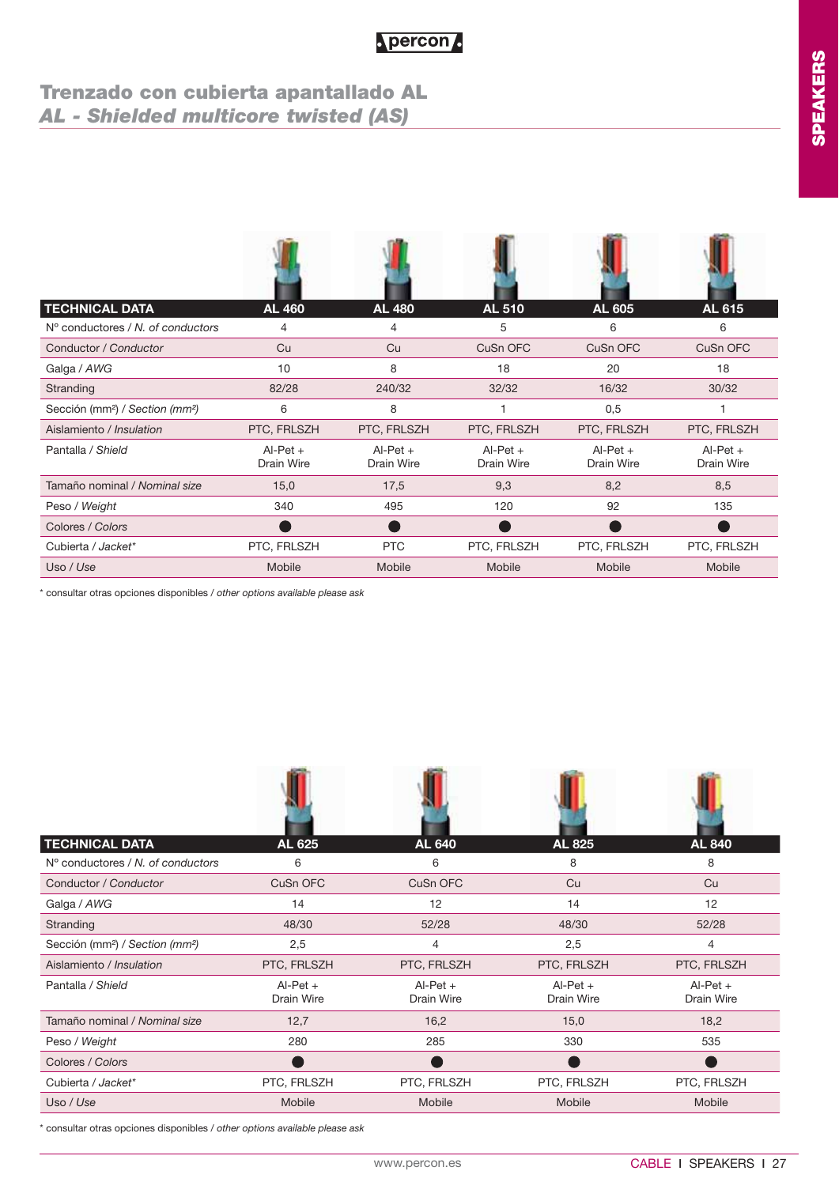## Trenzado con cubierta apantallado AL
## *AL - Shielded multicore twisted (AS)*

| TECHNICAL DATA | AL 460 | AL 480 | AL 510 | AL 605 | AL 615 |
|---|---|---|---|---|---|
| Nº conductores / *N. of conductors* | 4 | 4 | 5 | 6 | 6 |
| Conductor / *Conductor* | Cu | Cu | CuSn OFC | CuSn OFC | CuSn OFC |
| Galga / *AWG* | 10 | 8 | 18 | 20 | 18 |
| Stranding | 82/28 | 240/32 | 32/32 | 16/32 | 30/32 |
| Sección (mm²) / *Section (mm²)* | 6 | 8 | 1 | 0,5 | 1 |
| Aislamiento / *Insulation* | PTC, FRLSZH | PTC, FRLSZH | PTC, FRLSZH | PTC, FRLSZH | PTC, FRLSZH |
| Pantalla / *Shield* | Al-Pet + Drain Wire | Al-Pet + Drain Wire | Al-Pet + Drain Wire | Al-Pet + Drain Wire | Al-Pet + Drain Wire |
| Tamaño nominal / *Nominal size* | 15,0 | 17,5 | 9,3 | 8,2 | 8,5 |
| Peso / *Weight* | 340 | 495 | 120 | 92 | 135 |
| Colores / *Colors* | ● | ● | ● | ● | ● |
| Cubierta / *Jacket** | PTC, FRLSZH | PTC | PTC, FRLSZH | PTC, FRLSZH | PTC, FRLSZH |
| Uso / *Use* | Mobile | Mobile | Mobile | Mobile | Mobile |

* consultar otras opciones disponibles / *other options available please ask*

| TECHNICAL DATA | AL 625 | AL 640 | AL 825 | AL 840 |
|---|---|---|---|---|
| Nº conductores / *N. of conductors* | 6 | 6 | 8 | 8 |
| Conductor / *Conductor* | CuSn OFC | CuSn OFC | Cu | Cu |
| Galga / *AWG* | 14 | 12 | 14 | 12 |
| Stranding | 48/30 | 52/28 | 48/30 | 52/28 |
| Sección (mm²) / *Section (mm²)* | 2,5 | 4 | 2,5 | 4 |
| Aislamiento / *Insulation* | PTC, FRLSZH | PTC, FRLSZH | PTC, FRLSZH | PTC, FRLSZH |
| Pantalla / *Shield* | Al-Pet + Drain Wire | Al-Pet + Drain Wire | Al-Pet + Drain Wire | Al-Pet + Drain Wire |
| Tamaño nominal / *Nominal size* | 12,7 | 16,2 | 15,0 | 18,2 |
| Peso / *Weight* | 280 | 285 | 330 | 535 |
| Colores / *Colors* | ● | ● | ● | ● |
| Cubierta / *Jacket** | PTC, FRLSZH | PTC, FRLSZH | PTC, FRLSZH | PTC, FRLSZH |
| Uso / *Use* | Mobile | Mobile | Mobile | Mobile |

* consultar otras opciones disponibles / *other options available please ask*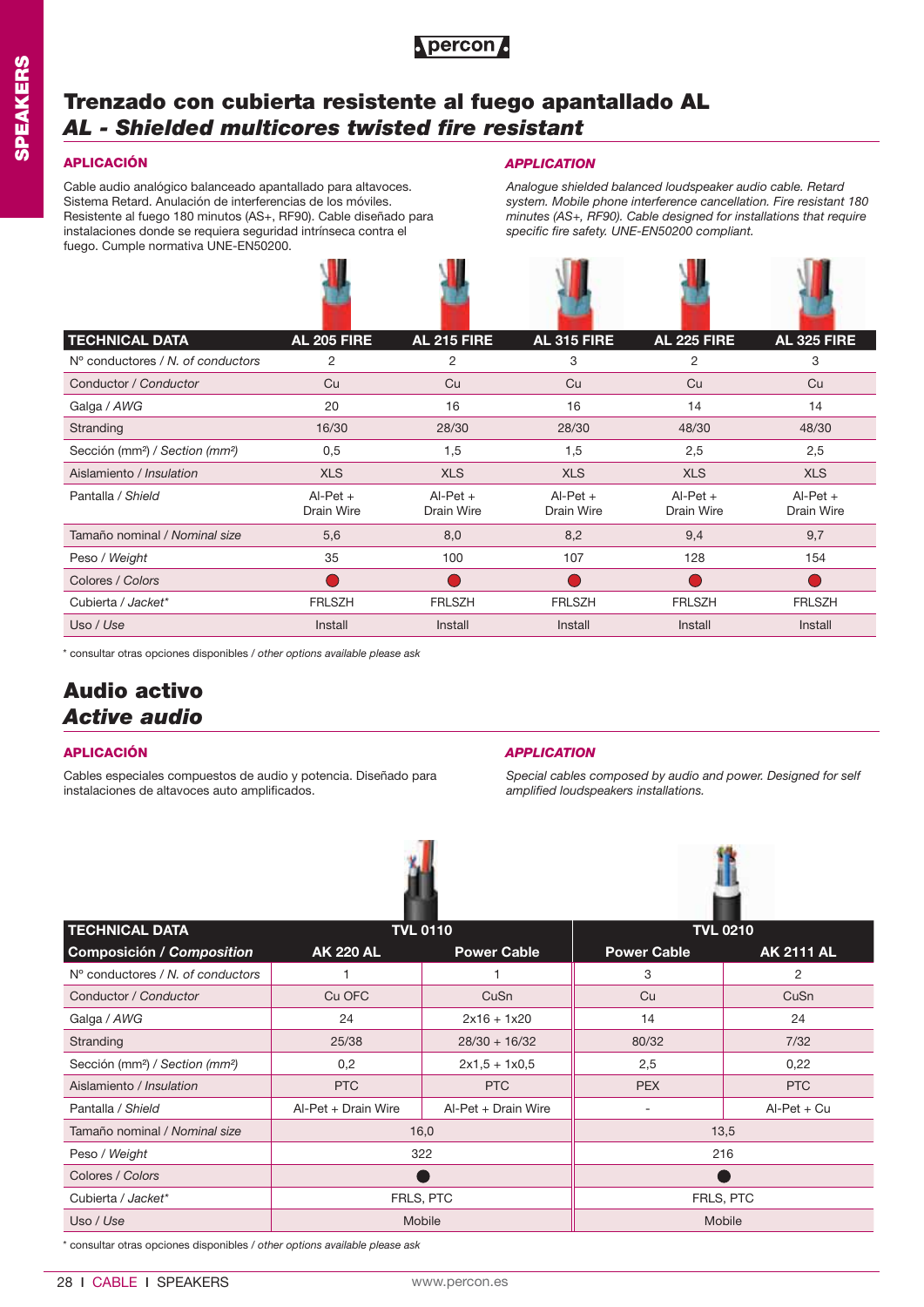# Trenzado con cubierta resistente al fuego apantallado AL
## *AL - Shielded multicores twisted fire resistant*

### APLICACIÓN

Cable audio analógico balanceado apantallado para altavoces. Sistema Retard. Anulación de interferencias de los móviles. Resistente al fuego 180 minutos (AS+, RF90). Cable diseñado para instalaciones donde se requiera seguridad intrínseca contra el fuego. Cumple normativa UNE-EN50200.

### *APPLICATION*

*Analogue shielded balanced loudspeaker audio cable. Retard system. Mobile phone interference cancellation. Fire resistant 180 minutes (AS+, RF90). Cable designed for installations that require specific fire safety. UNE-EN50200 compliant.*

| TECHNICAL DATA | AL 205 FIRE | AL 215 FIRE | AL 315 FIRE | AL 225 FIRE | AL 325 FIRE |
|---|---|---|---|---|---|
| Nº conductores / *N. of conductors* | 2 | 2 | 3 | 2 | 3 |
| Conductor / *Conductor* | Cu | Cu | Cu | Cu | Cu |
| Galga / *AWG* | 20 | 16 | 16 | 14 | 14 |
| Stranding | 16/30 | 28/30 | 28/30 | 48/30 | 48/30 |
| Sección (mm²) / *Section (mm²)* | 0,5 | 1,5 | 1,5 | 2,5 | 2,5 |
| Aislamiento / *Insulation* | XLS | XLS | XLS | XLS | XLS |
| Pantalla / *Shield* | Al-Pet + Drain Wire | Al-Pet + Drain Wire | Al-Pet + Drain Wire | Al-Pet + Drain Wire | Al-Pet + Drain Wire |
| Tamaño nominal / *Nominal size* | 5,6 | 8,0 | 8,2 | 9,4 | 9,7 |
| Peso / *Weight* | 35 | 100 | 107 | 128 | 154 |
| Colores / *Colors* | ● | ● | ● | ● | ● |
| Cubierta / *Jacket** | FRLSZH | FRLSZH | FRLSZH | FRLSZH | FRLSZH |
| Uso / *Use* | Install | Install | Install | Install | Install |

\* consultar otras opciones disponibles / *other options available please ask*

# Audio activo
## *Active audio*

### APLICACIÓN

Cables especiales compuestos de audio y potencia. Diseñado para instalaciones de altavoces auto amplificados.

### *APPLICATION*

*Special cables composed by audio and power. Designed for self amplified loudspeakers installations.*

| TECHNICAL DATA | TVL 0110 | | TVL 0210 | |
|---|---|---|---|---|
| **Composición / *Composition*** | **AK 220 AL** | **Power Cable** | **Power Cable** | **AK 2111 AL** |
| Nº conductores / *N. of conductors* | 1 | 1 | 3 | 2 |
| Conductor / *Conductor* | Cu OFC | CuSn | Cu | CuSn |
| Galga / *AWG* | 24 | 2x16 + 1x20 | 14 | 24 |
| Stranding | 25/38 | 28/30 + 16/32 | 80/32 | 7/32 |
| Sección (mm²) / *Section (mm²)* | 0,2 | 2x1,5 + 1x0,5 | 2,5 | 0,22 |
| Aislamiento / *Insulation* | PTC | PTC | PEX | PTC |
| Pantalla / *Shield* | Al-Pet + Drain Wire | Al-Pet + Drain Wire | - | Al-Pet + Cu |
| Tamaño nominal / *Nominal size* | 16,0 | | 13,5 | |
| Peso / *Weight* | 322 | | 216 | |
| Colores / *Colors* | ● | | ● | |
| Cubierta / *Jacket** | FRLS, PTC | | FRLS, PTC | |
| Uso / *Use* | Mobile | | Mobile | |

\* consultar otras opciones disponibles / *other options available please ask*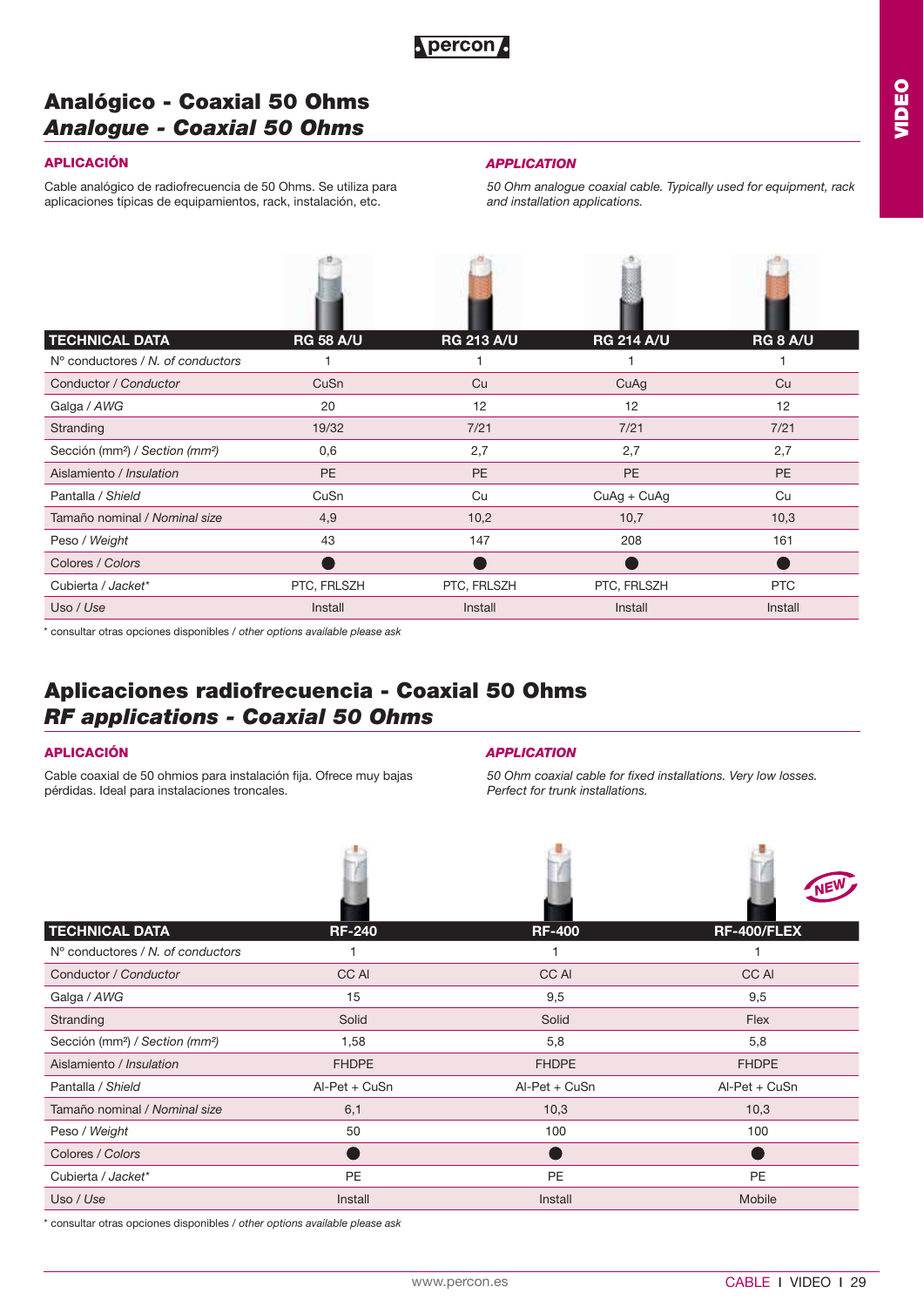# Analógico - Coaxial 50 Ohms
# *Analogue - Coaxial 50 Ohms*

**APLICACIÓN**

Cable analógico de radiofrecuencia de 50 Ohms. Se utiliza para aplicaciones típicas de equipamientos, rack, instalación, etc.

***APPLICATION***

*50 Ohm analogue coaxial cable. Typically used for equipment, rack and installation applications.*

| TECHNICAL DATA | RG 58 A/U | RG 213 A/U | RG 214 A/U | RG 8 A/U |
|---|---|---|---|---|
| Nº conductores / *N. of conductors* | 1 | 1 | 1 | 1 |
| Conductor / *Conductor* | CuSn | Cu | CuAg | Cu |
| Galga / *AWG* | 20 | 12 | 12 | 12 |
| Stranding | 19/32 | 7/21 | 7/21 | 7/21 |
| Sección (mm²) / *Section (mm²)* | 0,6 | 2,7 | 2,7 | 2,7 |
| Aislamiento / *Insulation* | PE | PE | PE | PE |
| Pantalla / *Shield* | CuSn | Cu | CuAg + CuAg | Cu |
| Tamaño nominal / *Nominal size* | 4,9 | 10,2 | 10,7 | 10,3 |
| Peso / *Weight* | 43 | 147 | 208 | 161 |
| Colores / *Colors* | ● | ● | ● | ● |
| Cubierta / *Jacket** | PTC, FRLSZH | PTC, FRLSZH | PTC, FRLSZH | PTC |
| Uso / *Use* | Install | Install | Install | Install |

\* consultar otras opciones disponibles / *other options available please ask*

# Aplicaciones radiofrecuencia - Coaxial 50 Ohms
# *RF applications - Coaxial 50 Ohms*

**APLICACIÓN**

Cable coaxial de 50 ohmios para instalación fija. Ofrece muy bajas pérdidas. Ideal para instalaciones troncales.

***APPLICATION***

*50 Ohm coaxial cable for fixed installations. Very low losses. Perfect for trunk installations.*

| TECHNICAL DATA | RF-240 | RF-400 | RF-400/FLEX (NEW) |
|---|---|---|---|
| Nº conductores / *N. of conductors* | 1 | 1 | 1 |
| Conductor / *Conductor* | CC Al | CC Al | CC Al |
| Galga / *AWG* | 15 | 9,5 | 9,5 |
| Stranding | Solid | Solid | Flex |
| Sección (mm²) / *Section (mm²)* | 1,58 | 5,8 | 5,8 |
| Aislamiento / *Insulation* | FHDPE | FHDPE | FHDPE |
| Pantalla / *Shield* | Al-Pet + CuSn | Al-Pet + CuSn | Al-Pet + CuSn |
| Tamaño nominal / *Nominal size* | 6,1 | 10,3 | 10,3 |
| Peso / *Weight* | 50 | 100 | 100 |
| Colores / *Colors* | ● | ● | ● |
| Cubierta / *Jacket** | PE | PE | PE |
| Uso / *Use* | Install | Install | Mobile |

\* consultar otras opciones disponibles / *other options available please ask*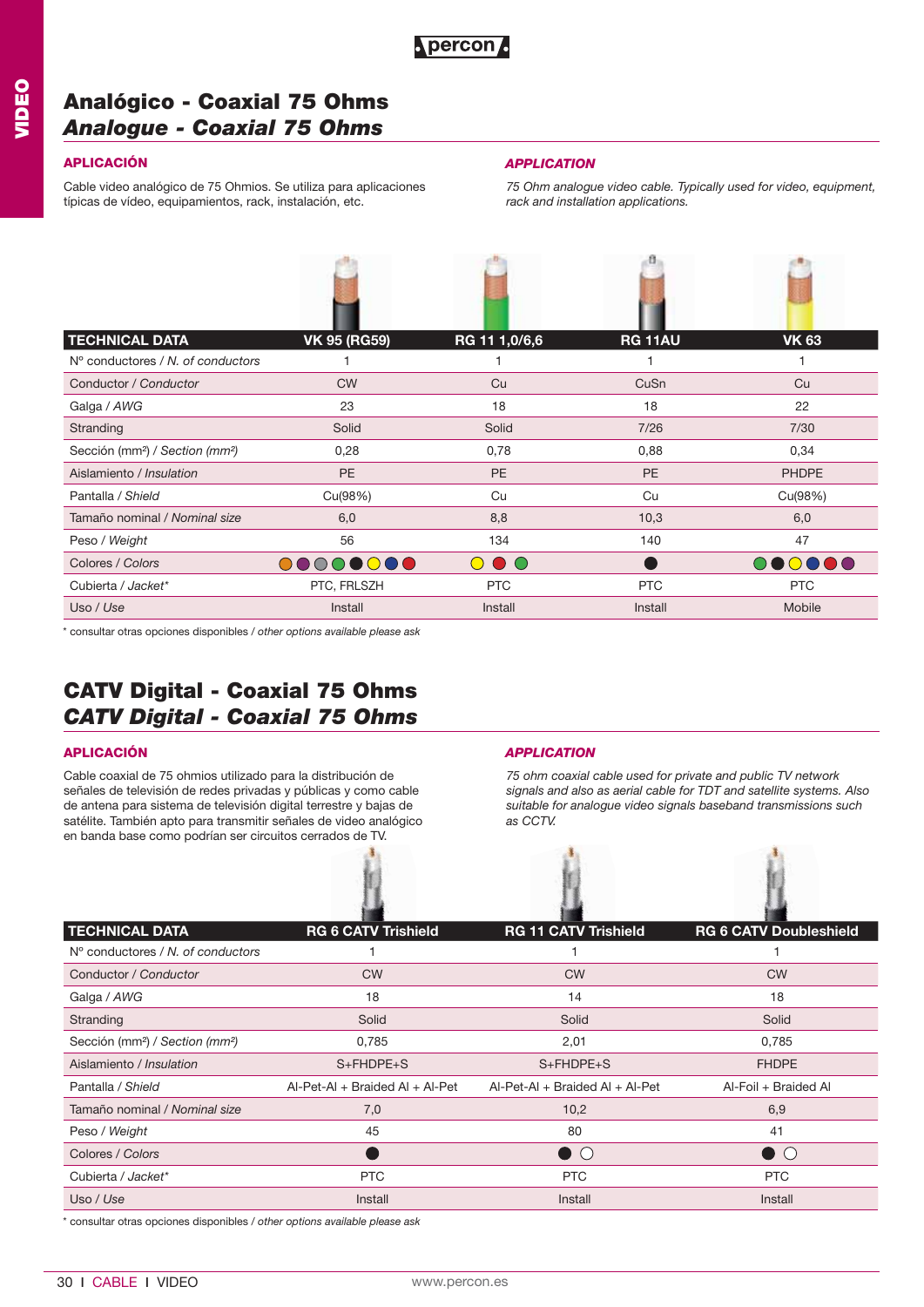# Analógico - Coaxial 75 Ohms
## *Analogue - Coaxial 75 Ohms*

### APLICACIÓN

Cable video analógico de 75 Ohmios. Se utiliza para aplicaciones típicas de vídeo, equipamientos, rack, instalación, etc.

### *APPLICATION*

*75 Ohm analogue video cable. Typically used for video, equipment, rack and installation applications.*

| TECHNICAL DATA | VK 95 (RG59) | RG 11 1,0/6,6 | RG 11AU | VK 63 |
|---|---|---|---|---|
| Nº conductores / *N. of conductors* | 1 | 1 | 1 | 1 |
| Conductor / *Conductor* | CW | Cu | CuSn | Cu |
| Galga / *AWG* | 23 | 18 | 18 | 22 |
| Stranding | Solid | Solid | 7/26 | 7/30 |
| Sección (mm²) / *Section (mm²)* | 0,28 | 0,78 | 0,88 | 0,34 |
| Aislamiento / *Insulation* | PE | PE | PE | PHDPE |
| Pantalla / *Shield* | Cu(98%) | Cu | Cu | Cu(98%) |
| Tamaño nominal / *Nominal size* | 6,0 | 8,8 | 10,3 | 6,0 |
| Peso / *Weight* | 56 | 134 | 140 | 47 |
| Colores / *Colors* | ●●●●●○●● | ○●● | ● | ●●○●●● |
| Cubierta / *Jacket** | PTC, FRLSZH | PTC | PTC | PTC |
| Uso / *Use* | Install | Install | Install | Mobile |

\* consultar otras opciones disponibles / *other options available please ask*

# CATV Digital - Coaxial 75 Ohms
## *CATV Digital - Coaxial 75 Ohms*

### APLICACIÓN

Cable coaxial de 75 ohmios utilizado para la distribución de señales de televisión de redes privadas y públicas y como cable de antena para sistema de televisión digital terrestre y bajas de satélite. También apto para transmitir señales de video analógico en banda base como podrían ser circuitos cerrados de TV.

### *APPLICATION*

*75 ohm coaxial cable used for private and public TV network signals and also as aerial cable for TDT and satellite systems. Also suitable for analogue video signals baseband transmissions such as CCTV.*

| TECHNICAL DATA | RG 6 CATV Trishield | RG 11 CATV Trishield | RG 6 CATV Doubleshield |
|---|---|---|---|
| Nº conductores / *N. of conductors* | 1 | 1 | 1 |
| Conductor / *Conductor* | CW | CW | CW |
| Galga / *AWG* | 18 | 14 | 18 |
| Stranding | Solid | Solid | Solid |
| Sección (mm²) / *Section (mm²)* | 0,785 | 2,01 | 0,785 |
| Aislamiento / *Insulation* | S+FHDPE+S | S+FHDPE+S | FHDPE |
| Pantalla / *Shield* | Al-Pet-Al + Braided Al + Al-Pet | Al-Pet-Al + Braided Al + Al-Pet | Al-Foil + Braided Al |
| Tamaño nominal / *Nominal size* | 7,0 | 10,2 | 6,9 |
| Peso / *Weight* | 45 | 80 | 41 |
| Colores / *Colors* | ● | ● ○ | ● ○ |
| Cubierta / *Jacket** | PTC | PTC | PTC |
| Uso / *Use* | Install | Install | Install |

\* consultar otras opciones disponibles / *other options available please ask*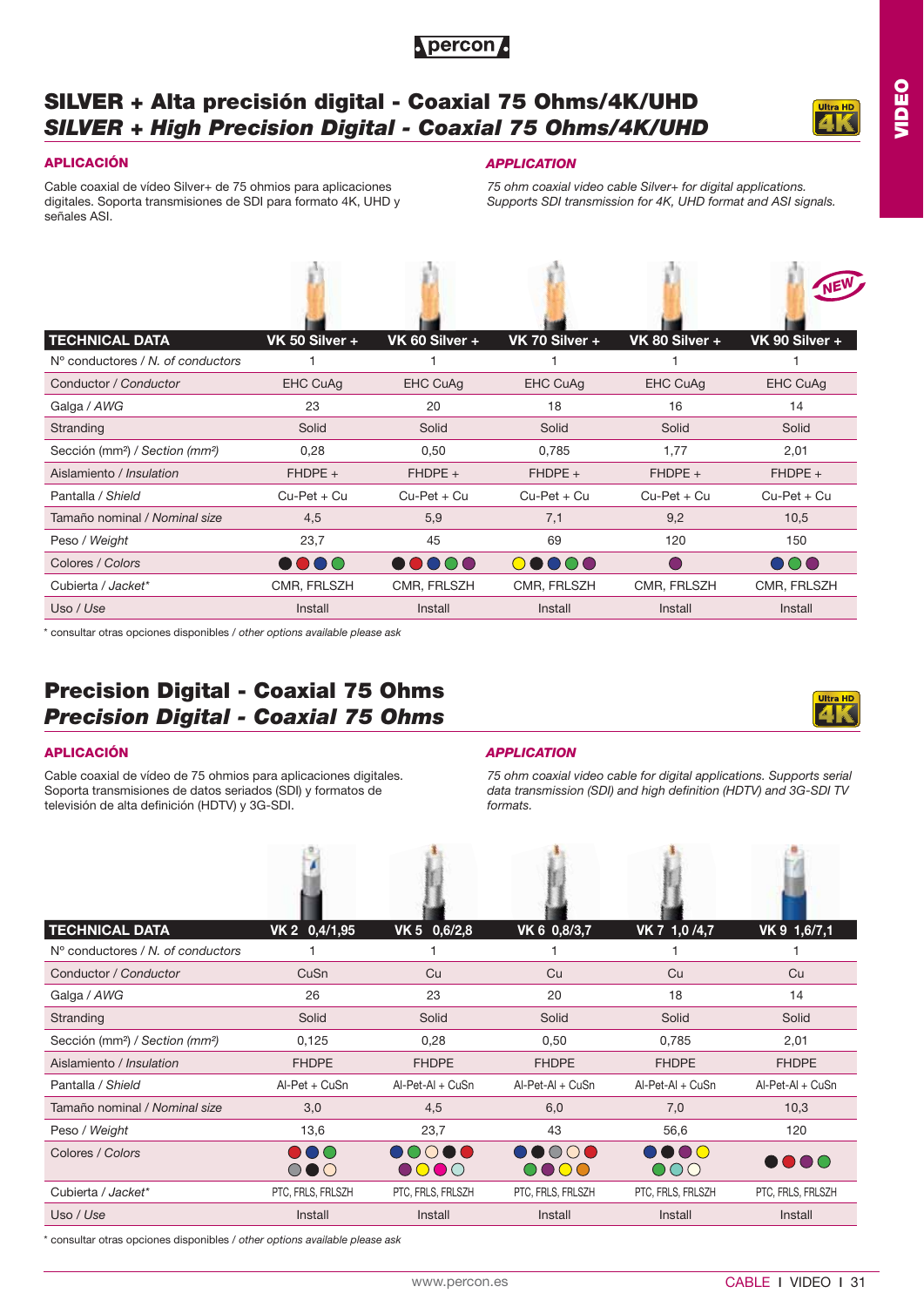# SILVER + Alta precisión digital - Coaxial 75 Ohms/4K/UHD
# *SILVER + High Precision Digital - Coaxial 75 Ohms/4K/UHD*

### APLICACIÓN

Cable coaxial de vídeo Silver+ de 75 ohmios para aplicaciones digitales. Soporta transmisiones de SDI para formato 4K, UHD y señales ASI.

### *APPLICATION*

*75 ohm coaxial video cable Silver+ for digital applications. Supports SDI transmission for 4K, UHD format and ASI signals.*

NEW

| TECHNICAL DATA | VK 50 Silver + | VK 60 Silver + | VK 70 Silver + | VK 80 Silver + | VK 90 Silver + |
|---|---|---|---|---|---|
| Nº conductores / *N. of conductors* | 1 | 1 | 1 | 1 | 1 |
| Conductor / *Conductor* | EHC CuAg | EHC CuAg | EHC CuAg | EHC CuAg | EHC CuAg |
| Galga / *AWG* | 23 | 20 | 18 | 16 | 14 |
| Stranding | Solid | Solid | Solid | Solid | Solid |
| Sección (mm²) / *Section (mm²)* | 0,28 | 0,50 | 0,785 | 1,77 | 2,01 |
| Aislamiento / *Insulation* | FHDPE + | FHDPE + | FHDPE + | FHDPE + | FHDPE + |
| Pantalla / *Shield* | Cu-Pet + Cu | Cu-Pet + Cu | Cu-Pet + Cu | Cu-Pet + Cu | Cu-Pet + Cu |
| Tamaño nominal / *Nominal size* | 4,5 | 5,9 | 7,1 | 9,2 | 10,5 |
| Peso / *Weight* | 23,7 | 45 | 69 | 120 | 150 |
| Colores / *Colors* | ●●●● | ●●●●● | ●●●●● | ● | ●●● |
| Cubierta / *Jacket** | CMR, FRLSZH | CMR, FRLSZH | CMR, FRLSZH | CMR, FRLSZH | CMR, FRLSZH |
| Uso / *Use* | Install | Install | Install | Install | Install |

\* consultar otras opciones disponibles / *other options available please ask*

# Precision Digital - Coaxial 75 Ohms
# *Precision Digital - Coaxial 75 Ohms*

### APLICACIÓN

Cable coaxial de vídeo de 75 ohmios para aplicaciones digitales. Soporta transmisiones de datos seriados (SDI) y formatos de televisión de alta definición (HDTV) y 3G-SDI.

### *APPLICATION*

*75 ohm coaxial video cable for digital applications. Supports serial data transmission (SDI) and high definition (HDTV) and 3G-SDI TV formats.*

| TECHNICAL DATA | VK 2 0,4/1,95 | VK 5 0,6/2,8 | VK 6 0,8/3,7 | VK 7 1,0 /4,7 | VK 9 1,6/7,1 |
|---|---|---|---|---|---|
| Nº conductores / *N. of conductors* | 1 | 1 | 1 | 1 | 1 |
| Conductor / *Conductor* | CuSn | Cu | Cu | Cu | Cu |
| Galga / *AWG* | 26 | 23 | 20 | 18 | 14 |
| Stranding | Solid | Solid | Solid | Solid | Solid |
| Sección (mm²) / *Section (mm²)* | 0,125 | 0,28 | 0,50 | 0,785 | 2,01 |
| Aislamiento / *Insulation* | FHDPE | FHDPE | FHDPE | FHDPE | FHDPE |
| Pantalla / *Shield* | Al-Pet + CuSn | Al-Pet-Al + CuSn | Al-Pet-Al + CuSn | Al-Pet-Al + CuSn | Al-Pet-Al + CuSn |
| Tamaño nominal / *Nominal size* | 3,0 | 4,5 | 6,0 | 7,0 | 10,3 |
| Peso / *Weight* | 13,6 | 23,7 | 43 | 56,6 | 120 |
| Colores / *Colors* | ●●●●●○ | ●●○●●●○●○ | ●●●○●●●○● | ●●●○●●○ | ●●●● |
| Cubierta / *Jacket** | PTC, FRLS, FRLSZH | PTC, FRLS, FRLSZH | PTC, FRLS, FRLSZH | PTC, FRLS, FRLSZH | PTC, FRLS, FRLSZH |
| Uso / *Use* | Install | Install | Install | Install | Install |

\* consultar otras opciones disponibles / *other options available please ask*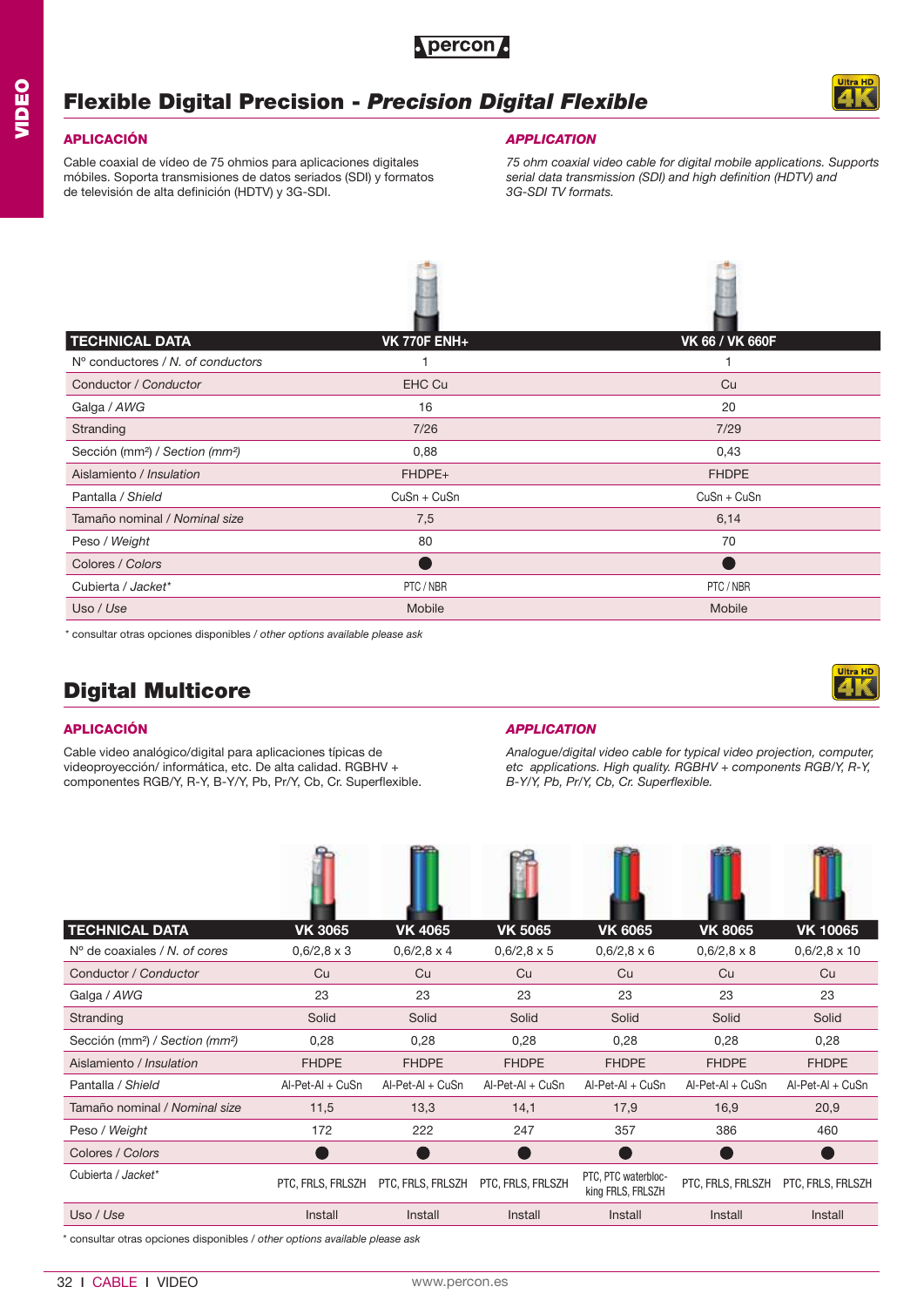# Flexible Digital Precision - *Precision Digital Flexible*

### APLICACIÓN

Cable coaxial de vídeo de 75 ohmios para aplicaciones digitales móbiles. Soporta transmisiones de datos seriados (SDI) y formatos de televisión de alta definición (HDTV) y 3G-SDI.

### *APPLICATION*

*75 ohm coaxial video cable for digital mobile applications. Supports serial data transmission (SDI) and high definition (HDTV) and 3G-SDI TV formats.*

| TECHNICAL DATA | VK 770F ENH+ | VK 66 / VK 660F |
|---|---|---|
| Nº conductores / *N. of conductors* | 1 | 1 |
| Conductor / *Conductor* | EHC Cu | Cu |
| Galga / *AWG* | 16 | 20 |
| Stranding | 7/26 | 7/29 |
| Sección (mm²) / *Section (mm²)* | 0,88 | 0,43 |
| Aislamiento / *Insulation* | FHDPE+ | FHDPE |
| Pantalla / *Shield* | CuSn + CuSn | CuSn + CuSn |
| Tamaño nominal / *Nominal size* | 7,5 | 6,14 |
| Peso / *Weight* | 80 | 70 |
| Colores / *Colors* | ● | ● |
| Cubierta / *Jacket** | PTC / NBR | PTC / NBR |
| Uso / *Use* | Mobile | Mobile |

\* consultar otras opciones disponibles / *other options available please ask*

# Digital Multicore

### APLICACIÓN

Cable video analógico/digital para aplicaciones típicas de videoproyección/ informática, etc. De alta calidad. RGBHV + componentes RGB/Y, R-Y, B-Y/Y, Pb, Pr/Y, Cb, Cr. Superflexible.

### *APPLICATION*

*Analogue/digital video cable for typical video projection, computer, etc applications. High quality. RGBHV + components RGB/Y, R-Y, B-Y/Y, Pb, Pr/Y, Cb, Cr. Superflexible.*

| TECHNICAL DATA | VK 3065 | VK 4065 | VK 5065 | VK 6065 | VK 8065 | VK 10065 |
|---|---|---|---|---|---|---|
| Nº de coaxiales / *N. of cores* | 0,6/2,8 x 3 | 0,6/2,8 x 4 | 0,6/2,8 x 5 | 0,6/2,8 x 6 | 0,6/2,8 x 8 | 0,6/2,8 x 10 |
| Conductor / *Conductor* | Cu | Cu | Cu | Cu | Cu | Cu |
| Galga / *AWG* | 23 | 23 | 23 | 23 | 23 | 23 |
| Stranding | Solid | Solid | Solid | Solid | Solid | Solid |
| Sección (mm²) / *Section (mm²)* | 0,28 | 0,28 | 0,28 | 0,28 | 0,28 | 0,28 |
| Aislamiento / *Insulation* | FHDPE | FHDPE | FHDPE | FHDPE | FHDPE | FHDPE |
| Pantalla / *Shield* | Al-Pet-Al + CuSn | Al-Pet-Al + CuSn | Al-Pet-Al + CuSn | Al-Pet-Al + CuSn | Al-Pet-Al + CuSn | Al-Pet-Al + CuSn |
| Tamaño nominal / *Nominal size* | 11,5 | 13,3 | 14,1 | 17,9 | 16,9 | 20,9 |
| Peso / *Weight* | 172 | 222 | 247 | 357 | 386 | 460 |
| Colores / *Colors* | ● | ● | ● | ● | ● | ● |
| Cubierta / *Jacket** | PTC, FRLS, FRLSZH | PTC, FRLS, FRLSZH | PTC, FRLS, FRLSZH | PTC, PTC waterblocking FRLS, FRLSZH | PTC, FRLS, FRLSZH | PTC, FRLS, FRLSZH |
| Uso / *Use* | Install | Install | Install | Install | Install | Install |

\* consultar otras opciones disponibles / *other options available please ask*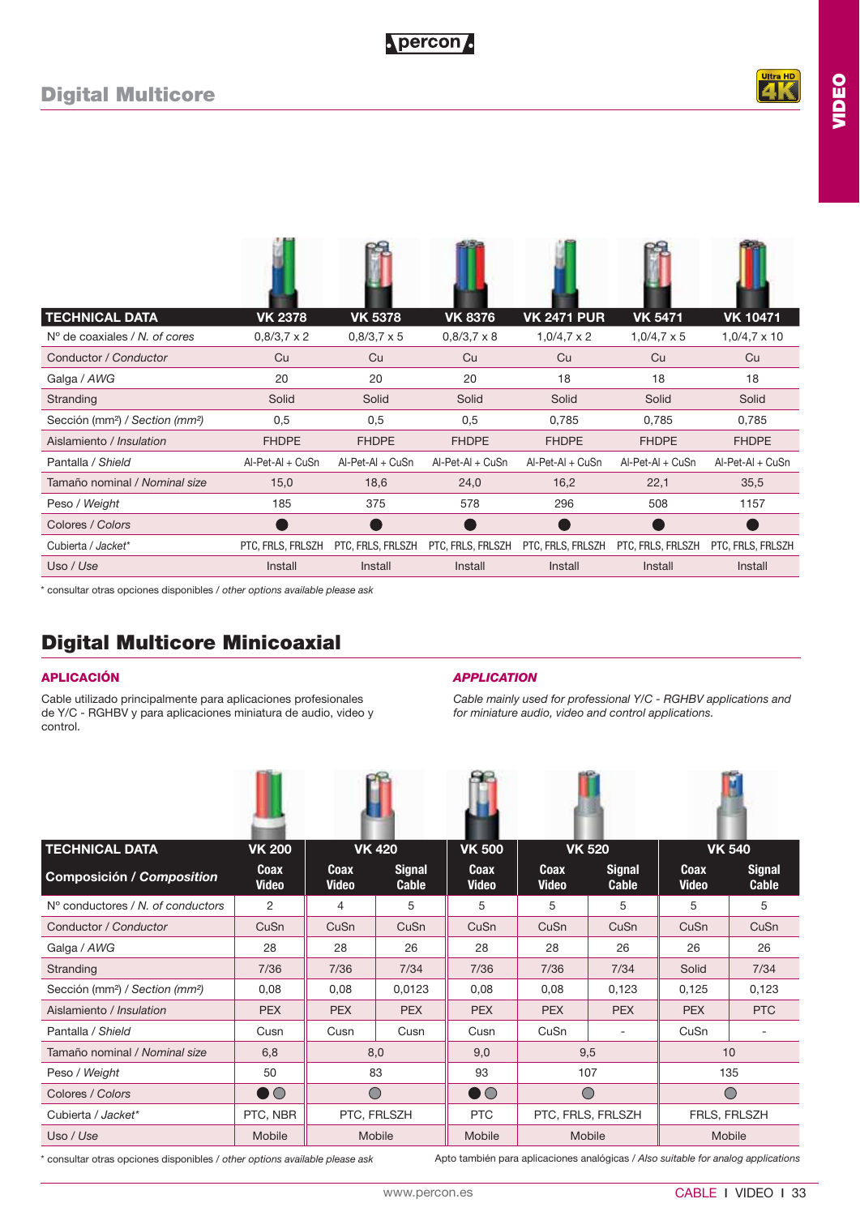## Digital Multicore

| TECHNICAL DATA | VK 2378 | VK 5378 | VK 8376 | VK 2471 PUR | VK 5471 | VK 10471 |
|---|---|---|---|---|---|---|
| Nº de coaxiales / *N. of cores* | 0,8/3,7 x 2 | 0,8/3,7 x 5 | 0,8/3,7 x 8 | 1,0/4,7 x 2 | 1,0/4,7 x 5 | 1,0/4,7 x 10 |
| Conductor / *Conductor* | Cu | Cu | Cu | Cu | Cu | Cu |
| Galga / *AWG* | 20 | 20 | 20 | 18 | 18 | 18 |
| Stranding | Solid | Solid | Solid | Solid | Solid | Solid |
| Sección (mm²) / *Section (mm²)* | 0,5 | 0,5 | 0,5 | 0,785 | 0,785 | 0,785 |
| Aislamiento / *Insulation* | FHDPE | FHDPE | FHDPE | FHDPE | FHDPE | FHDPE |
| Pantalla / *Shield* | Al-Pet-Al + CuSn | Al-Pet-Al + CuSn | Al-Pet-Al + CuSn | Al-Pet-Al + CuSn | Al-Pet-Al + CuSn | Al-Pet-Al + CuSn |
| Tamaño nominal / *Nominal size* | 15,0 | 18,6 | 24,0 | 16,2 | 22,1 | 35,5 |
| Peso / *Weight* | 185 | 375 | 578 | 296 | 508 | 1157 |
| Colores / *Colors* | ● | ● | ● | ● | ● | ● |
| Cubierta / *Jacket** | PTC, FRLS, FRLSZH | PTC, FRLS, FRLSZH | PTC, FRLS, FRLSZH | PTC, FRLS, FRLSZH | PTC, FRLS, FRLSZH | PTC, FRLS, FRLSZH |
| Uso / *Use* | Install | Install | Install | Install | Install | Install |

* consultar otras opciones disponibles / *other options available please ask*

# Digital Multicore Minicoaxial

### APLICACIÓN

Cable utilizado principalmente para aplicaciones profesionales de Y/C - RGHBV y para aplicaciones miniatura de audio, video y control.

### *APPLICATION*

*Cable mainly used for professional Y/C - RGHBV applications and for miniature audio, video and control applications.*

| TECHNICAL DATA | VK 200 | VK 420 | | VK 500 | VK 520 | | VK 540 | |
|---|---|---|---|---|---|---|---|---|
| Composición / *Composition* | Coax Video | Coax Video | Signal Cable | Coax Video | Coax Video | Signal Cable | Coax Video | Signal Cable |
| Nº conductores / *N. of conductors* | 2 | 4 | 5 | 5 | 5 | 5 | 5 | 5 |
| Conductor / *Conductor* | CuSn | CuSn | CuSn | CuSn | CuSn | CuSn | CuSn | CuSn |
| Galga / *AWG* | 28 | 28 | 26 | 28 | 28 | 26 | 26 | 26 |
| Stranding | 7/36 | 7/36 | 7/34 | 7/36 | 7/36 | 7/34 | Solid | 7/34 |
| Sección (mm²) / *Section (mm²)* | 0,08 | 0,08 | 0,0123 | 0,08 | 0,08 | 0,123 | 0,125 | 0,123 |
| Aislamiento / *Insulation* | PEX | PEX | PEX | PEX | PEX | PEX | PEX | PTC |
| Pantalla / *Shield* | Cusn | Cusn | Cusn | Cusn | CuSn | - | CuSn | - |
| Tamaño nominal / *Nominal size* | 6,8 | 8,0 | | 9,0 | 9,5 | | 10 | |
| Peso / *Weight* | 50 | 83 | | 93 | 107 | | 135 | |
| Colores / *Colors* | ● ○ | ○ | | ● ○ | ○ | | ○ | |
| Cubierta / *Jacket** | PTC, NBR | PTC, FRLSZH | | PTC | PTC, FRLS, FRLSZH | | FRLS, FRLSZH | |
| Uso / *Use* | Mobile | Mobile | | Mobile | Mobile | | Mobile | |

* consultar otras opciones disponibles / *other options available please ask*

Apto también para aplicaciones analógicas / *Also suitable for analog applications*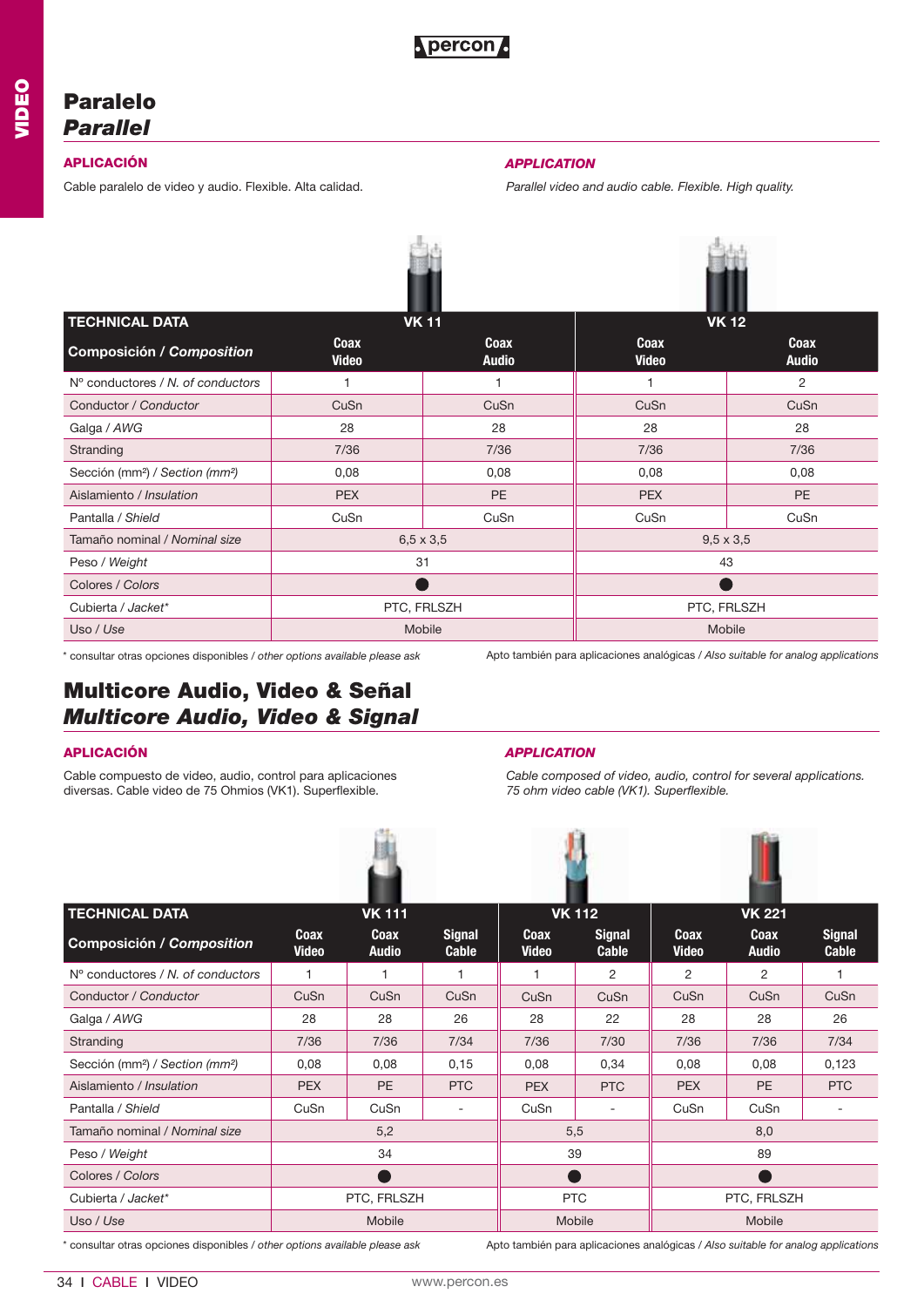# Paralelo
## *Parallel*

**APLICACIÓN**

Cable paralelo de video y audio. Flexible. Alta calidad.

***APPLICATION***

*Parallel video and audio cable. Flexible. High quality.*

| TECHNICAL DATA | VK 11 | | VK 12 | |
|---|---|---|---|---|
| Composición / *Composition* | Coax Video | Coax Audio | Coax Video | Coax Audio |
| Nº conductores / *N. of conductors* | 1 | 1 | 1 | 2 |
| Conductor / *Conductor* | CuSn | CuSn | CuSn | CuSn |
| Galga / *AWG* | 28 | 28 | 28 | 28 |
| Stranding | 7/36 | 7/36 | 7/36 | 7/36 |
| Sección (mm²) / *Section (mm²)* | 0,08 | 0,08 | 0,08 | 0,08 |
| Aislamiento / *Insulation* | PEX | PE | PEX | PE |
| Pantalla / *Shield* | CuSn | CuSn | CuSn | CuSn |
| Tamaño nominal / *Nominal size* | 6,5 x 3,5 | | 9,5 x 3,5 | |
| Peso / *Weight* | 31 | | 43 | |
| Colores / *Colors* | ● | | ● | |
| Cubierta / *Jacket** | PTC, FRLSZH | | PTC, FRLSZH | |
| Uso / *Use* | Mobile | | Mobile | |

\* consultar otras opciones disponibles / *other options available please ask*

Apto también para aplicaciones analógicas / *Also suitable for analog applications*

# Multicore Audio, Video & Señal
## *Multicore Audio, Video & Signal*

**APLICACIÓN**

Cable compuesto de video, audio, control para aplicaciones diversas. Cable video de 75 Ohmios (VK1). Superflexible.

***APPLICATION***

*Cable composed of video, audio, control for several applications. 75 ohm video cable (VK1). Superflexible.*

| TECHNICAL DATA | VK 111 | | | VK 112 | | VK 221 | | |
|---|---|---|---|---|---|---|---|---|
| Composición / *Composition* | Coax Video | Coax Audio | Signal Cable | Coax Video | Signal Cable | Coax Video | Coax Audio | Signal Cable |
| Nº conductores / *N. of conductors* | 1 | 1 | 1 | 1 | 2 | 2 | 2 | 1 |
| Conductor / *Conductor* | CuSn | CuSn | CuSn | CuSn | CuSn | CuSn | CuSn | CuSn |
| Galga / *AWG* | 28 | 28 | 26 | 28 | 22 | 28 | 28 | 26 |
| Stranding | 7/36 | 7/36 | 7/34 | 7/36 | 7/30 | 7/36 | 7/36 | 7/34 |
| Sección (mm²) / *Section (mm²)* | 0,08 | 0,08 | 0,15 | 0,08 | 0,34 | 0,08 | 0,08 | 0,123 |
| Aislamiento / *Insulation* | PEX | PE | PTC | PEX | PTC | PEX | PE | PTC |
| Pantalla / *Shield* | CuSn | CuSn | - | CuSn | - | CuSn | CuSn | - |
| Tamaño nominal / *Nominal size* | 5,2 | | | 5,5 | | 8,0 | | |
| Peso / *Weight* | 34 | | | 39 | | 89 | | |
| Colores / *Colors* | ● | | | ● | | ● | | |
| Cubierta / *Jacket** | PTC, FRLSZH | | | PTC | | PTC, FRLSZH | | |
| Uso / *Use* | Mobile | | | Mobile | | Mobile | | |

\* consultar otras opciones disponibles / *other options available please ask*

Apto también para aplicaciones analógicas / *Also suitable for analog applications*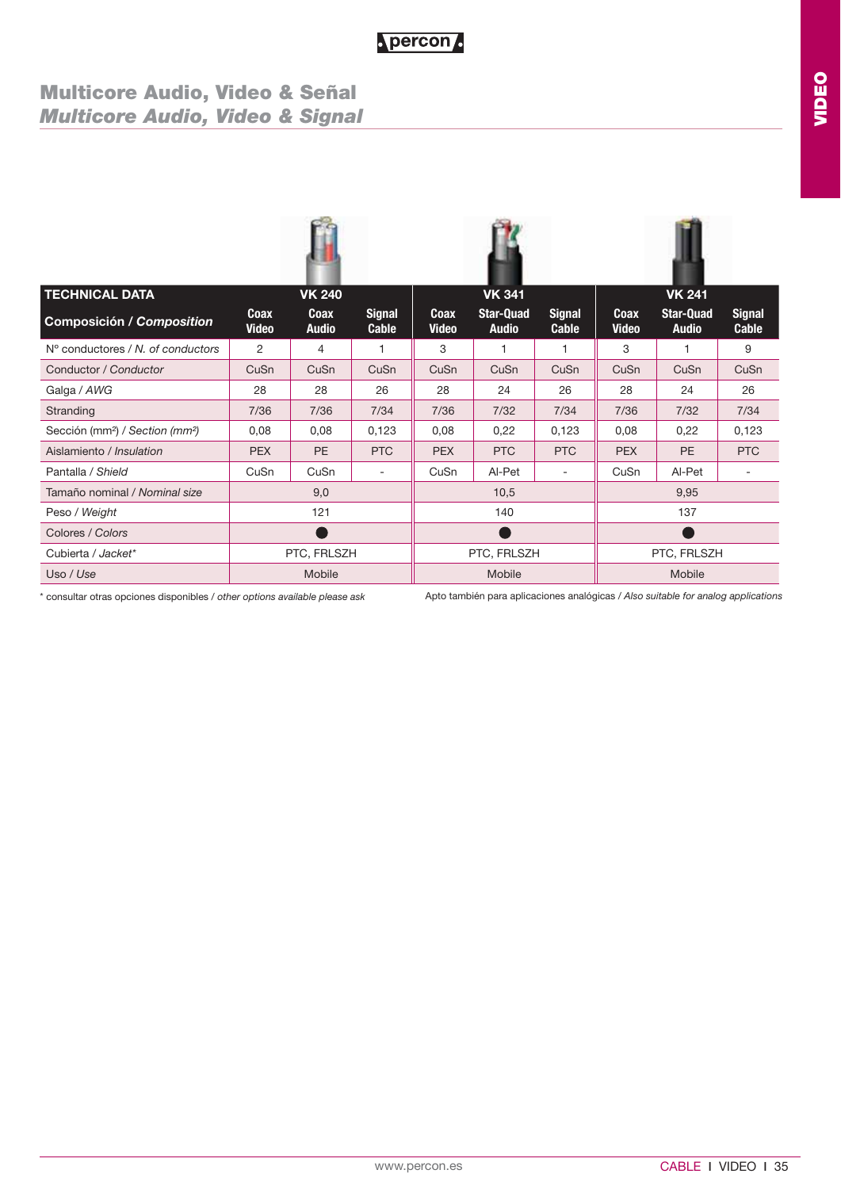# Multicore Audio, Video & Señal
## *Multicore Audio, Video & Signal*

| TECHNICAL DATA | VK 240 | | | VK 341 | | | VK 241 | | |
|---|---|---|---|---|---|---|---|---|---|
| **Composición / *Composition*** | Coax Video | Coax Audio | Signal Cable | Coax Video | Star-Quad Audio | Signal Cable | Coax Video | Star-Quad Audio | Signal Cable |
| Nº conductores / *N. of conductors* | 2 | 4 | 1 | 3 | 1 | 1 | 3 | 1 | 9 |
| Conductor / *Conductor* | CuSn | CuSn | CuSn | CuSn | CuSn | CuSn | CuSn | CuSn | CuSn |
| Galga / *AWG* | 28 | 28 | 26 | 28 | 24 | 26 | 28 | 24 | 26 |
| Stranding | 7/36 | 7/36 | 7/34 | 7/36 | 7/32 | 7/34 | 7/36 | 7/32 | 7/34 |
| Sección (mm²) / *Section (mm²)* | 0,08 | 0,08 | 0,123 | 0,08 | 0,22 | 0,123 | 0,08 | 0,22 | 0,123 |
| Aislamiento / *Insulation* | PEX | PE | PTC | PEX | PTC | PTC | PEX | PE | PTC |
| Pantalla / *Shield* | CuSn | CuSn | - | CuSn | Al-Pet | - | CuSn | Al-Pet | - |
| Tamaño nominal / *Nominal size* | 9,0 | | | 10,5 | | | 9,95 | | |
| Peso / *Weight* | 121 | | | 140 | | | 137 | | |
| Colores / *Colors* | ● | | | ● | | | ● | | |
| Cubierta / *Jacket** | PTC, FRLSZH | | | PTC, FRLSZH | | | PTC, FRLSZH | | |
| Uso / *Use* | Mobile | | | Mobile | | | Mobile | | |

* consultar otras opciones disponibles / *other options available please ask*

Apto también para aplicaciones analógicas / *Also suitable for analog applications*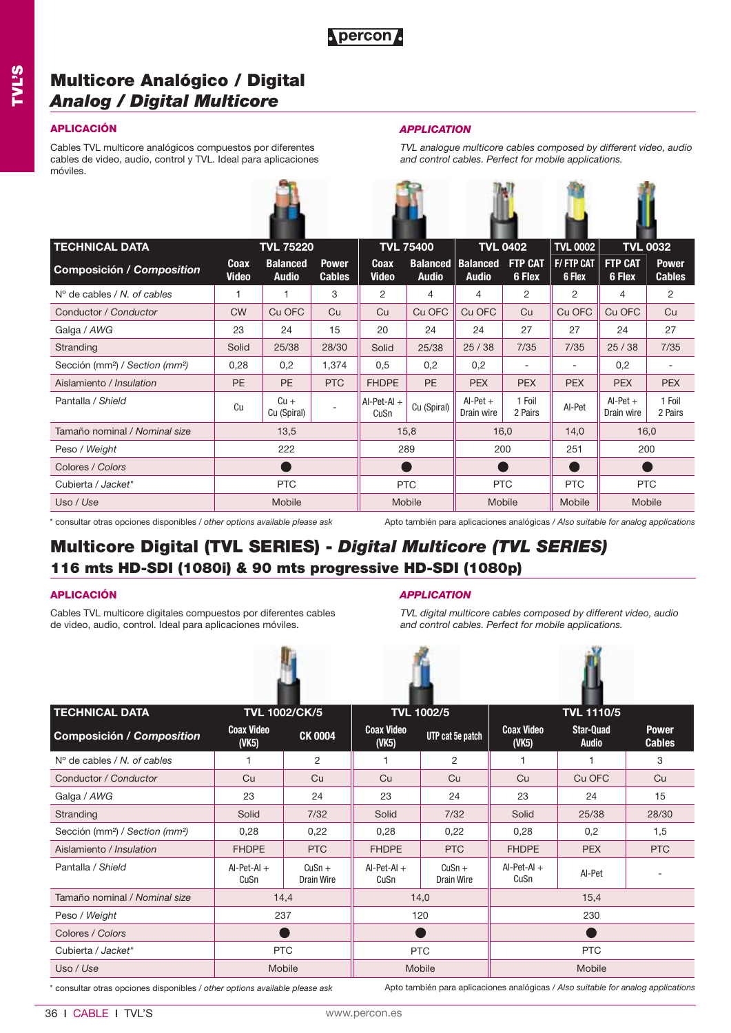# Multicore Analógico / Digital
## *Analog / Digital Multicore*

### APLICACIÓN

Cables TVL multicore analógicos compuestos por diferentes cables de video, audio, control y TVL. Ideal para aplicaciones móviles.

### *APPLICATION*

*TVL analogue multicore cables composed by different video, audio and control cables. Perfect for mobile applications.*

| TECHNICAL DATA | TVL 75220 | | | TVL 75400 | | TVL 0402 | | TVL 0002 | TVL 0032 | |
|---|---|---|---|---|---|---|---|---|---|---|
| **Composición / *Composition*** | Coax Video | Balanced Audio | Power Cables | Coax Video | Balanced Audio | Balanced Audio | FTP CAT 6 Flex | F/ FTP CAT 6 Flex | FTP CAT 6 Flex | Power Cables |
| Nº de cables / *N. of cables* | 1 | 1 | 3 | 2 | 4 | 4 | 2 | 2 | 4 | 2 |
| Conductor / *Conductor* | CW | Cu OFC | Cu | Cu | Cu OFC | Cu OFC | Cu | Cu OFC | Cu OFC | Cu |
| Galga / *AWG* | 23 | 24 | 15 | 20 | 24 | 24 | 27 | 27 | 24 | 27 |
| Stranding | Solid | 25/38 | 28/30 | Solid | 25/38 | 25 / 38 | 7/35 | 7/35 | 25 / 38 | 7/35 |
| Sección (mm²) / *Section (mm²)* | 0,28 | 0,2 | 1,374 | 0,5 | 0,2 | 0,2 | - | - | 0,2 | - |
| Aislamiento / *Insulation* | PE | PE | PTC | FHDPE | PE | PEX | PEX | PEX | PEX | PEX |
| Pantalla / *Shield* | Cu | Cu + Cu (Spiral) | - | Al-Pet-Al + CuSn | Cu (Spiral) | Al-Pet + Drain wire | 1 Foil 2 Pairs | Al-Pet | Al-Pet + Drain wire | 1 Foil 2 Pairs |
| Tamaño nominal / *Nominal size* | 13,5 | | | 15,8 | | 16,0 | | 14,0 | 16,0 | |
| Peso / *Weight* | 222 | | | 289 | | 200 | | 251 | 200 | |
| Colores / *Colors* | ● | | | ● | | ● | | ● | ● | |
| Cubierta / *Jacket** | PTC | | | PTC | | PTC | | PTC | PTC | |
| Uso / *Use* | Mobile | | | Mobile | | Mobile | | Mobile | Mobile | |

\* consultar otras opciones disponibles / *other options available please ask*

Apto también para aplicaciones analógicas / *Also suitable for analog applications*

# Multicore Digital (TVL SERIES) - *Digital Multicore (TVL SERIES)*
## 116 mts HD-SDI (1080i) & 90 mts progressive HD-SDI (1080p)

### APLICACIÓN

Cables TVL multicore digitales compuestos por diferentes cables de video, audio, control. Ideal para aplicaciones móviles.

### *APPLICATION*

*TVL digital multicore cables composed by different video, audio and control cables. Perfect for mobile applications.*

| TECHNICAL DATA | TVL 1002/CK/5 | | TVL 1002/5 | | TVL 1110/5 | | |
|---|---|---|---|---|---|---|---|
| **Composición / *Composition*** | Coax Video (VK5) | CK 0004 | Coax Video (VK5) | UTP cat 5e patch | Coax Video (VK5) | Star-Quad Audio | Power Cables |
| Nº de cables / *N. of cables* | 1 | 2 | 1 | 2 | 1 | 1 | 3 |
| Conductor / *Conductor* | Cu | Cu | Cu | Cu | Cu | Cu OFC | Cu |
| Galga / *AWG* | 23 | 24 | 23 | 24 | 23 | 24 | 15 |
| Stranding | Solid | 7/32 | Solid | 7/32 | Solid | 25/38 | 28/30 |
| Sección (mm²) / *Section (mm²)* | 0,28 | 0,22 | 0,28 | 0,22 | 0,28 | 0,2 | 1,5 |
| Aislamiento / *Insulation* | FHDPE | PTC | FHDPE | PTC | FHDPE | PEX | PTC |
| Pantalla / *Shield* | Al-Pet-Al + CuSn | CuSn + Drain Wire | Al-Pet-Al + CuSn | CuSn + Drain Wire | Al-Pet-Al + CuSn | Al-Pet | - |
| Tamaño nominal / *Nominal size* | 14,4 | | 14,0 | | 15,4 | | |
| Peso / *Weight* | 237 | | 120 | | 230 | | |
| Colores / *Colors* | ● | | ● | | ● | | |
| Cubierta / *Jacket** | PTC | | PTC | | PTC | | |
| Uso / *Use* | Mobile | | Mobile | | Mobile | | |

\* consultar otras opciones disponibles / *other options available please ask*

Apto también para aplicaciones analógicas / *Also suitable for analog applications*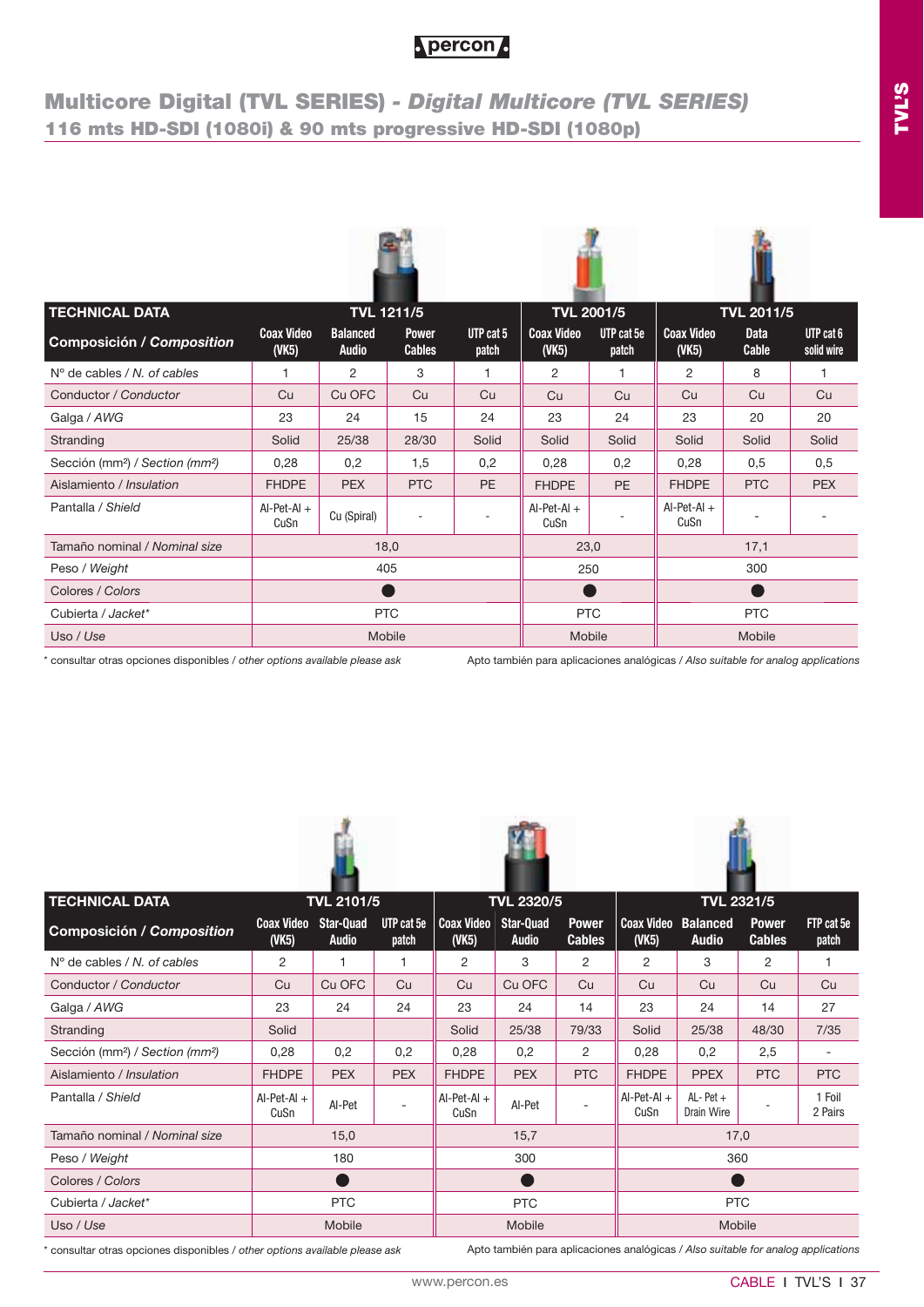# Multicore Digital (TVL SERIES) - *Digital Multicore (TVL SERIES)*

## 116 mts HD-SDI (1080i) & 90 mts progressive HD-SDI (1080p)

| TECHNICAL DATA | TVL 1211/5 | | | | TVL 2001/5 | | TVL 2011/5 | | |
|---|---|---|---|---|---|---|---|---|---|
| **Composición / Composition** | Coax Video (VK5) | Balanced Audio | Power Cables | UTP cat 5 patch | Coax Video (VK5) | UTP cat 5e patch | Coax Video (VK5) | Data Cable | UTP cat 6 solid wire |
| Nº de cables / *N. of cables* | 1 | 2 | 3 | 1 | 2 | 1 | 2 | 8 | 1 |
| Conductor / *Conductor* | Cu | Cu OFC | Cu | Cu | Cu | Cu | Cu | Cu | Cu |
| Galga / *AWG* | 23 | 24 | 15 | 24 | 23 | 24 | 23 | 20 | 20 |
| Stranding | Solid | 25/38 | 28/30 | Solid | Solid | Solid | Solid | Solid | Solid |
| Sección (mm²) / *Section (mm²)* | 0,28 | 0,2 | 1,5 | 0,2 | 0,28 | 0,2 | 0,28 | 0,5 | 0,5 |
| Aislamiento / *Insulation* | FHDPE | PEX | PTC | PE | FHDPE | PE | FHDPE | PTC | PEX |
| Pantalla / *Shield* | Al-Pet-Al + CuSn | Cu (Spiral) | - | - | Al-Pet-Al + CuSn | - | Al-Pet-Al + CuSn | - | - |
| Tamaño nominal / *Nominal size* | 18,0 | | | | 23,0 | | 17,1 | | |
| Peso / *Weight* | 405 | | | | 250 | | 300 | | |
| Colores / *Colors* | ● | | | | ● | | ● | | |
| Cubierta / *Jacket** | PTC | | | | PTC | | PTC | | |
| Uso / *Use* | Mobile | | | | Mobile | | Mobile | | |

\* consultar otras opciones disponibles / *other options available please ask*

Apto también para aplicaciones analógicas / *Also suitable for analog applications*

| TECHNICAL DATA | TVL 2101/5 | | | TVL 2320/5 | | | TVL 2321/5 | | | |
|---|---|---|---|---|---|---|---|---|---|---|
| **Composición / Composition** | Coax Video (VK5) | Star-Quad Audio | UTP cat 5e patch | Coax Video (VK5) | Star-Quad Audio | Power Cables | Coax Video (VK5) | Balanced Audio | Power Cables | FTP cat 5e patch |
| Nº de cables / *N. of cables* | 2 | 1 | 1 | 2 | 3 | 2 | 2 | 3 | 2 | 1 |
| Conductor / *Conductor* | Cu | Cu OFC | Cu | Cu | Cu OFC | Cu | Cu | Cu | Cu | Cu |
| Galga / *AWG* | 23 | 24 | 24 | 23 | 24 | 14 | 23 | 24 | 14 | 27 |
| Stranding | Solid | | | Solid | 25/38 | 79/33 | Solid | 25/38 | 48/30 | 7/35 |
| Sección (mm²) / *Section (mm²)* | 0,28 | 0,2 | 0,2 | 0,28 | 0,2 | 2 | 0,28 | 0,2 | 2,5 | - |
| Aislamiento / *Insulation* | FHDPE | PEX | PEX | FHDPE | PEX | PTC | FHDPE | PPEX | PTC | PTC |
| Pantalla / *Shield* | Al-Pet-Al + CuSn | Al-Pet | - | Al-Pet-Al + CuSn | Al-Pet | - | Al-Pet-Al + CuSn | AL- Pet + Drain Wire | - | 1 Foil 2 Pairs |
| Tamaño nominal / *Nominal size* | 15,0 | | | 15,7 | | | 17,0 | | | |
| Peso / *Weight* | 180 | | | 300 | | | 360 | | | |
| Colores / *Colors* | ● | | | ● | | | ● | | | |
| Cubierta / *Jacket** | PTC | | | PTC | | | PTC | | | |
| Uso / *Use* | Mobile | | | Mobile | | | Mobile | | | |

\* consultar otras opciones disponibles / *other options available please ask*

Apto también para aplicaciones analógicas / *Also suitable for analog applications*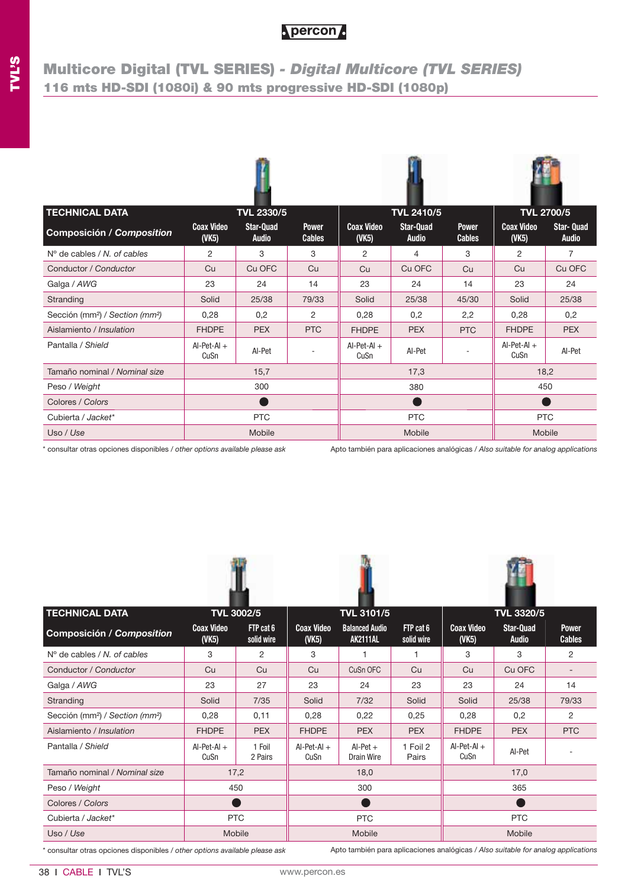# Multicore Digital (TVL SERIES) - *Digital Multicore (TVL SERIES)*

## 116 mts HD-SDI (1080i) & 90 mts progressive HD-SDI (1080p)

| TECHNICAL DATA | TVL 2330/5 | | | TVL 2410/5 | | | TVL 2700/5 | |
|---|---|---|---|---|---|---|---|---|
| **Composición / *Composition*** | Coax Video (VK5) | Star-Quad Audio | Power Cables | Coax Video (VK5) | Star-Quad Audio | Power Cables | Coax Video (VK5) | Star- Quad Audio |
| Nº de cables / *N. of cables* | 2 | 3 | 3 | 2 | 4 | 3 | 2 | 7 |
| Conductor / *Conductor* | Cu | Cu OFC | Cu | Cu | Cu OFC | Cu | Cu | Cu OFC |
| Galga / *AWG* | 23 | 24 | 14 | 23 | 24 | 14 | 23 | 24 |
| Stranding | Solid | 25/38 | 79/33 | Solid | 25/38 | 45/30 | Solid | 25/38 |
| Sección (mm²) / *Section (mm²)* | 0,28 | 0,2 | 2 | 0,28 | 0,2 | 2,2 | 0,28 | 0,2 |
| Aislamiento / *Insulation* | FHDPE | PEX | PTC | FHDPE | PEX | PTC | FHDPE | PEX |
| Pantalla / *Shield* | Al-Pet-Al + CuSn | Al-Pet | - | Al-Pet-Al + CuSn | Al-Pet | - | Al-Pet-Al + CuSn | Al-Pet |
| Tamaño nominal / *Nominal size* | 15,7 | | | 17,3 | | | 18,2 | |
| Peso / *Weight* | 300 | | | 380 | | | 450 | |
| Colores / *Colors* | ● | | | ● | | | ● | |
| Cubierta / *Jacket** | PTC | | | PTC | | | PTC | |
| Uso / *Use* | Mobile | | | Mobile | | | Mobile | |

\* consultar otras opciones disponibles / *other options available please ask*

Apto también para aplicaciones analógicas / *Also suitable for analog applications*

| TECHNICAL DATA | TVL 3002/5 | | TVL 3101/5 | | | TVL 3320/5 | | |
|---|---|---|---|---|---|---|---|---|
| **Composición / *Composition*** | Coax Video (VK5) | FTP cat 6 solid wire | Coax Video (VK5) | Balanced Audio AK2111AL | FTP cat 6 solid wire | Coax Video (VK5) | Star-Quad Audio | Power Cables |
| Nº de cables / *N. of cables* | 3 | 2 | 3 | 1 | 1 | 3 | 3 | 2 |
| Conductor / *Conductor* | Cu | Cu | Cu | CuSn OFC | Cu | Cu | Cu OFC | - |
| Galga / *AWG* | 23 | 27 | 23 | 24 | 23 | 23 | 24 | 14 |
| Stranding | Solid | 7/35 | Solid | 7/32 | Solid | Solid | 25/38 | 79/33 |
| Sección (mm²) / *Section (mm²)* | 0,28 | 0,11 | 0,28 | 0,22 | 0,25 | 0,28 | 0,2 | 2 |
| Aislamiento / *Insulation* | FHDPE | PEX | FHDPE | PEX | PEX | FHDPE | PEX | PTC |
| Pantalla / *Shield* | Al-Pet-Al + CuSn | 1 Foil 2 Pairs | Al-Pet-Al + CuSn | Al-Pet + Drain Wire | 1 Foil 2 Pairs | Al-Pet-Al + CuSn | Al-Pet | - |
| Tamaño nominal / *Nominal size* | 17,2 | | 18,0 | | | 17,0 | | |
| Peso / *Weight* | 450 | | 300 | | | 365 | | |
| Colores / *Colors* | ● | | ● | | | ● | | |
| Cubierta / *Jacket** | PTC | | PTC | | | PTC | | |
| Uso / *Use* | Mobile | | Mobile | | | Mobile | | |

\* consultar otras opciones disponibles / *other options available please ask*

Apto también para aplicaciones analógicas / *Also suitable for analog applications*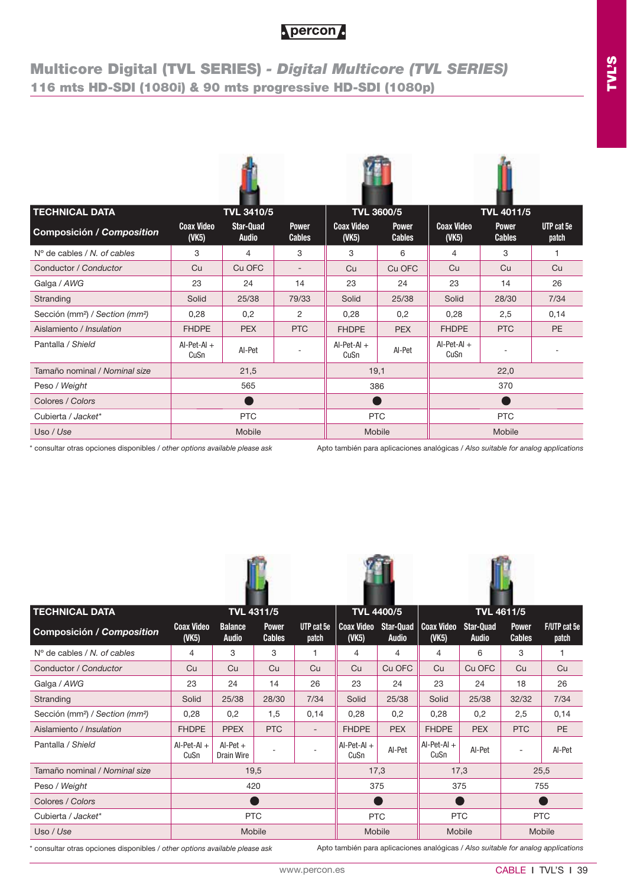# Multicore Digital (TVL SERIES) - *Digital Multicore (TVL SERIES)*

## 116 mts HD-SDI (1080i) & 90 mts progressive HD-SDI (1080p)

| TECHNICAL DATA | TVL 3410/5 | | | TVL 3600/5 | | TVL 4011/5 | | |
|---|---|---|---|---|---|---|---|---|
| **Composición / *Composition*** | Coax Video (VK5) | Star-Quad Audio | Power Cables | Coax Video (VK5) | Power Cables | Coax Video (VK5) | Power Cables | UTP cat 5e patch |
| Nº de cables / *N. of cables* | 3 | 4 | 3 | 3 | 6 | 4 | 3 | 1 |
| Conductor / *Conductor* | Cu | Cu OFC | - | Cu | Cu OFC | Cu | Cu | Cu |
| Galga / *AWG* | 23 | 24 | 14 | 23 | 24 | 23 | 14 | 26 |
| Stranding | Solid | 25/38 | 79/33 | Solid | 25/38 | Solid | 28/30 | 7/34 |
| Sección (mm²) / *Section (mm²)* | 0,28 | 0,2 | 2 | 0,28 | 0,2 | 0,28 | 2,5 | 0,14 |
| Aislamiento / *Insulation* | FHDPE | PEX | PTC | FHDPE | PEX | FHDPE | PTC | PE |
| Pantalla / *Shield* | Al-Pet-Al + CuSn | Al-Pet | - | Al-Pet-Al + CuSn | Al-Pet | Al-Pet-Al + CuSn | - | - |
| Tamaño nominal / *Nominal size* | 21,5 | | | 19,1 | | 22,0 | | |
| Peso / *Weight* | 565 | | | 386 | | 370 | | |
| Colores / *Colors* | ● | | | ● | | ● | | |
| Cubierta / *Jacket** | PTC | | | PTC | | PTC | | |
| Uso / *Use* | Mobile | | | Mobile | | Mobile | | |

\* consultar otras opciones disponibles / *other options available please ask*

Apto también para aplicaciones analógicas / *Also suitable for analog applications*

| TECHNICAL DATA | TVL 4311/5 | | | | TVL 4400/5 | | TVL 4611/5 | | | |
|---|---|---|---|---|---|---|---|---|---|---|
| **Composición / *Composition*** | Coax Video (VK5) | Balance Audio | Power Cables | UTP cat 5e patch | Coax Video (VK5) | Star-Quad Audio | Coax Video (VK5) | Star-Quad Audio | Power Cables | F/UTP cat 5e patch |
| Nº de cables / *N. of cables* | 4 | 3 | 3 | 1 | 4 | 4 | 4 | 6 | 3 | 1 |
| Conductor / *Conductor* | Cu | Cu | Cu | Cu | Cu | Cu OFC | Cu | Cu OFC | Cu | Cu |
| Galga / *AWG* | 23 | 24 | 14 | 26 | 23 | 24 | 23 | 24 | 18 | 26 |
| Stranding | Solid | 25/38 | 28/30 | 7/34 | Solid | 25/38 | Solid | 25/38 | 32/32 | 7/34 |
| Sección (mm²) / *Section (mm²)* | 0,28 | 0,2 | 1,5 | 0,14 | 0,28 | 0,2 | 0,28 | 0,2 | 2,5 | 0,14 |
| Aislamiento / *Insulation* | FHDPE | PPEX | PTC | - | FHDPE | PEX | FHDPE | PEX | PTC | PE |
| Pantalla / *Shield* | Al-Pet-Al + CuSn | Al-Pet + Drain Wire | - | - | Al-Pet-Al + CuSn | Al-Pet | Al-Pet-Al + CuSn | Al-Pet | - | Al-Pet |
| Tamaño nominal / *Nominal size* | 19,5 | | | | 17,3 | | 17,3 | | 25,5 | |
| Peso / *Weight* | 420 | | | | 375 | | 375 | | 755 | |
| Colores / *Colors* | ● | | | | ● | | ● | | ● | |
| Cubierta / *Jacket** | PTC | | | | PTC | | PTC | | PTC | |
| Uso / *Use* | Mobile | | | | Mobile | | Mobile | | Mobile | |

\* consultar otras opciones disponibles / *other options available please ask*

Apto también para aplicaciones analógicas / *Also suitable for analog applications*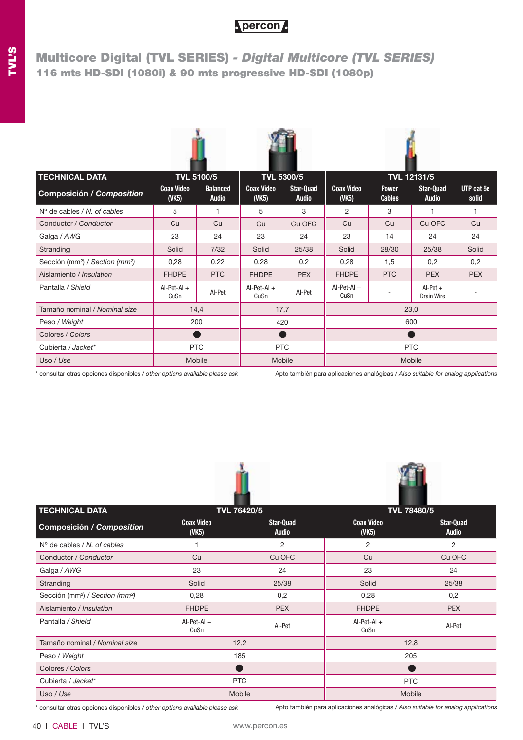# Multicore Digital (TVL SERIES) - *Digital Multicore (TVL SERIES)*

## 116 mts HD-SDI (1080i) & 90 mts progressive HD-SDI (1080p)

| TECHNICAL DATA | TVL 5100/5 | | TVL 5300/5 | | TVL 12131/5 | | | |
|---|---|---|---|---|---|---|---|---|
| **Composición / *Composition*** | Coax Video (VK5) | Balanced Audio | Coax Video (VK5) | Star-Quad Audio | Coax Video (VK5) | Power Cables | Star-Quad Audio | UTP cat 5e solid |
| Nº de cables / *N. of cables* | 5 | 1 | 5 | 3 | 2 | 3 | 1 | 1 |
| Conductor / *Conductor* | Cu | Cu | Cu | Cu OFC | Cu | Cu | Cu OFC | Cu |
| Galga / *AWG* | 23 | 24 | 23 | 24 | 23 | 14 | 24 | 24 |
| Stranding | Solid | 7/32 | Solid | 25/38 | Solid | 28/30 | 25/38 | Solid |
| Sección (mm²) / *Section (mm²)* | 0,28 | 0,22 | 0,28 | 0,2 | 0,28 | 1,5 | 0,2 | 0,2 |
| Aislamiento / *Insulation* | FHDPE | PTC | FHDPE | PEX | FHDPE | PTC | PEX | PEX |
| Pantalla / *Shield* | Al-Pet-Al + CuSn | Al-Pet | Al-Pet-Al + CuSn | Al-Pet | Al-Pet-Al + CuSn | - | Al-Pet + Drain Wire | - |
| Tamaño nominal / *Nominal size* | 14,4 | | 17,7 | | 23,0 | | | |
| Peso / *Weight* | 200 | | 420 | | 600 | | | |
| Colores / *Colors* | ● | | ● | | ● | | | |
| Cubierta / *Jacket\** | PTC | | PTC | | PTC | | | |
| Uso / *Use* | Mobile | | Mobile | | Mobile | | | |

\* consultar otras opciones disponibles / *other options available please ask*

Apto también para aplicaciones analógicas / *Also suitable for analog applications*

| TECHNICAL DATA | TVL 76420/5 | | TVL 78480/5 | |
|---|---|---|---|---|
| **Composición / *Composition*** | Coax Video (VK5) | Star-Quad Audio | Coax Video (VK5) | Star-Quad Audio |
| Nº de cables / *N. of cables* | 1 | 2 | 2 | 2 |
| Conductor / *Conductor* | Cu | Cu OFC | Cu | Cu OFC |
| Galga / *AWG* | 23 | 24 | 23 | 24 |
| Stranding | Solid | 25/38 | Solid | 25/38 |
| Sección (mm²) / *Section (mm²)* | 0,28 | 0,2 | 0,28 | 0,2 |
| Aislamiento / *Insulation* | FHDPE | PEX | FHDPE | PEX |
| Pantalla / *Shield* | Al-Pet-Al + CuSn | Al-Pet | Al-Pet-Al + CuSn | Al-Pet |
| Tamaño nominal / *Nominal size* | 12,2 | | 12,8 | |
| Peso / *Weight* | 185 | | 205 | |
| Colores / *Colors* | ● | | ● | |
| Cubierta / *Jacket\** | PTC | | PTC | |
| Uso / *Use* | Mobile | | Mobile | |

\* consultar otras opciones disponibles / *other options available please ask*

Apto también para aplicaciones analógicas / *Also suitable for analog applications*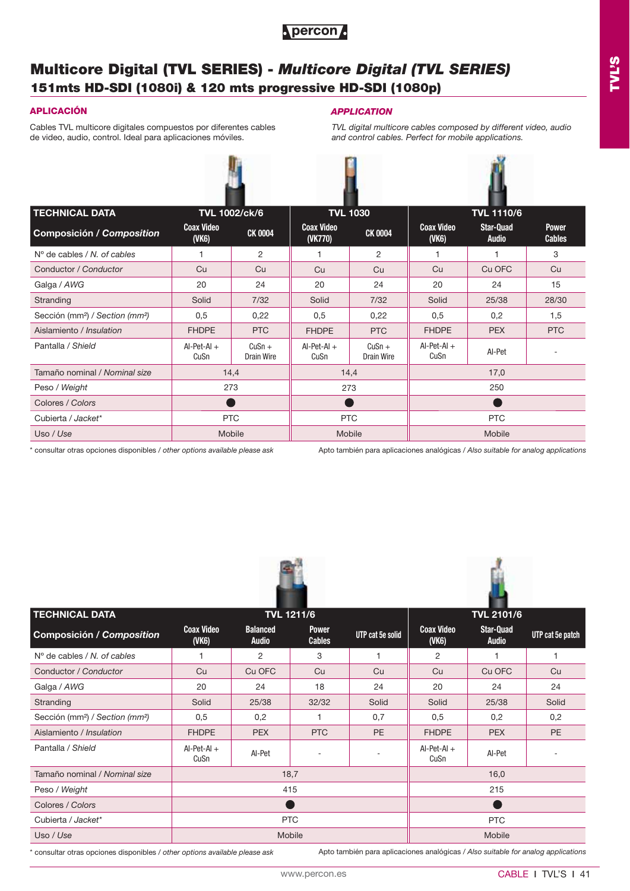# Multicore Digital (TVL SERIES) - *Multicore Digital (TVL SERIES)*

## 151mts HD-SDI (1080i) & 120 mts progressive HD-SDI (1080p)

**APLICACIÓN**

Cables TVL multicore digitales compuestos por diferentes cables de video, audio, control. Ideal para aplicaciones móviles.

***APPLICATION***

*TVL digital multicore cables composed by different video, audio and control cables. Perfect for mobile applications.*

| TECHNICAL DATA | TVL 1002/ck/6 | | TVL 1030 | | TVL 1110/6 | | |
|---|---|---|---|---|---|---|---|
| **Composición / *Composition*** | Coax Video (VK6) | CK 0004 | Coax Video (VK770) | CK 0004 | Coax Video (VK6) | Star-Quad Audio | Power Cables |
| Nº de cables / *N. of cables* | 1 | 2 | 1 | 2 | 1 | 1 | 3 |
| Conductor / *Conductor* | Cu | Cu | Cu | Cu | Cu | Cu OFC | Cu |
| Galga / *AWG* | 20 | 24 | 20 | 24 | 20 | 24 | 15 |
| Stranding | Solid | 7/32 | Solid | 7/32 | Solid | 25/38 | 28/30 |
| Sección (mm²) / *Section (mm²)* | 0,5 | 0,22 | 0,5 | 0,22 | 0,5 | 0,2 | 1,5 |
| Aislamiento / *Insulation* | FHDPE | PTC | FHDPE | PTC | FHDPE | PEX | PTC |
| Pantalla / *Shield* | Al-Pet-Al + CuSn | CuSn + Drain Wire | Al-Pet-Al + CuSn | CuSn + Drain Wire | Al-Pet-Al + CuSn | Al-Pet | - |
| Tamaño nominal / *Nominal size* | 14,4 | | 14,4 | | 17,0 | | |
| Peso / *Weight* | 273 | | 273 | | 250 | | |
| Colores / *Colors* | ● | | ● | | ● | | |
| Cubierta / *Jacket** | PTC | | PTC | | PTC | | |
| Uso / *Use* | Mobile | | Mobile | | Mobile | | |

\* consultar otras opciones disponibles / *other options available please ask*

Apto también para aplicaciones analógicas / *Also suitable for analog applications*

| TECHNICAL DATA | TVL 1211/6 | | | | TVL 2101/6 | | |
|---|---|---|---|---|---|---|---|
| **Composición / *Composition*** | Coax Video (VK6) | Balanced Audio | Power Cables | UTP cat 5e solid | Coax Video (VK6) | Star-Quad Audio | UTP cat 5e patch |
| Nº de cables / *N. of cables* | 1 | 2 | 3 | 1 | 2 | 1 | 1 |
| Conductor / *Conductor* | Cu | Cu OFC | Cu | Cu | Cu | Cu OFC | Cu |
| Galga / *AWG* | 20 | 24 | 18 | 24 | 20 | 24 | 24 |
| Stranding | Solid | 25/38 | 32/32 | Solid | Solid | 25/38 | Solid |
| Sección (mm²) / *Section (mm²)* | 0,5 | 0,2 | 1 | 0,7 | 0,5 | 0,2 | 0,2 |
| Aislamiento / *Insulation* | FHDPE | PEX | PTC | PE | FHDPE | PEX | PE |
| Pantalla / *Shield* | Al-Pet-Al + CuSn | Al-Pet | - | - | Al-Pet-Al + CuSn | Al-Pet | - |
| Tamaño nominal / *Nominal size* | 18,7 | | | | 16,0 | | |
| Peso / *Weight* | 415 | | | | 215 | | |
| Colores / *Colors* | ● | | | | ● | | |
| Cubierta / *Jacket** | PTC | | | | PTC | | |
| Uso / *Use* | Mobile | | | | Mobile | | |

\* consultar otras opciones disponibles / *other options available please ask*

Apto también para aplicaciones analógicas / *Also suitable for analog applications*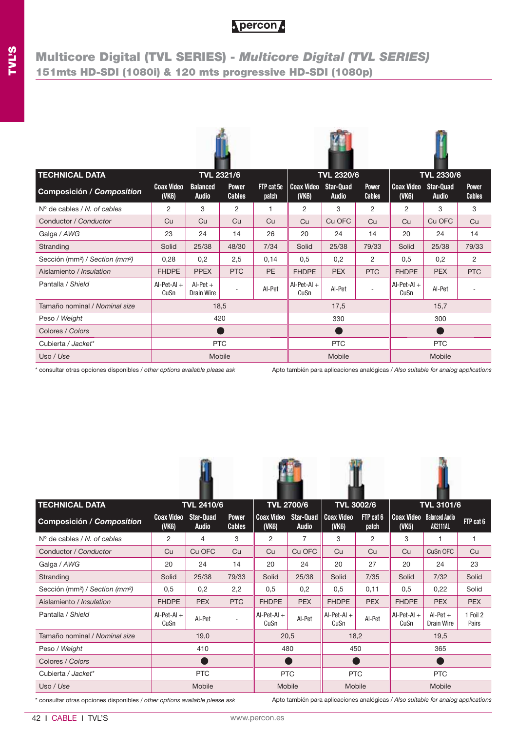# Multicore Digital (TVL SERIES) - *Multicore Digital (TVL SERIES)*

## 151mts HD-SDI (1080i) & 120 mts progressive HD-SDI (1080p)

| TECHNICAL DATA | TVL 2321/6 | | | | TVL 2320/6 | | | TVL 2330/6 | | |
|---|---|---|---|---|---|---|---|---|---|---|
| **Composición / *Composition*** | Coax Video (VK6) | Balanced Audio | Power Cables | FTP cat 5e patch | Coax Video (VK6) | Star-Quad Audio | Power Cables | Coax Video (VK6) | Star-Quad Audio | Power Cables |
| Nº de cables / *N. of cables* | 2 | 3 | 2 | 1 | 2 | 3 | 2 | 2 | 3 | 3 |
| Conductor / *Conductor* | Cu | Cu | Cu | Cu | Cu | Cu OFC | Cu | Cu | Cu OFC | Cu |
| Galga / *AWG* | 23 | 24 | 14 | 26 | 20 | 24 | 14 | 20 | 24 | 14 |
| Stranding | Solid | 25/38 | 48/30 | 7/34 | Solid | 25/38 | 79/33 | Solid | 25/38 | 79/33 |
| Sección (mm²) / *Section (mm²)* | 0,28 | 0,2 | 2,5 | 0,14 | 0,5 | 0,2 | 2 | 0,5 | 0,2 | 2 |
| Aislamiento / *Insulation* | FHDPE | PPEX | PTC | PE | FHDPE | PEX | PTC | FHDPE | PEX | PTC |
| Pantalla / *Shield* | Al-Pet-Al + CuSn | Al-Pet + Drain Wire | - | Al-Pet | Al-Pet-Al + CuSn | Al-Pet | - | Al-Pet-Al + CuSn | Al-Pet | - |
| Tamaño nominal / *Nominal size* | 18,5 | | | | 17,5 | | | 15,7 | | |
| Peso / *Weight* | 420 | | | | 330 | | | 300 | | |
| Colores / *Colors* | ● | | | | ● | | | ● | | |
| Cubierta / *Jacket** | PTC | | | | PTC | | | PTC | | |
| Uso / *Use* | Mobile | | | | Mobile | | | Mobile | | |

\* consultar otras opciones disponibles / *other options available please ask*

Apto también para aplicaciones analógicas / *Also suitable for analog applications*

| TECHNICAL DATA | TVL 2410/6 | | | TVL 2700/6 | | TVL 3002/6 | | TVL 3101/6 | | |
|---|---|---|---|---|---|---|---|---|---|---|
| **Composición / *Composition*** | Coax Video (VK6) | Star-Quad Audio | Power Cables | Coax Video (VK6) | Star-Quad Audio | Coax Video (VK6) | FTP cat 6 patch | Coax Video (VK5) | Balanced Audio AK2111AL | FTP cat 6 |
| Nº de cables / *N. of cables* | 2 | 4 | 3 | 2 | 7 | 3 | 2 | 3 | 1 | 1 |
| Conductor / *Conductor* | Cu | Cu OFC | Cu | Cu | Cu OFC | Cu | Cu | Cu | CuSn OFC | Cu |
| Galga / *AWG* | 20 | 24 | 14 | 20 | 24 | 20 | 27 | 20 | 24 | 23 |
| Stranding | Solid | 25/38 | 79/33 | Solid | 25/38 | Solid | 7/35 | Solid | 7/32 | Solid |
| Sección (mm²) / *Section (mm²)* | 0,5 | 0,2 | 2,2 | 0,5 | 0,2 | 0,5 | 0,11 | 0,5 | 0,22 | Solid |
| Aislamiento / *Insulation* | FHDPE | PEX | PTC | FHDPE | PEX | FHDPE | PEX | FHDPE | PEX | PEX |
| Pantalla / *Shield* | Al-Pet-Al + CuSn | Al-Pet | - | Al-Pet-Al + CuSn | Al-Pet | Al-Pet-Al + CuSn | Al-Pet | Al-Pet-Al + CuSn | Al-Pet + Drain Wire | 1 Foil 2 Pairs |
| Tamaño nominal / *Nominal size* | 19,0 | | | 20,5 | | 18,2 | | 19,5 | | |
| Peso / *Weight* | 410 | | | 480 | | 450 | | 365 | | |
| Colores / *Colors* | ● | | | ● | | ● | | ● | | |
| Cubierta / *Jacket** | PTC | | | PTC | | PTC | | PTC | | |
| Uso / *Use* | Mobile | | | Mobile | | Mobile | | Mobile | | |

\* consultar otras opciones disponibles / *other options available please ask*

Apto también para aplicaciones analógicas / *Also suitable for analog applications*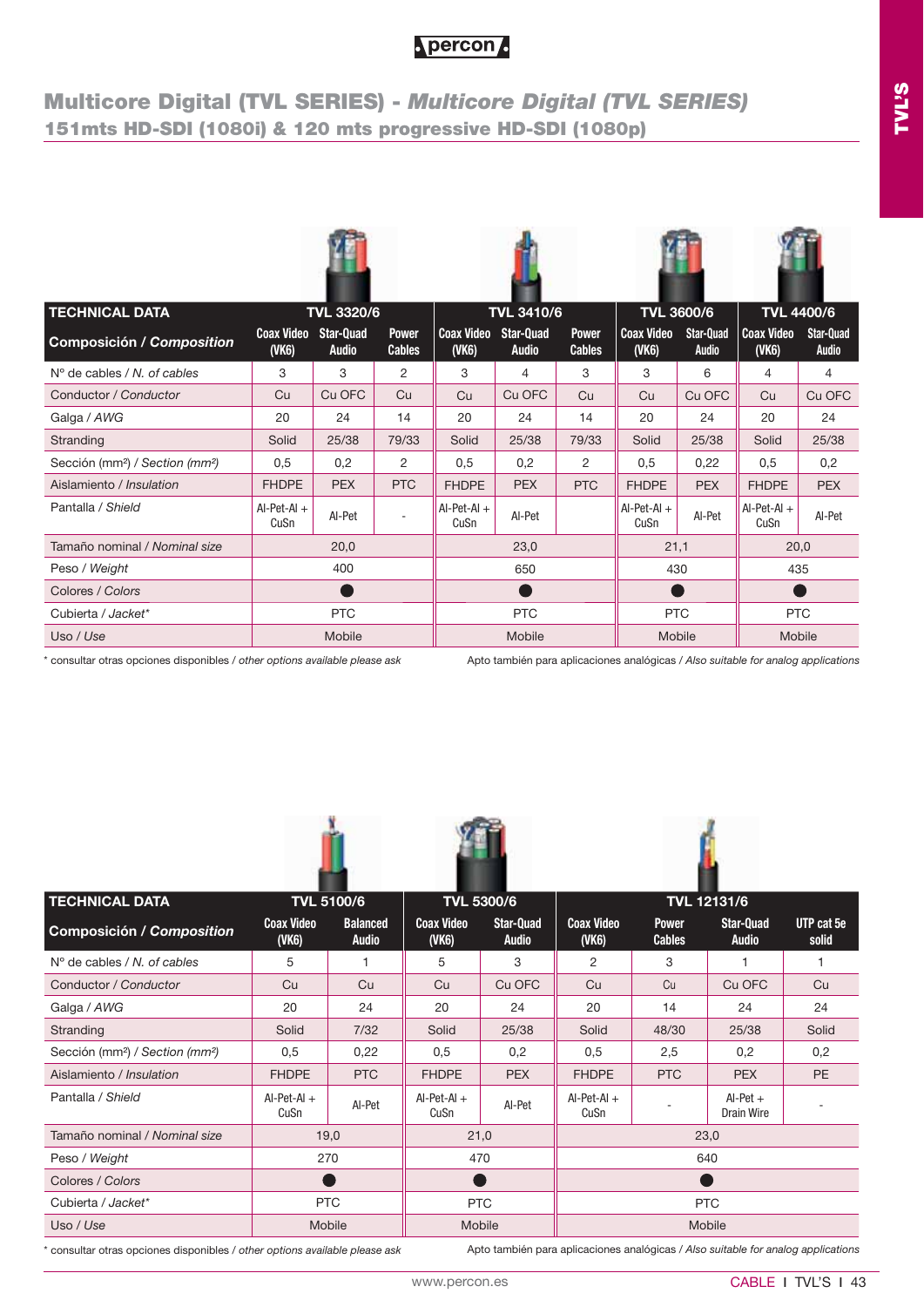# Multicore Digital (TVL SERIES) - *Multicore Digital (TVL SERIES)*

## 151mts HD-SDI (1080i) & 120 mts progressive HD-SDI (1080p)

| TECHNICAL DATA | TVL 3320/6 | | | TVL 3410/6 | | | TVL 3600/6 | | TVL 4400/6 | |
|---|---|---|---|---|---|---|---|---|---|---|
| **Composición / Composition** | Coax Video (VK6) | Star-Quad Audio | Power Cables | Coax Video (VK6) | Star-Quad Audio | Power Cables | Coax Video (VK6) | Star-Quad Audio | Coax Video (VK6) | Star-Quad Audio |
| Nº de cables / *N. of cables* | 3 | 3 | 2 | 3 | 4 | 3 | 3 | 6 | 4 | 4 |
| Conductor / *Conductor* | Cu | Cu OFC | Cu | Cu | Cu OFC | Cu | Cu | Cu OFC | Cu | Cu OFC |
| Galga / *AWG* | 20 | 24 | 14 | 20 | 24 | 14 | 20 | 24 | 20 | 24 |
| Stranding | Solid | 25/38 | 79/33 | Solid | 25/38 | 79/33 | Solid | 25/38 | Solid | 25/38 |
| Sección (mm²) / *Section (mm²)* | 0,5 | 0,2 | 2 | 0,5 | 0,2 | 2 | 0,5 | 0,22 | 0,5 | 0,2 |
| Aislamiento / *Insulation* | FHDPE | PEX | PTC | FHDPE | PEX | PTC | FHDPE | PEX | FHDPE | PEX |
| Pantalla / *Shield* | Al-Pet-Al + CuSn | Al-Pet | - | Al-Pet-Al + CuSn | Al-Pet | | Al-Pet-Al + CuSn | Al-Pet | Al-Pet-Al + CuSn | Al-Pet |
| Tamaño nominal / *Nominal size* | 20,0 | | | 23,0 | | | 21,1 | | 20,0 | |
| Peso / *Weight* | 400 | | | 650 | | | 430 | | 435 | |
| Colores / *Colors* | ● | | | ● | | | ● | | ● | |
| Cubierta / *Jacket** | PTC | | | PTC | | | PTC | | PTC | |
| Uso / *Use* | Mobile | | | Mobile | | | Mobile | | Mobile | |

\* consultar otras opciones disponibles / *other options available please ask*

Apto también para aplicaciones analógicas / *Also suitable for analog applications*

| TECHNICAL DATA | TVL 5100/6 | | TVL 5300/6 | | TVL 12131/6 | | | |
|---|---|---|---|---|---|---|---|---|
| **Composición / Composition** | Coax Video (VK6) | Balanced Audio | Coax Video (VK6) | Star-Quad Audio | Coax Video (VK6) | Power Cables | Star-Quad Audio | UTP cat 5e solid |
| Nº de cables / *N. of cables* | 5 | 1 | 5 | 3 | 2 | 3 | 1 | 1 |
| Conductor / *Conductor* | Cu | Cu | Cu | Cu OFC | Cu | Cu | Cu OFC | Cu |
| Galga / *AWG* | 20 | 24 | 20 | 24 | 20 | 14 | 24 | 24 |
| Stranding | Solid | 7/32 | Solid | 25/38 | Solid | 48/30 | 25/38 | Solid |
| Sección (mm²) / *Section (mm²)* | 0,5 | 0,22 | 0,5 | 0,2 | 0,5 | 2,5 | 0,2 | 0,2 |
| Aislamiento / *Insulation* | FHDPE | PTC | FHDPE | PEX | FHDPE | PTC | PEX | PE |
| Pantalla / *Shield* | Al-Pet-Al + CuSn | Al-Pet | Al-Pet-Al + CuSn | Al-Pet | Al-Pet-Al + CuSn | - | Al-Pet + Drain Wire | - |
| Tamaño nominal / *Nominal size* | 19,0 | | 21,0 | | 23,0 | | | |
| Peso / *Weight* | 270 | | 470 | | 640 | | | |
| Colores / *Colors* | ● | | ● | | ● | | | |
| Cubierta / *Jacket** | PTC | | PTC | | PTC | | | |
| Uso / *Use* | Mobile | | Mobile | | Mobile | | | |

\* consultar otras opciones disponibles / *other options available please ask*

Apto también para aplicaciones analógicas / *Also suitable for analog applications*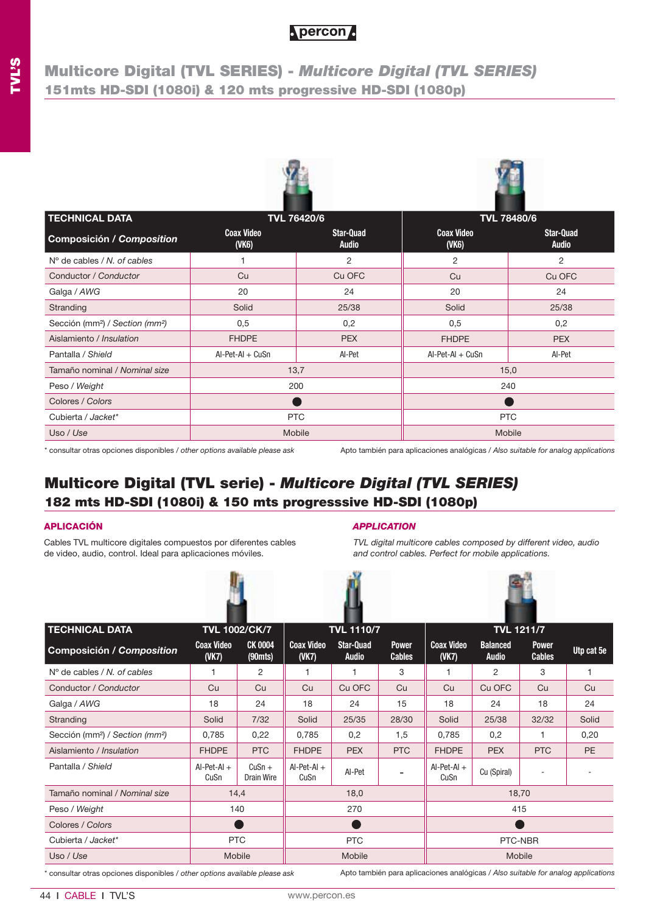# Multicore Digital (TVL SERIES) - *Multicore Digital (TVL SERIES)*

## 151mts HD-SDI (1080i) & 120 mts progressive HD-SDI (1080p)

| TECHNICAL DATA | TVL 76420/6 | | TVL 78480/6 | |
|---|---|---|---|---|
| **Composición / Composition** | Coax Video (VK6) | Star-Quad Audio | Coax Video (VK6) | Star-Quad Audio |
| Nº de cables / *N. of cables* | 1 | 2 | 2 | 2 |
| Conductor / *Conductor* | Cu | Cu OFC | Cu | Cu OFC |
| Galga / *AWG* | 20 | 24 | 20 | 24 |
| Stranding | Solid | 25/38 | Solid | 25/38 |
| Sección (mm²) / *Section (mm²)* | 0,5 | 0,2 | 0,5 | 0,2 |
| Aislamiento / *Insulation* | FHDPE | PEX | FHDPE | PEX |
| Pantalla / *Shield* | Al-Pet-Al + CuSn | Al-Pet | Al-Pet-Al + CuSn | Al-Pet |
| Tamaño nominal / *Nominal size* | 13,7 | | 15,0 | |
| Peso / *Weight* | 200 | | 240 | |
| Colores / *Colors* | ● | | ● | |
| Cubierta / *Jacket** | PTC | | PTC | |
| Uso / *Use* | Mobile | | Mobile | |

\* consultar otras opciones disponibles / *other options available please ask*

Apto también para aplicaciones analógicas / *Also suitable for analog applications*

# Multicore Digital (TVL serie) - *Multicore Digital (TVL SERIES)*

## 182 mts HD-SDI (1080i) & 150 mts progresssive HD-SDI (1080p)

### APLICACIÓN

Cables TVL multicore digitales compuestos por diferentes cables de video, audio, control. Ideal para aplicaciones móviles.

### *APPLICATION*

*TVL digital multicore cables composed by different video, audio and control cables. Perfect for mobile applications.*

| TECHNICAL DATA | TVL 1002/CK/7 | | TVL 1110/7 | | | TVL 1211/7 | | | |
|---|---|---|---|---|---|---|---|---|---|
| **Composición / Composition** | Coax Video (VK7) | CK 0004 (90mts) | Coax Video (VK7) | Star-Quad Audio | Power Cables | Coax Video (VK7) | Balanced Audio | Power Cables | Utp cat 5e |
| Nº de cables / *N. of cables* | 1 | 2 | 1 | 1 | 3 | 1 | 2 | 3 | 1 |
| Conductor / *Conductor* | Cu | Cu | Cu | Cu OFC | Cu | Cu | Cu OFC | Cu | Cu |
| Galga / *AWG* | 18 | 24 | 18 | 24 | 15 | 18 | 24 | 18 | 24 |
| Stranding | Solid | 7/32 | Solid | 25/35 | 28/30 | Solid | 25/38 | 32/32 | Solid |
| Sección (mm²) / *Section (mm²)* | 0,785 | 0,22 | 0,785 | 0,2 | 1,5 | 0,785 | 0,2 | 1 | 0,20 |
| Aislamiento / *Insulation* | FHDPE | PTC | FHDPE | PEX | PTC | FHDPE | PEX | PTC | PE |
| Pantalla / *Shield* | Al-Pet-Al + CuSn | CuSn + Drain Wire | Al-Pet-Al + CuSn | Al-Pet | - | Al-Pet-Al + CuSn | Cu (Spiral) | - | - |
| Tamaño nominal / *Nominal size* | 14,4 | | 18,0 | | | 18,70 | | | |
| Peso / *Weight* | 140 | | 270 | | | 415 | | | |
| Colores / *Colors* | ● | | ● | | | ● | | | |
| Cubierta / *Jacket** | PTC | | PTC | | | PTC-NBR | | | |
| Uso / *Use* | Mobile | | Mobile | | | Mobile | | | |

\* consultar otras opciones disponibles / *other options available please ask*

Apto también para aplicaciones analógicas / *Also suitable for analog applications*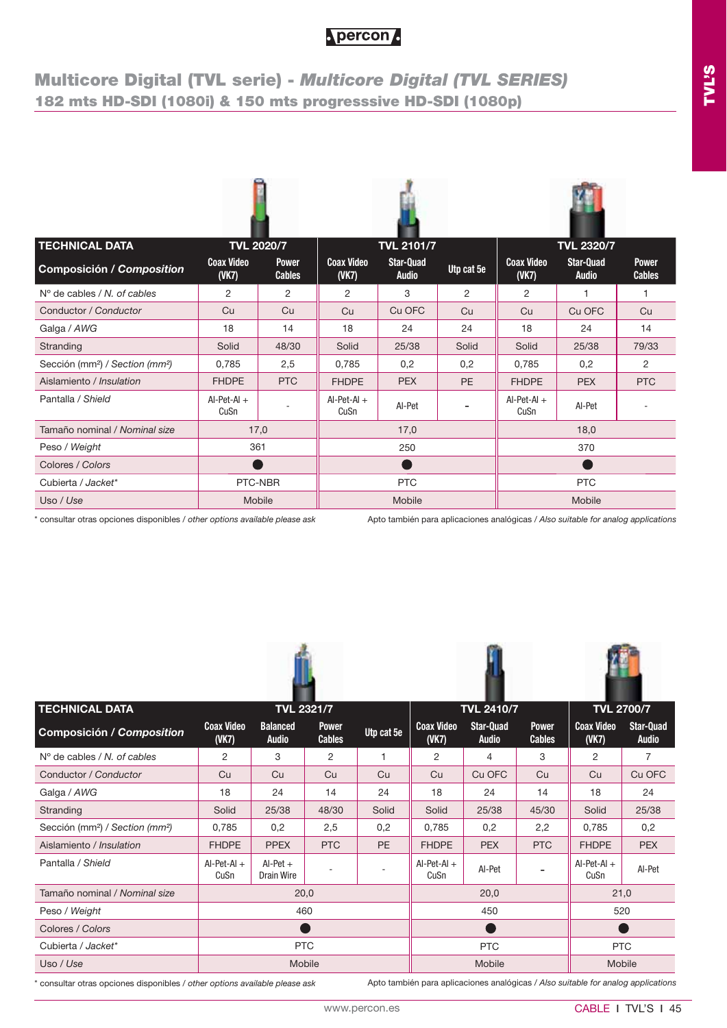# Multicore Digital (TVL serie) - *Multicore Digital (TVL SERIES)*

## 182 mts HD-SDI (1080i) & 150 mts progresssive HD-SDI (1080p)

| TECHNICAL DATA | TVL 2020/7 | | TVL 2101/7 | | | TVL 2320/7 | | |
|---|---|---|---|---|---|---|---|---|
| Composición / *Composition* | Coax Video (VK7) | Power Cables | Coax Video (VK7) | Star-Quad Audio | Utp cat 5e | Coax Video (VK7) | Star-Quad Audio | Power Cables |
| Nº de cables / *N. of cables* | 2 | 2 | 2 | 3 | 2 | 2 | 1 | 1 |
| Conductor / *Conductor* | Cu | Cu | Cu | Cu OFC | Cu | Cu | Cu OFC | Cu |
| Galga / *AWG* | 18 | 14 | 18 | 24 | 24 | 18 | 24 | 14 |
| Stranding | Solid | 48/30 | Solid | 25/38 | Solid | Solid | 25/38 | 79/33 |
| Sección (mm²) / *Section (mm²)* | 0,785 | 2,5 | 0,785 | 0,2 | 0,2 | 0,785 | 0,2 | 2 |
| Aislamiento / *Insulation* | FHDPE | PTC | FHDPE | PEX | PE | FHDPE | PEX | PTC |
| Pantalla / *Shield* | Al-Pet-Al + CuSn | - | Al-Pet-Al + CuSn | Al-Pet | - | Al-Pet-Al + CuSn | Al-Pet | - |
| Tamaño nominal / *Nominal size* | 17,0 | | 17,0 | | | 18,0 | | |
| Peso / *Weight* | 361 | | 250 | | | 370 | | |
| Colores / *Colors* | ● | | ● | | | ● | | |
| Cubierta / *Jacket** | PTC-NBR | | PTC | | | PTC | | |
| Uso / *Use* | Mobile | | Mobile | | | Mobile | | |

\* consultar otras opciones disponibles / *other options available please ask*

Apto también para aplicaciones analógicas / *Also suitable for analog applications*

| TECHNICAL DATA | TVL 2321/7 | | | | TVL 2410/7 | | | TVL 2700/7 | |
|---|---|---|---|---|---|---|---|---|---|
| Composición / *Composition* | Coax Video (VK7) | Balanced Audio | Power Cables | Utp cat 5e | Coax Video (VK7) | Star-Quad Audio | Power Cables | Coax Video (VK7) | Star-Quad Audio |
| Nº de cables / *N. of cables* | 2 | 3 | 2 | 1 | 2 | 4 | 3 | 2 | 7 |
| Conductor / *Conductor* | Cu | Cu | Cu | Cu | Cu | Cu OFC | Cu | Cu | Cu OFC |
| Galga / *AWG* | 18 | 24 | 14 | 24 | 18 | 24 | 14 | 18 | 24 |
| Stranding | Solid | 25/38 | 48/30 | Solid | Solid | 25/38 | 45/30 | Solid | 25/38 |
| Sección (mm²) / *Section (mm²)* | 0,785 | 0,2 | 2,5 | 0,2 | 0,785 | 0,2 | 2,2 | 0,785 | 0,2 |
| Aislamiento / *Insulation* | FHDPE | PPEX | PTC | PE | FHDPE | PEX | PTC | FHDPE | PEX |
| Pantalla / *Shield* | Al-Pet-Al + CuSn | Al-Pet + Drain Wire | - | - | Al-Pet-Al + CuSn | Al-Pet | - | Al-Pet-Al + CuSn | Al-Pet |
| Tamaño nominal / *Nominal size* | 20,0 | | | | 20,0 | | | 21,0 | |
| Peso / *Weight* | 460 | | | | 450 | | | 520 | |
| Colores / *Colors* | ● | | | | ● | | | ● | |
| Cubierta / *Jacket** | PTC | | | | PTC | | | PTC | |
| Uso / *Use* | Mobile | | | | Mobile | | | Mobile | |

\* consultar otras opciones disponibles / *other options available please ask*

Apto también para aplicaciones analógicas / *Also suitable for analog applications*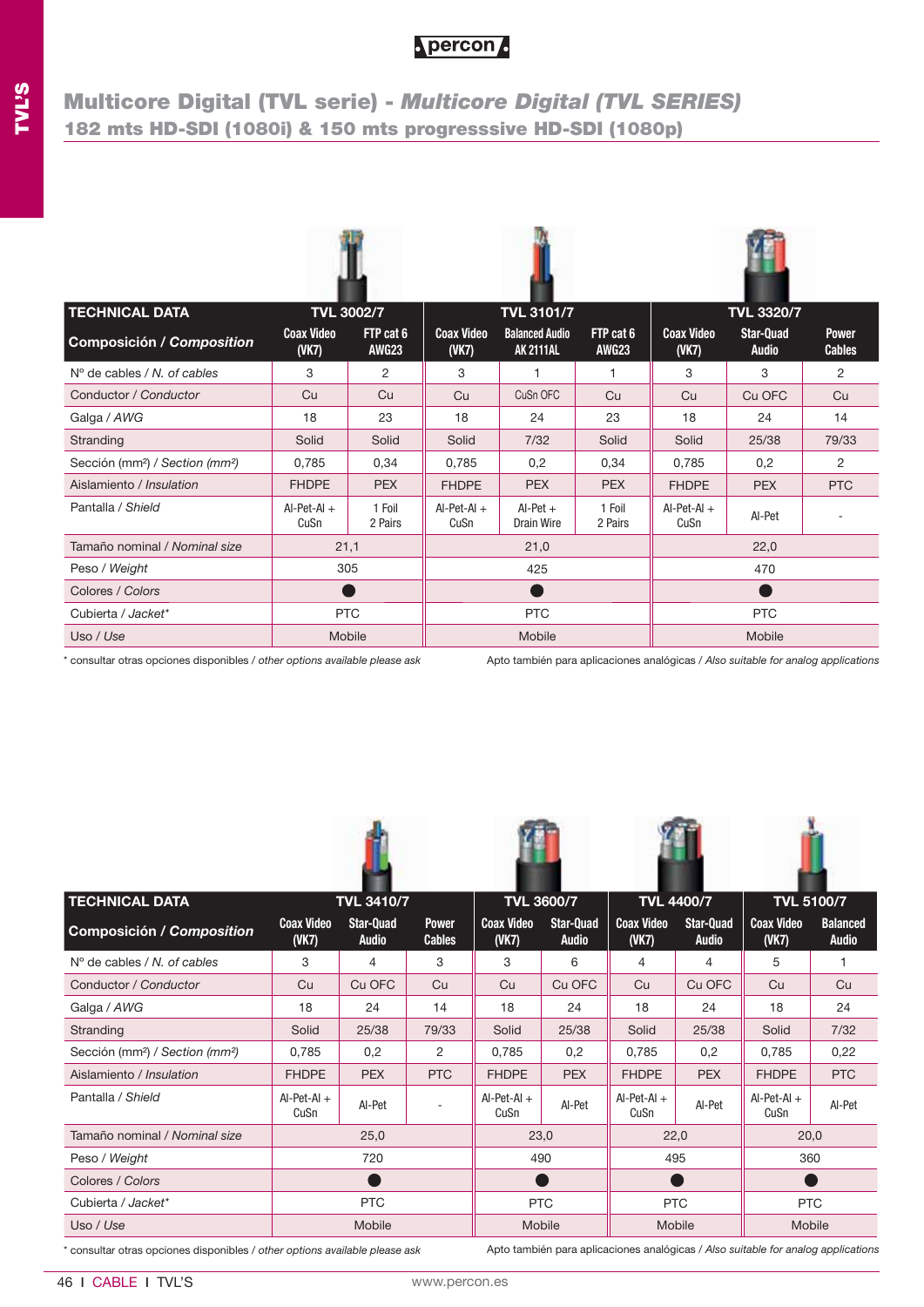# Multicore Digital (TVL serie) - *Multicore Digital (TVL SERIES)*

## 182 mts HD-SDI (1080i) & 150 mts progresssive HD-SDI (1080p)

| TECHNICAL DATA | TVL 3002/7 | | TVL 3101/7 | | | TVL 3320/7 | | |
|---|---|---|---|---|---|---|---|---|
| **Composición / *Composition*** | Coax Video (VK7) | FTP cat 6 AWG23 | Coax Video (VK7) | Balanced Audio AK 2111AL | FTP cat 6 AWG23 | Coax Video (VK7) | Star-Quad Audio | Power Cables |
| Nº de cables / *N. of cables* | 3 | 2 | 3 | 1 | 1 | 3 | 3 | 2 |
| Conductor / *Conductor* | Cu | Cu | Cu | CuSn OFC | Cu | Cu | Cu OFC | Cu |
| Galga / *AWG* | 18 | 23 | 18 | 24 | 23 | 18 | 24 | 14 |
| Stranding | Solid | Solid | Solid | 7/32 | Solid | Solid | 25/38 | 79/33 |
| Sección (mm²) / *Section (mm²)* | 0,785 | 0,34 | 0,785 | 0,2 | 0,34 | 0,785 | 0,2 | 2 |
| Aislamiento / *Insulation* | FHDPE | PEX | FHDPE | PEX | PEX | FHDPE | PEX | PTC |
| Pantalla / *Shield* | Al-Pet-Al + CuSn | 1 Foil 2 Pairs | Al-Pet-Al + CuSn | Al-Pet + Drain Wire | 1 Foil 2 Pairs | Al-Pet-Al + CuSn | Al-Pet | - |
| Tamaño nominal / *Nominal size* | 21,1 | | 21,0 | | | 22,0 | | |
| Peso / *Weight* | 305 | | 425 | | | 470 | | |
| Colores / *Colors* | ● | | ● | | | ● | | |
| Cubierta / *Jacket\** | PTC | | PTC | | | PTC | | |
| Uso / *Use* | Mobile | | Mobile | | | Mobile | | |

\* consultar otras opciones disponibles / *other options available please ask*

Apto también para aplicaciones analógicas / *Also suitable for analog applications*

| TECHNICAL DATA | TVL 3410/7 | | | TVL 3600/7 | | TVL 4400/7 | | TVL 5100/7 | |
|---|---|---|---|---|---|---|---|---|---|
| **Composición / *Composition*** | Coax Video (VK7) | Star-Quad Audio | Power Cables | Coax Video (VK7) | Star-Quad Audio | Coax Video (VK7) | Star-Quad Audio | Coax Video (VK7) | Balanced Audio |
| Nº de cables / *N. of cables* | 3 | 4 | 3 | 3 | 6 | 4 | 4 | 5 | 1 |
| Conductor / *Conductor* | Cu | Cu OFC | Cu | Cu | Cu OFC | Cu | Cu OFC | Cu | Cu |
| Galga / *AWG* | 18 | 24 | 14 | 18 | 24 | 18 | 24 | 18 | 24 |
| Stranding | Solid | 25/38 | 79/33 | Solid | 25/38 | Solid | 25/38 | Solid | 7/32 |
| Sección (mm²) / *Section (mm²)* | 0,785 | 0,2 | 2 | 0,785 | 0,2 | 0,785 | 0,2 | 0,785 | 0,22 |
| Aislamiento / *Insulation* | FHDPE | PEX | PTC | FHDPE | PEX | FHDPE | PEX | FHDPE | PTC |
| Pantalla / *Shield* | Al-Pet-Al + CuSn | Al-Pet | - | Al-Pet-Al + CuSn | Al-Pet | Al-Pet-Al + CuSn | Al-Pet | Al-Pet-Al + CuSn | Al-Pet |
| Tamaño nominal / *Nominal size* | 25,0 | | | 23,0 | | 22,0 | | 20,0 | |
| Peso / *Weight* | 720 | | | 490 | | 495 | | 360 | |
| Colores / *Colors* | ● | | | ● | | ● | | ● | |
| Cubierta / *Jacket\** | PTC | | | PTC | | PTC | | PTC | |
| Uso / *Use* | Mobile | | | Mobile | | Mobile | | Mobile | |

\* consultar otras opciones disponibles / *other options available please ask*

Apto también para aplicaciones analógicas / *Also suitable for analog applications*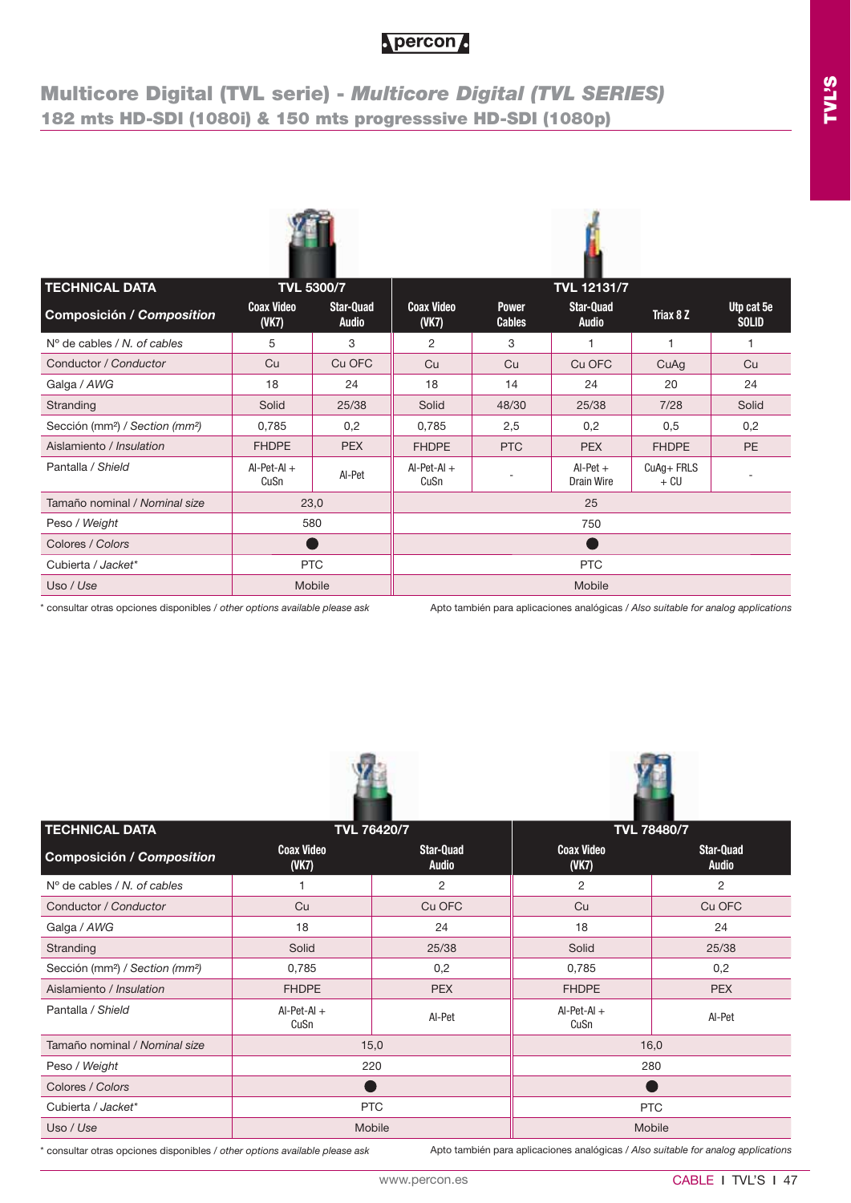# Multicore Digital (TVL serie) - *Multicore Digital (TVL SERIES)*

## 182 mts HD-SDI (1080i) & 150 mts progresssive HD-SDI (1080p)

| TECHNICAL DATA | TVL 5300/7 | | TVL 12131/7 | | | | |
|---|---|---|---|---|---|---|---|
| **Composición / *Composition*** | Coax Video (VK7) | Star-Quad Audio | Coax Video (VK7) | Power Cables | Star-Quad Audio | Triax 8 Z | Utp cat 5e SOLID |
| Nº de cables / *N. of cables* | 5 | 3 | 2 | 3 | 1 | 1 | 1 |
| Conductor / *Conductor* | Cu | Cu OFC | Cu | Cu | Cu OFC | CuAg | Cu |
| Galga / *AWG* | 18 | 24 | 18 | 14 | 24 | 20 | 24 |
| Stranding | Solid | 25/38 | Solid | 48/30 | 25/38 | 7/28 | Solid |
| Sección (mm²) / *Section (mm²)* | 0,785 | 0,2 | 0,785 | 2,5 | 0,2 | 0,5 | 0,2 |
| Aislamiento / *Insulation* | FHDPE | PEX | FHDPE | PTC | PEX | FHDPE | PE |
| Pantalla / *Shield* | Al-Pet-Al + CuSn | Al-Pet | Al-Pet-Al + CuSn | - | Al-Pet + Drain Wire | CuAg+ FRLS + CU | - |
| Tamaño nominal / *Nominal size* | 23,0 | | 25 | | | | |
| Peso / *Weight* | 580 | | 750 | | | | |
| Colores / *Colors* | ● | | ● | | | | |
| Cubierta / *Jacket** | PTC | | PTC | | | | |
| Uso / *Use* | Mobile | | Mobile | | | | |

\* consultar otras opciones disponibles / *other options available please ask*

Apto también para aplicaciones analógicas / *Also suitable for analog applications*

| TECHNICAL DATA | TVL 76420/7 | | TVL 78480/7 | |
|---|---|---|---|---|
| **Composición / *Composition*** | Coax Video (VK7) | Star-Quad Audio | Coax Video (VK7) | Star-Quad Audio |
| Nº de cables / *N. of cables* | 1 | 2 | 2 | 2 |
| Conductor / *Conductor* | Cu | Cu OFC | Cu | Cu OFC |
| Galga / *AWG* | 18 | 24 | 18 | 24 |
| Stranding | Solid | 25/38 | Solid | 25/38 |
| Sección (mm²) / *Section (mm²)* | 0,785 | 0,2 | 0,785 | 0,2 |
| Aislamiento / *Insulation* | FHDPE | PEX | FHDPE | PEX |
| Pantalla / *Shield* | Al-Pet-Al + CuSn | Al-Pet | Al-Pet-Al + CuSn | Al-Pet |
| Tamaño nominal / *Nominal size* | 15,0 | | 16,0 | |
| Peso / *Weight* | 220 | | 280 | |
| Colores / *Colors* | ● | | ● | |
| Cubierta / *Jacket** | PTC | | PTC | |
| Uso / *Use* | Mobile | | Mobile | |

\* consultar otras opciones disponibles / *other options available please ask*

Apto también para aplicaciones analógicas / *Also suitable for analog applications*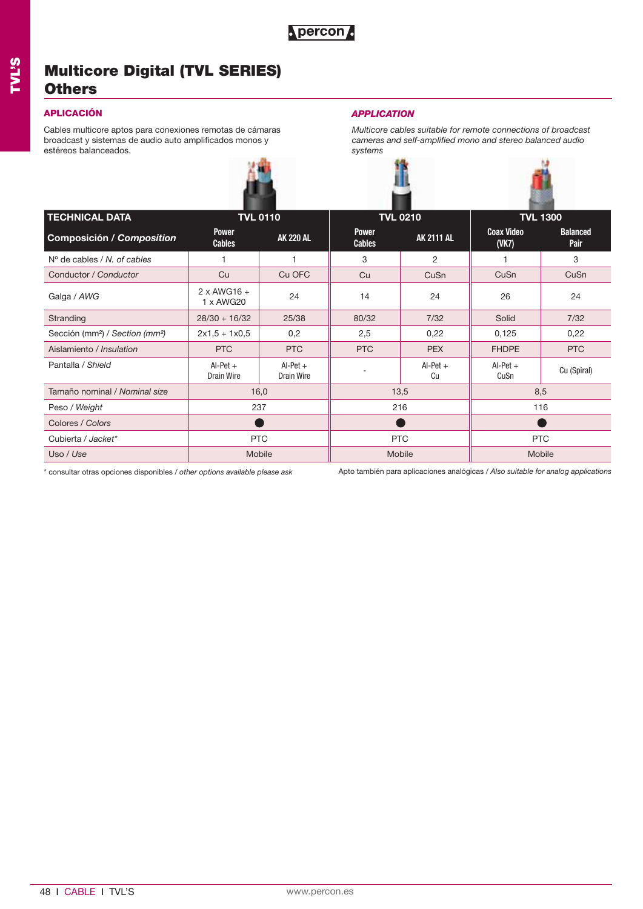# Multicore Digital (TVL SERIES) Others

## APLICACIÓN

Cables multicore aptos para conexiones remotas de cámaras broadcast y sistemas de audio auto amplificados monos y estéreos balanceados.

## *APPLICATION*

*Multicore cables suitable for remote connections of broadcast cameras and self-amplified mono and stereo balanced audio systems*

| TECHNICAL DATA | TVL 0110 | | TVL 0210 | | TVL 1300 | |
|---|---|---|---|---|---|---|
| **Composición / *Composition*** | **Power Cables** | **AK 220 AL** | **Power Cables** | **AK 2111 AL** | **Coax Video (VK7)** | **Balanced Pair** |
| Nº de cables / *N. of cables* | 1 | 1 | 3 | 2 | 1 | 3 |
| Conductor / *Conductor* | Cu | Cu OFC | Cu | CuSn | CuSn | CuSn |
| Galga / *AWG* | 2 x AWG16 + 1 x AWG20 | 24 | 14 | 24 | 26 | 24 |
| Stranding | 28/30 + 16/32 | 25/38 | 80/32 | 7/32 | Solid | 7/32 |
| Sección (mm²) / *Section (mm²)* | 2x1,5 + 1x0,5 | 0,2 | 2,5 | 0,22 | 0,125 | 0,22 |
| Aislamiento / *Insulation* | PTC | PTC | PTC | PEX | FHDPE | PTC |
| Pantalla / *Shield* | Al-Pet + Drain Wire | Al-Pet + Drain Wire | - | Al-Pet + Cu | Al-Pet + CuSn | Cu (Spiral) |
| Tamaño nominal / *Nominal size* | 16,0 | | 13,5 | | 8,5 | |
| Peso / *Weight* | 237 | | 216 | | 116 | |
| Colores / *Colors* | ● | | ● | | ● | |
| Cubierta / *Jacket** | PTC | | PTC | | PTC | |
| Uso / *Use* | Mobile | | Mobile | | Mobile | |

\* consultar otras opciones disponibles / *other options available please ask*

Apto también para aplicaciones analógicas / *Also suitable for analog applications*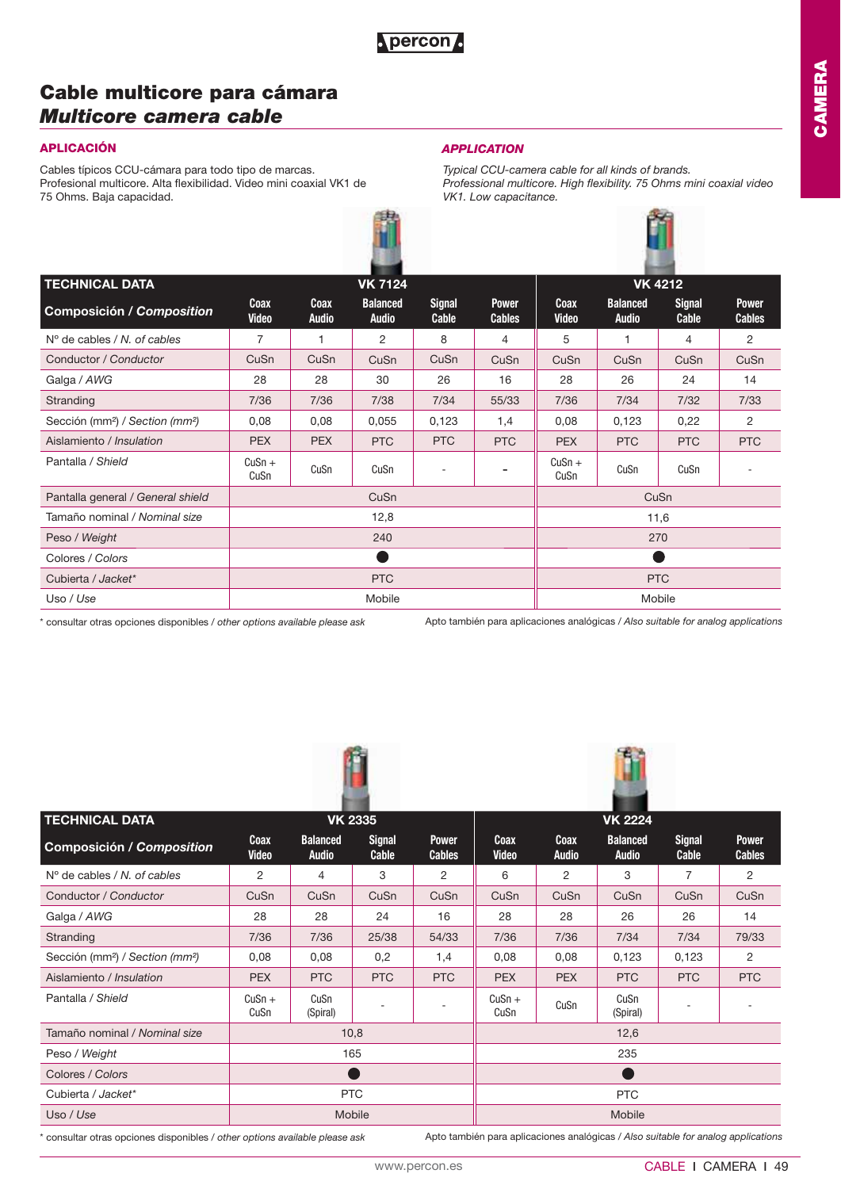# Cable multicore para cámara
## *Multicore camera cable*

### APLICACIÓN

Cables típicos CCU-cámara para todo tipo de marcas. Profesional multicore. Alta flexibilidad. Video mini coaxial VK1 de 75 Ohms. Baja capacidad.

### *APPLICATION*

*Typical CCU-camera cable for all kinds of brands. Professional multicore. High flexibility. 75 Ohms mini coaxial video VK1. Low capacitance.*

| TECHNICAL DATA | VK 7124 | | | | | VK 4212 | | | |
|---|---|---|---|---|---|---|---|---|---|
| **Composición / *Composition*** | Coax Video | Coax Audio | Balanced Audio | Signal Cable | Power Cables | Coax Video | Balanced Audio | Signal Cable | Power Cables |
| Nº de cables / *N. of cables* | 7 | 1 | 2 | 8 | 4 | 5 | 1 | 4 | 2 |
| Conductor / *Conductor* | CuSn | CuSn | CuSn | CuSn | CuSn | CuSn | CuSn | CuSn | CuSn |
| Galga / *AWG* | 28 | 28 | 30 | 26 | 16 | 28 | 26 | 24 | 14 |
| Stranding | 7/36 | 7/36 | 7/38 | 7/34 | 55/33 | 7/36 | 7/34 | 7/32 | 7/33 |
| Sección (mm²) / *Section (mm²)* | 0,08 | 0,08 | 0,055 | 0,123 | 1,4 | 0,08 | 0,123 | 0,22 | 2 |
| Aislamiento / *Insulation* | PEX | PEX | PTC | PTC | PTC | PEX | PTC | PTC | PTC |
| Pantalla / *Shield* | CuSn + CuSn | CuSn | CuSn | - | - | CuSn + CuSn | CuSn | CuSn | - |
| Pantalla general / *General shield* | CuSn | | | | | CuSn | | | |
| Tamaño nominal / *Nominal size* | 12,8 | | | | | 11,6 | | | |
| Peso / *Weight* | 240 | | | | | 270 | | | |
| Colores / *Colors* | ● | | | | | ● | | | |
| Cubierta / *Jacket** | PTC | | | | | PTC | | | |
| Uso / *Use* | Mobile | | | | | Mobile | | | |

\* consultar otras opciones disponibles / *other options available please ask*

Apto también para aplicaciones analógicas / *Also suitable for analog applications*

| TECHNICAL DATA | VK 2335 | | | | VK 2224 | | | | |
|---|---|---|---|---|---|---|---|---|---|
| **Composición / *Composition*** | Coax Video | Balanced Audio | Signal Cable | Power Cables | Coax Video | Coax Audio | Balanced Audio | Signal Cable | Power Cables |
| Nº de cables / *N. of cables* | 2 | 4 | 3 | 2 | 6 | 2 | 3 | 7 | 2 |
| Conductor / *Conductor* | CuSn | CuSn | CuSn | CuSn | CuSn | CuSn | CuSn | CuSn | CuSn |
| Galga / *AWG* | 28 | 28 | 24 | 16 | 28 | 28 | 26 | 26 | 14 |
| Stranding | 7/36 | 7/36 | 25/38 | 54/33 | 7/36 | 7/36 | 7/34 | 7/34 | 79/33 |
| Sección (mm²) / *Section (mm²)* | 0,08 | 0,08 | 0,2 | 1,4 | 0,08 | 0,08 | 0,123 | 0,123 | 2 |
| Aislamiento / *Insulation* | PEX | PTC | PTC | PTC | PEX | PEX | PTC | PTC | PTC |
| Pantalla / *Shield* | CuSn + CuSn | CuSn (Spiral) | - | - | CuSn + CuSn | CuSn | CuSn (Spiral) | - | - |
| Tamaño nominal / *Nominal size* | 10,8 | | | | 12,6 | | | | |
| Peso / *Weight* | 165 | | | | 235 | | | | |
| Colores / *Colors* | ● | | | | ● | | | | |
| Cubierta / *Jacket** | PTC | | | | PTC | | | | |
| Uso / *Use* | Mobile | | | | Mobile | | | | |

\* consultar otras opciones disponibles / *other options available please ask*

Apto también para aplicaciones analógicas / *Also suitable for analog applications*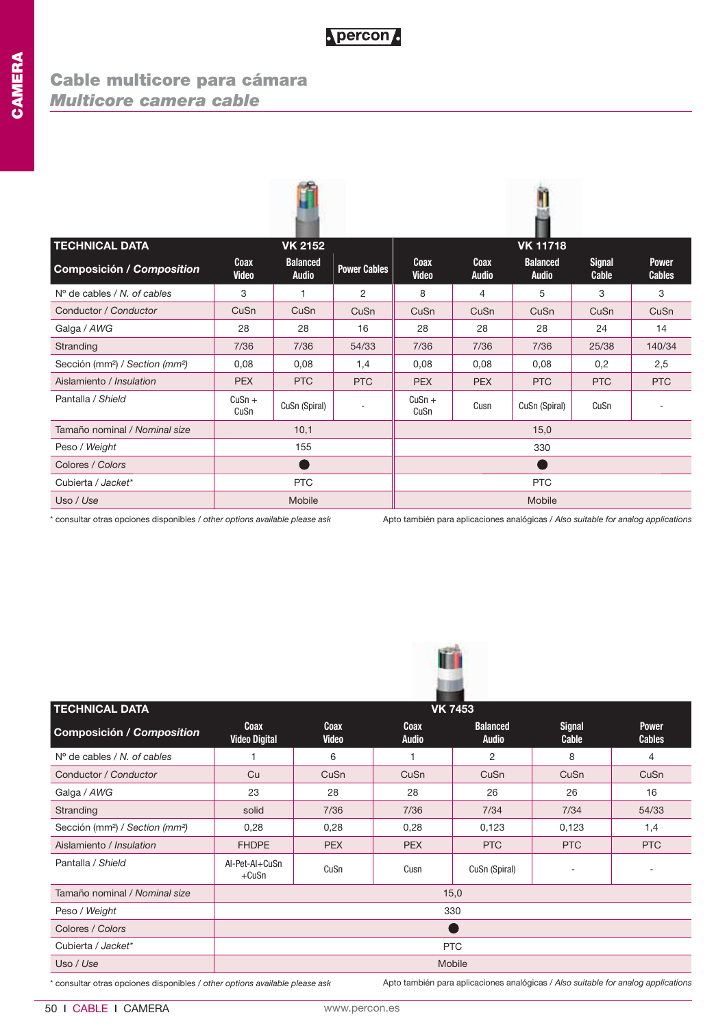# Cable multicore para cámara
## *Multicore camera cable*

| TECHNICAL DATA | VK 2152 | | | VK 11718 | | | | |
|---|---|---|---|---|---|---|---|---|
| **Composición / *Composition*** | Coax Video | Balanced Audio | Power Cables | Coax Video | Coax Audio | Balanced Audio | Signal Cable | Power Cables |
| Nº de cables / *N. of cables* | 3 | 1 | 2 | 8 | 4 | 5 | 3 | 3 |
| Conductor / *Conductor* | CuSn | CuSn | CuSn | CuSn | CuSn | CuSn | CuSn | CuSn |
| Galga / *AWG* | 28 | 28 | 16 | 28 | 28 | 28 | 24 | 14 |
| Stranding | 7/36 | 7/36 | 54/33 | 7/36 | 7/36 | 7/36 | 25/38 | 140/34 |
| Sección (mm²) / *Section (mm²)* | 0,08 | 0,08 | 1,4 | 0,08 | 0,08 | 0,08 | 0,2 | 2,5 |
| Aislamiento / *Insulation* | PEX | PTC | PTC | PEX | PEX | PTC | PTC | PTC |
| Pantalla / *Shield* | CuSn + CuSn | CuSn (Spiral) | - | CuSn + CuSn | Cusn | CuSn (Spiral) | CuSn | - |
| Tamaño nominal / *Nominal size* | 10,1 | | | 15,0 | | | | |
| Peso / *Weight* | 155 | | | 330 | | | | |
| Colores / *Colors* | ● | | | ● | | | | |
| Cubierta / *Jacket** | PTC | | | PTC | | | | |
| Uso / *Use* | Mobile | | | Mobile | | | | |

\* consultar otras opciones disponibles / *other options available please ask*

Apto también para aplicaciones analógicas / *Also suitable for analog applications*

| TECHNICAL DATA | VK 7453 | | | | | |
|---|---|---|---|---|---|---|
| **Composición / *Composition*** | Coax Video Digital | Coax Video | Coax Audio | Balanced Audio | Signal Cable | Power Cables |
| Nº de cables / *N. of cables* | 1 | 6 | 1 | 2 | 8 | 4 |
| Conductor / *Conductor* | Cu | CuSn | CuSn | CuSn | CuSn | CuSn |
| Galga / *AWG* | 23 | 28 | 28 | 26 | 26 | 16 |
| Stranding | solid | 7/36 | 7/36 | 7/34 | 7/34 | 54/33 |
| Sección (mm²) / *Section (mm²)* | 0,28 | 0,28 | 0,28 | 0,123 | 0,123 | 1,4 |
| Aislamiento / *Insulation* | FHDPE | PEX | PEX | PTC | PTC | PTC |
| Pantalla / *Shield* | Al-Pet-Al+CuSn +CuSn | CuSn | Cusn | CuSn (Spiral) | - | - |
| Tamaño nominal / *Nominal size* | 15,0 | | | | | |
| Peso / *Weight* | 330 | | | | | |
| Colores / *Colors* | ● | | | | | |
| Cubierta / *Jacket** | PTC | | | | | |
| Uso / *Use* | Mobile | | | | | |

\* consultar otras opciones disponibles / *other options available please ask*

Apto también para aplicaciones analógicas / *Also suitable for analog applications*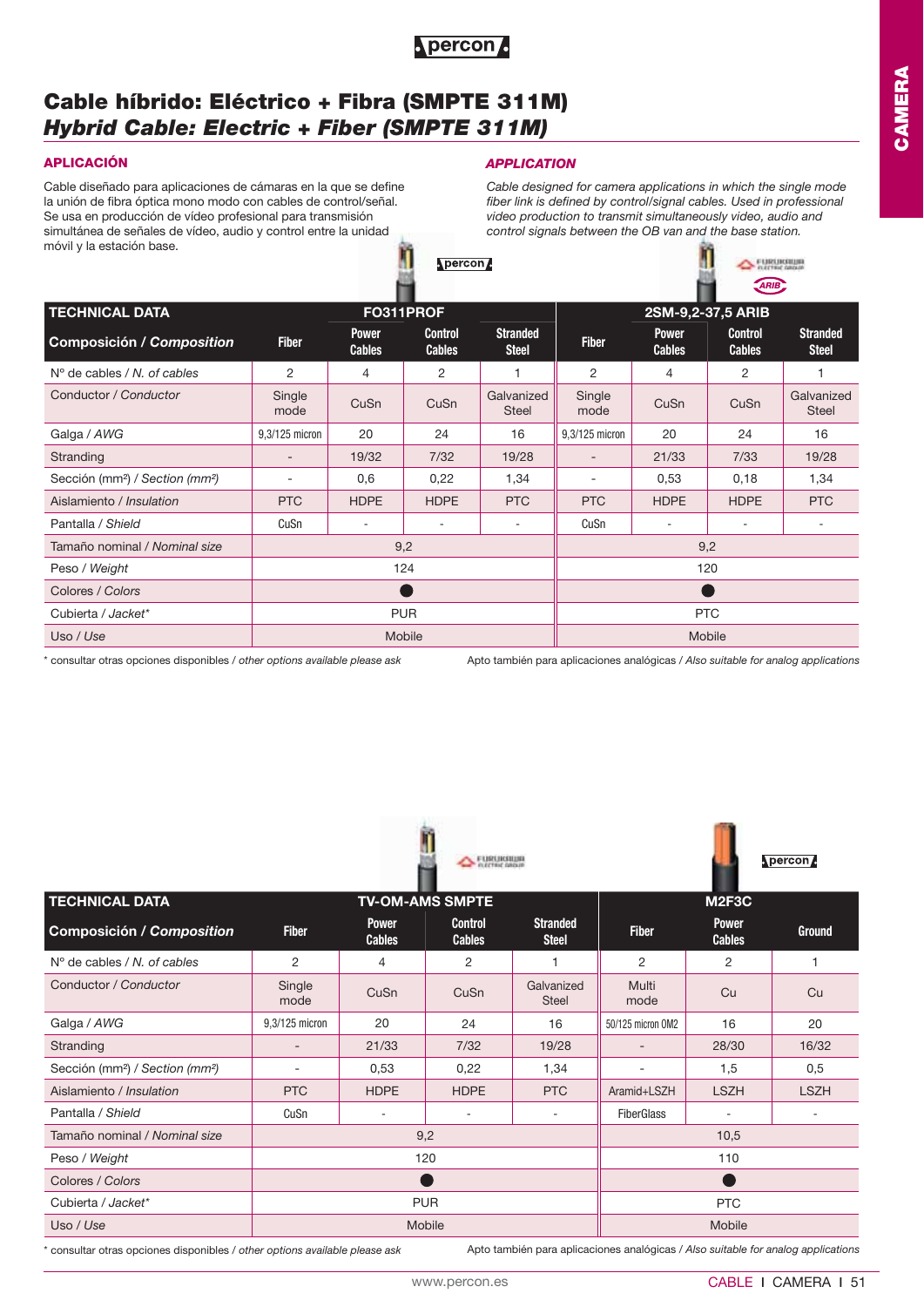# Cable híbrido: Eléctrico + Fibra (SMPTE 311M)
## *Hybrid Cable: Electric + Fiber (SMPTE 311M)*

### APLICACIÓN

Cable diseñado para aplicaciones de cámaras en la que se define la unión de fibra óptica mono modo con cables de control/señal. Se usa en producción de vídeo profesional para transmisión simultánea de señales de vídeo, audio y control entre la unidad móvil y la estación base.

### *APPLICATION*

*Cable designed for camera applications in which the single mode fiber link is defined by control/signal cables. Used in professional video production to transmit simultaneously video, audio and control signals between the OB van and the base station.*

| TECHNICAL DATA | FO311PROF | | | | 2SM-9,2-37,5 ARIB | | | |
|---|---|---|---|---|---|---|---|---|
| **Composición / *Composition*** | Fiber | Power Cables | Control Cables | Stranded Steel | Fiber | Power Cables | Control Cables | Stranded Steel |
| Nº de cables / *N. of cables* | 2 | 4 | 2 | 1 | 2 | 4 | 2 | 1 |
| Conductor / *Conductor* | Single mode | CuSn | CuSn | Galvanized Steel | Single mode | CuSn | CuSn | Galvanized Steel |
| Galga / *AWG* | 9,3/125 micron | 20 | 24 | 16 | 9,3/125 micron | 20 | 24 | 16 |
| Stranding | - | 19/32 | 7/32 | 19/28 | - | 21/33 | 7/33 | 19/28 |
| Sección (mm²) / *Section (mm²)* | - | 0,6 | 0,22 | 1,34 | - | 0,53 | 0,18 | 1,34 |
| Aislamiento / *Insulation* | PTC | HDPE | HDPE | PTC | PTC | HDPE | HDPE | PTC |
| Pantalla / *Shield* | CuSn | - | - | - | CuSn | - | - | - |
| Tamaño nominal / *Nominal size* | 9,2 | | | | 9,2 | | | |
| Peso / *Weight* | 124 | | | | 120 | | | |
| Colores / *Colors* | ● | | | | ● | | | |
| Cubierta / *Jacket** | PUR | | | | PTC | | | |
| Uso / *Use* | Mobile | | | | Mobile | | | |

\* consultar otras opciones disponibles / *other options available please ask*

Apto también para aplicaciones analógicas / *Also suitable for analog applications*

| TECHNICAL DATA | TV-OM-AMS SMPTE | | | | M2F3C | | |
|---|---|---|---|---|---|---|---|
| **Composición / *Composition*** | Fiber | Power Cables | Control Cables | Stranded Steel | Fiber | Power Cables | Ground |
| Nº de cables / *N. of cables* | 2 | 4 | 2 | 1 | 2 | 2 | 1 |
| Conductor / *Conductor* | Single mode | CuSn | CuSn | Galvanized Steel | Multi mode | Cu | Cu |
| Galga / *AWG* | 9,3/125 micron | 20 | 24 | 16 | 50/125 micron OM2 | 16 | 20 |
| Stranding | - | 21/33 | 7/32 | 19/28 | - | 28/30 | 16/32 |
| Sección (mm²) / *Section (mm²)* | - | 0,53 | 0,22 | 1,34 | - | 1,5 | 0,5 |
| Aislamiento / *Insulation* | PTC | HDPE | HDPE | PTC | Aramid+LSZH | LSZH | LSZH |
| Pantalla / *Shield* | CuSn | - | - | - | FiberGlass | - | - |
| Tamaño nominal / *Nominal size* | 9,2 | | | | 10,5 | | |
| Peso / *Weight* | 120 | | | | 110 | | |
| Colores / *Colors* | ● | | | | ● | | |
| Cubierta / *Jacket** | PUR | | | | PTC | | |
| Uso / *Use* | Mobile | | | | Mobile | | |

\* consultar otras opciones disponibles / *other options available please ask*

Apto también para aplicaciones analógicas / *Also suitable for analog applications*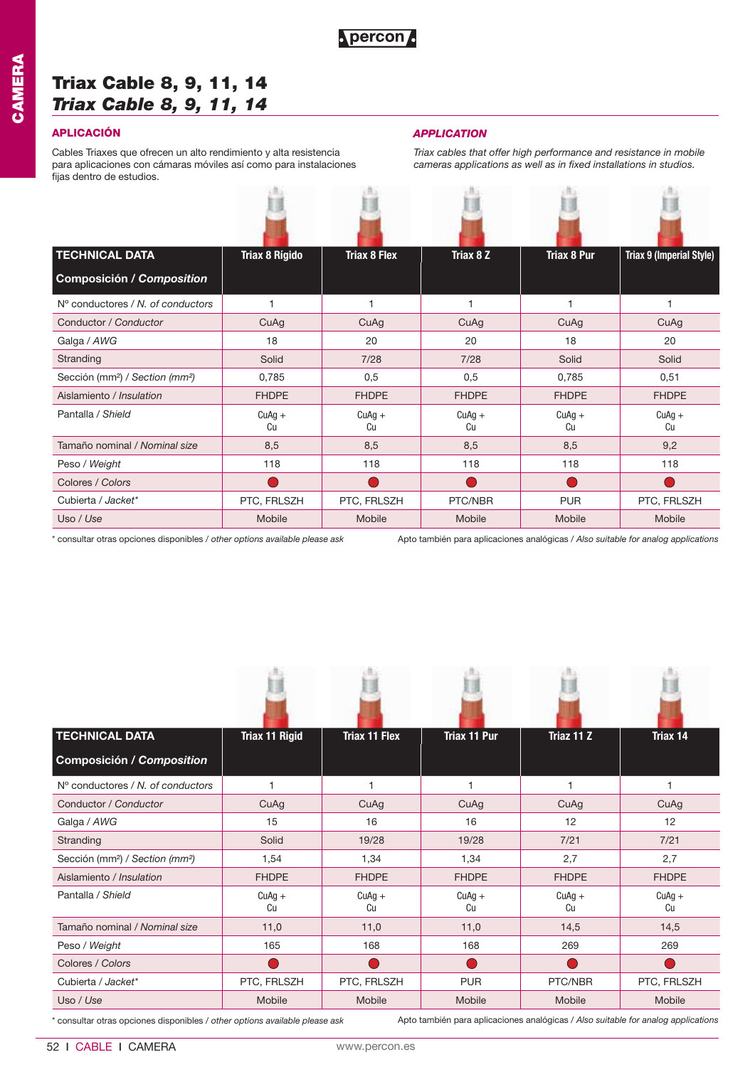# Triax Cable 8, 9, 11, 14

# *Triax Cable 8, 9, 11, 14*

### APLICACIÓN

Cables Triaxes que ofrecen un alto rendimiento y alta resistencia para aplicaciones con cámaras móviles así como para instalaciones fijas dentro de estudios.

### *APPLICATION*

*Triax cables that offer high performance and resistance in mobile cameras applications as well as in fixed installations in studios.*

| TECHNICAL DATA<br>Composición / *Composition* | Triax 8 Rígido | Triax 8 Flex | Triax 8 Z | Triax 8 Pur | Triax 9 (Imperial Style) |
|---|---|---|---|---|---|
| Nº conductores / *N. of conductors* | 1 | 1 | 1 | 1 | 1 |
| Conductor / *Conductor* | CuAg | CuAg | CuAg | CuAg | CuAg |
| Galga / *AWG* | 18 | 20 | 20 | 18 | 20 |
| Stranding | Solid | 7/28 | 7/28 | Solid | Solid |
| Sección (mm²) / *Section (mm²)* | 0,785 | 0,5 | 0,5 | 0,785 | 0,51 |
| Aislamiento / *Insulation* | FHDPE | FHDPE | FHDPE | FHDPE | FHDPE |
| Pantalla / *Shield* | CuAg + Cu | CuAg + Cu | CuAg + Cu | CuAg + Cu | CuAg + Cu |
| Tamaño nominal / *Nominal size* | 8,5 | 8,5 | 8,5 | 8,5 | 9,2 |
| Peso / *Weight* | 118 | 118 | 118 | 118 | 118 |
| Colores / *Colors* | ● | ● | ● | ● | ● |
| Cubierta / *Jacket** | PTC, FRLSZH | PTC, FRLSZH | PTC/NBR | PUR | PTC, FRLSZH |
| Uso / *Use* | Mobile | Mobile | Mobile | Mobile | Mobile |

\* consultar otras opciones disponibles / *other options available please ask*

Apto también para aplicaciones analógicas / *Also suitable for analog applications*

| TECHNICAL DATA<br>Composición / *Composition* | Triax 11 Rigid | Triax 11 Flex | Triax 11 Pur | Triaz 11 Z | Triax 14 |
|---|---|---|---|---|---|
| Nº conductores / *N. of conductors* | 1 | 1 | 1 | 1 | 1 |
| Conductor / *Conductor* | CuAg | CuAg | CuAg | CuAg | CuAg |
| Galga / *AWG* | 15 | 16 | 16 | 12 | 12 |
| Stranding | Solid | 19/28 | 19/28 | 7/21 | 7/21 |
| Sección (mm²) / *Section (mm²)* | 1,54 | 1,34 | 1,34 | 2,7 | 2,7 |
| Aislamiento / *Insulation* | FHDPE | FHDPE | FHDPE | FHDPE | FHDPE |
| Pantalla / *Shield* | CuAg + Cu | CuAg + Cu | CuAg + Cu | CuAg + Cu | CuAg + Cu |
| Tamaño nominal / *Nominal size* | 11,0 | 11,0 | 11,0 | 14,5 | 14,5 |
| Peso / *Weight* | 165 | 168 | 168 | 269 | 269 |
| Colores / *Colors* | ● | ● | ● | ● | ● |
| Cubierta / *Jacket** | PTC, FRLSZH | PTC, FRLSZH | PUR | PTC/NBR | PTC, FRLSZH |
| Uso / *Use* | Mobile | Mobile | Mobile | Mobile | Mobile |

\* consultar otras opciones disponibles / *other options available please ask*

Apto también para aplicaciones analógicas / *Also suitable for analog applications*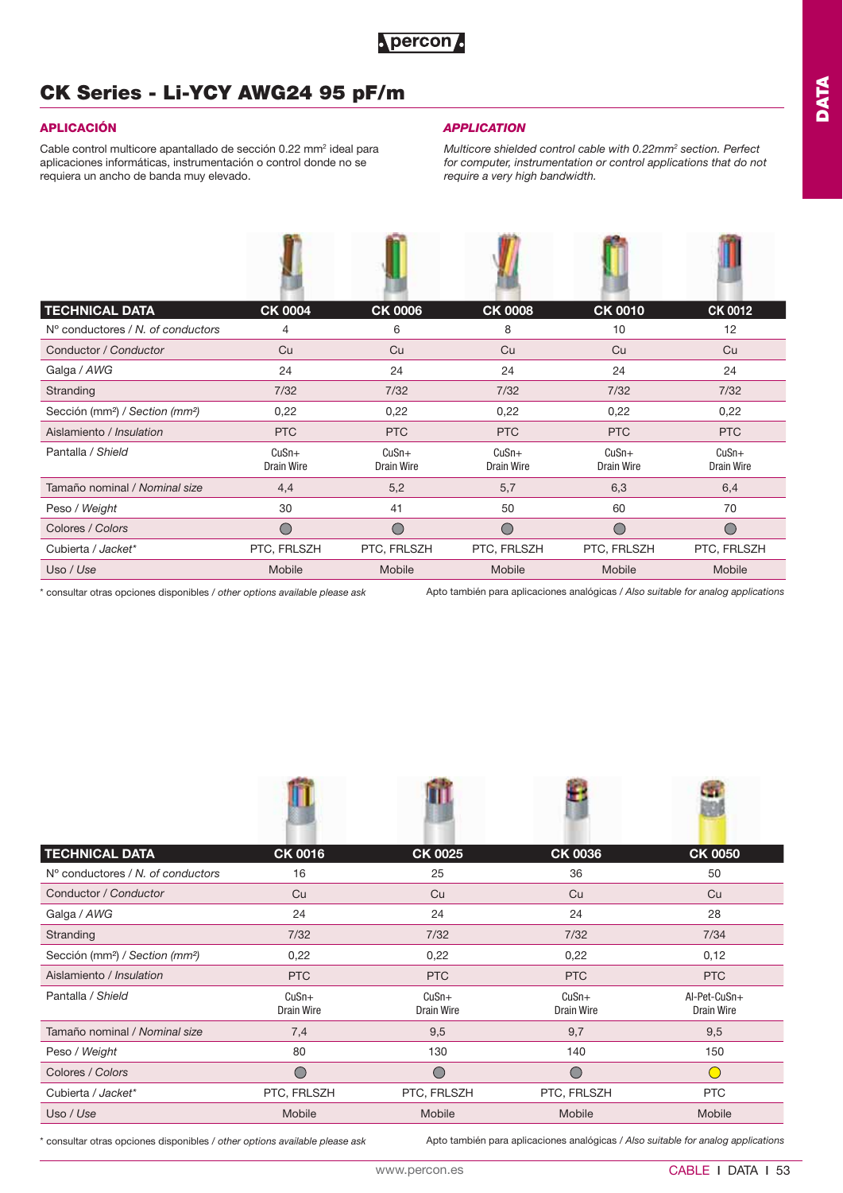# CK Series - Li-YCY AWG24 95 pF/m

### APLICACIÓN

Cable control multicore apantallado de sección 0.22 mm² ideal para aplicaciones informáticas, instrumentación o control donde no se requiera un ancho de banda muy elevado.

### *APPLICATION*

*Multicore shielded control cable with 0.22mm² section. Perfect for computer, instrumentation or control applications that do not require a very high bandwidth.*

| TECHNICAL DATA | CK 0004 | CK 0006 | CK 0008 | CK 0010 | CK 0012 |
|---|---|---|---|---|---|
| Nº conductores / *N. of conductors* | 4 | 6 | 8 | 10 | 12 |
| Conductor / *Conductor* | Cu | Cu | Cu | Cu | Cu |
| Galga / *AWG* | 24 | 24 | 24 | 24 | 24 |
| Stranding | 7/32 | 7/32 | 7/32 | 7/32 | 7/32 |
| Sección (mm²) / *Section (mm²)* | 0,22 | 0,22 | 0,22 | 0,22 | 0,22 |
| Aislamiento / *Insulation* | PTC | PTC | PTC | PTC | PTC |
| Pantalla / *Shield* | CuSn+ Drain Wire | CuSn+ Drain Wire | CuSn+ Drain Wire | CuSn+ Drain Wire | CuSn+ Drain Wire |
| Tamaño nominal / *Nominal size* | 4,4 | 5,2 | 5,7 | 6,3 | 6,4 |
| Peso / *Weight* | 30 | 41 | 50 | 60 | 70 |
| Colores / *Colors* | ○ | ○ | ○ | ○ | ○ |
| Cubierta / *Jacket** | PTC, FRLSZH | PTC, FRLSZH | PTC, FRLSZH | PTC, FRLSZH | PTC, FRLSZH |
| Uso / *Use* | Mobile | Mobile | Mobile | Mobile | Mobile |

\* consultar otras opciones disponibles / *other options available please ask*

Apto también para aplicaciones analógicas / *Also suitable for analog applications*

| TECHNICAL DATA | CK 0016 | CK 0025 | CK 0036 | CK 0050 |
|---|---|---|---|---|
| Nº conductores / *N. of conductors* | 16 | 25 | 36 | 50 |
| Conductor / *Conductor* | Cu | Cu | Cu | Cu |
| Galga / *AWG* | 24 | 24 | 24 | 28 |
| Stranding | 7/32 | 7/32 | 7/32 | 7/34 |
| Sección (mm²) / *Section (mm²)* | 0,22 | 0,22 | 0,22 | 0,12 |
| Aislamiento / *Insulation* | PTC | PTC | PTC | PTC |
| Pantalla / *Shield* | CuSn+ Drain Wire | CuSn+ Drain Wire | CuSn+ Drain Wire | Al-Pet-CuSn+ Drain Wire |
| Tamaño nominal / *Nominal size* | 7,4 | 9,5 | 9,7 | 9,5 |
| Peso / *Weight* | 80 | 130 | 140 | 150 |
| Colores / *Colors* | ○ | ○ | ○ | ○ |
| Cubierta / *Jacket** | PTC, FRLSZH | PTC, FRLSZH | PTC, FRLSZH | PTC |
| Uso / *Use* | Mobile | Mobile | Mobile | Mobile |

\* consultar otras opciones disponibles / *other options available please ask*

Apto también para aplicaciones analógicas / *Also suitable for analog applications*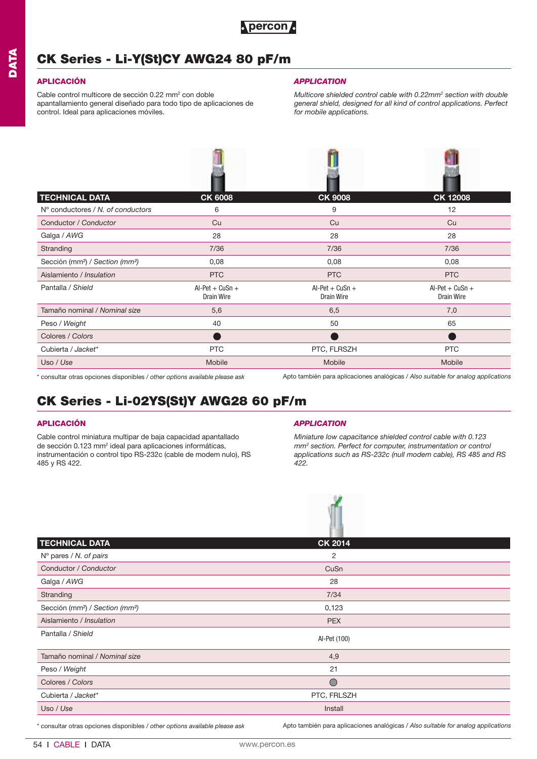# CK Series - Li-Y(St)CY AWG24 80 pF/m

### APLICACIÓN

Cable control multicore de sección 0.22 mm² con doble apantallamiento general diseñado para todo tipo de aplicaciones de control. Ideal para aplicaciones móviles.

### *APPLICATION*

*Multicore shielded control cable with 0.22mm² section with double general shield, designed for all kind of control applications. Perfect for mobile applications.*

| TECHNICAL DATA | CK 6008 | CK 9008 | CK 12008 |
|---|---|---|---|
| Nº conductores / *N. of conductors* | 6 | 9 | 12 |
| Conductor / *Conductor* | Cu | Cu | Cu |
| Galga / *AWG* | 28 | 28 | 28 |
| Stranding | 7/36 | 7/36 | 7/36 |
| Sección (mm²) / *Section (mm²)* | 0,08 | 0,08 | 0,08 |
| Aislamiento / *Insulation* | PTC | PTC | PTC |
| Pantalla / *Shield* | Al-Pet + CuSn + Drain Wire | Al-Pet + CuSn + Drain Wire | Al-Pet + CuSn + Drain Wire |
| Tamaño nominal / *Nominal size* | 5,6 | 6,5 | 7,0 |
| Peso / *Weight* | 40 | 50 | 65 |
| Colores / *Colors* | ● | ● | ● |
| Cubierta / *Jacket** | PTC | PTC, FLRSZH | PTC |
| Uso / *Use* | Mobile | Mobile | Mobile |

\* consultar otras opciones disponibles / *other options available please ask*

Apto también para aplicaciones analógicas / *Also suitable for analog applications*

# CK Series - Li-02YS(St)Y AWG28 60 pF/m

### APLICACIÓN

Cable control miniatura multipar de baja capacidad apantallado de sección 0.123 mm² ideal para aplicaciones informáticas, instrumentación o control tipo RS-232c (cable de modem nulo), RS 485 y RS 422.

### *APPLICATION*

*Miniature low capacitance shielded control cable with 0.123 mm² section. Perfect for computer, instrumentation or control applications such as RS-232c (null modem cable), RS 485 and RS 422.*

| TECHNICAL DATA | CK 2014 |
|---|---|
| Nº pares / *N. of pairs* | 2 |
| Conductor / *Conductor* | CuSn |
| Galga / *AWG* | 28 |
| Stranding | 7/34 |
| Sección (mm²) / *Section (mm²)* | 0,123 |
| Aislamiento / *Insulation* | PEX |
| Pantalla / *Shield* | Al-Pet (100) |
| Tamaño nominal / *Nominal size* | 4,9 |
| Peso / *Weight* | 21 |
| Colores / *Colors* | ○ |
| Cubierta / *Jacket** | PTC, FRLSZH |
| Uso / *Use* | Install |

\* consultar otras opciones disponibles / *other options available please ask*

Apto también para aplicaciones analógicas / *Also suitable for analog applications*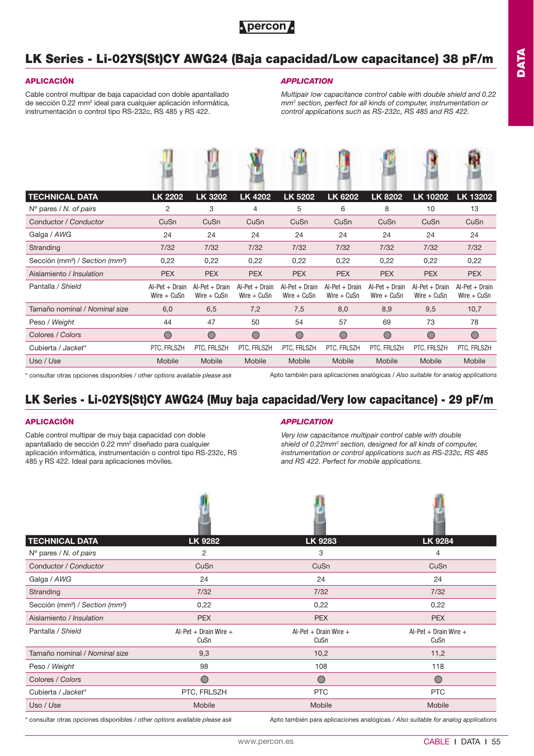## LK Series - Li-02YS(St)CY AWG24 (Baja capacidad/Low capacitance) 38 pF/m

### APLICACIÓN

Cable control multipar de baja capacidad con doble apantallado de sección 0.22 mm² ideal para cualquier aplicación informática, instrumentación o control tipo RS-232c, RS 485 y RS 422.

### *APPLICATION*

*Multipair low capacitance control cable with double shield and 0.22 mm² section, perfect for all kinds of computer, instrumentation or control applications such as RS-232c, RS 485 and RS 422.*

| TECHNICAL DATA | LK 2202 | LK 3202 | LK 4202 | LK 5202 | LK 6202 | LK 8202 | LK 10202 | LK 13202 |
|---|---|---|---|---|---|---|---|---|
| Nº pares / *N. of pairs* | 2 | 3 | 4 | 5 | 6 | 8 | 10 | 13 |
| Conductor / *Conductor* | CuSn | CuSn | CuSn | CuSn | CuSn | CuSn | CuSn | CuSn |
| Galga / *AWG* | 24 | 24 | 24 | 24 | 24 | 24 | 24 | 24 |
| Stranding | 7/32 | 7/32 | 7/32 | 7/32 | 7/32 | 7/32 | 7/32 | 7/32 |
| Sección (mm²) / *Section (mm²)* | 0,22 | 0,22 | 0,22 | 0,22 | 0,22 | 0,22 | 0,22 | 0,22 |
| Aislamiento / *Insulation* | PEX | PEX | PEX | PEX | PEX | PEX | PEX | PEX |
| Pantalla / *Shield* | Al-Pet + Drain Wire + CuSn | Al-Pet + Drain Wire + CuSn | Al-Pet + Drain Wire + CuSn | Al-Pet + Drain Wire + CuSn | Al-Pet + Drain Wire + CuSn | Al-Pet + Drain Wire + CuSn | Al-Pet + Drain Wire + CuSn | Al-Pet + Drain Wire + CuSn |
| Tamaño nominal / *Nominal size* | 6,0 | 6,5 | 7,2 | 7,5 | 8,0 | 8,9 | 9,5 | 10,7 |
| Peso / *Weight* | 44 | 47 | 50 | 54 | 57 | 69 | 73 | 78 |
| Colores / *Colors* | ◯ | ◯ | ◯ | ◯ | ◯ | ◯ | ◯ | ◯ |
| Cubierta / *Jacket** | PTC, FRLSZH | PTC, FRLSZH | PTC, FRLSZH | PTC, FRLSZH | PTC, FRLSZH | PTC, FRLSZH | PTC, FRLSZH | PTC, FRLSZH |
| Uso / *Use* | Mobile | Mobile | Mobile | Mobile | Mobile | Mobile | Mobile | Mobile |

\* consultar otras opciones disponibles / *other options available please ask*

Apto también para aplicaciones analógicas / *Also suitable for analog applications*

## LK Series - Li-02YS(St)CY AWG24 (Muy baja capacidad/Very low capacitance) - 29 pF/m

### APLICACIÓN

Cable control multipar de muy baja capacidad con doble apantallado de sección 0.22 mm² diseñado para cualquier aplicación informática, instrumentación o control tipo RS-232c, RS 485 y RS 422. Ideal para aplicaciones móviles.

### *APPLICATION*

*Very low capacitance multipair control cable with double shield of 0.22mm² section, designed for all kinds of computer, instrumentation or control applications such as RS-232c, RS 485 and RS 422. Perfect for mobile applications.*

| TECHNICAL DATA | LK 9282 | LK 9283 | LK 9284 |
|---|---|---|---|
| Nº pares / *N. of pairs* | 2 | 3 | 4 |
| Conductor / *Conductor* | CuSn | CuSn | CuSn |
| Galga / *AWG* | 24 | 24 | 24 |
| Stranding | 7/32 | 7/32 | 7/32 |
| Sección (mm²) / *Section (mm²)* | 0,22 | 0,22 | 0,22 |
| Aislamiento / *Insulation* | PEX | PEX | PEX |
| Pantalla / *Shield* | Al-Pet + Drain Wire + CuSn | Al-Pet + Drain Wire + CuSn | Al-Pet + Drain Wire + CuSn |
| Tamaño nominal / *Nominal size* | 9,3 | 10,2 | 11,2 |
| Peso / *Weight* | 98 | 108 | 118 |
| Colores / *Colors* | ◯ | ◯ | ◯ |
| Cubierta / *Jacket** | PTC, FRLSZH | PTC | PTC |
| Uso / *Use* | Mobile | Mobile | Mobile |

\* consultar otras opciones disponibles / *other options available please ask*

Apto también para aplicaciones analógicas / *Also suitable for analog applications*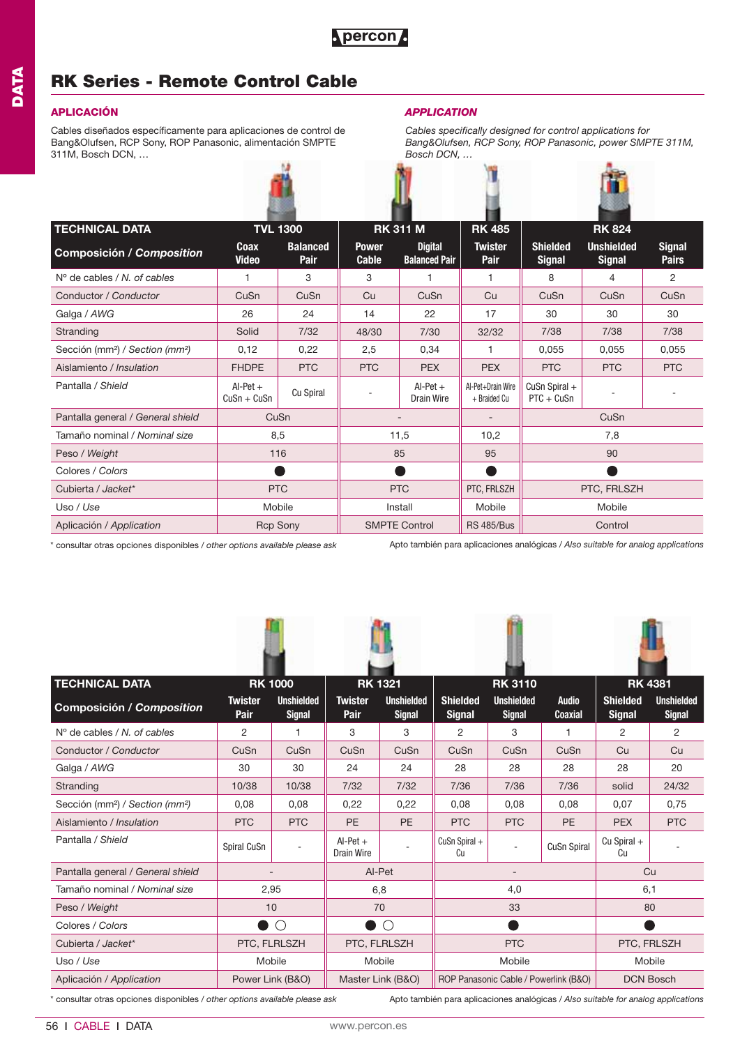# RK Series - Remote Control Cable

### APLICACIÓN

Cables diseñados específicamente para aplicaciones de control de Bang&Olufsen, RCP Sony, ROP Panasonic, alimentación SMPTE 311M, Bosch DCN, …

### *APPLICATION*

*Cables specifically designed for control applications for Bang&Olufsen, RCP Sony, ROP Panasonic, power SMPTE 311M, Bosch DCN, …*

| TECHNICAL DATA | TVL 1300 | | RK 311 M | | RK 485 | RK 824 | | |
|---|---|---|---|---|---|---|---|---|
| Composición / *Composition* | Coax Video | Balanced Pair | Power Cable | Digital Balanced Pair | Twister Pair | Shielded Signal | Unshielded Signal | Signal Pairs |
| Nº de cables / *N. of cables* | 1 | 3 | 3 | 1 | 1 | 8 | 4 | 2 |
| Conductor / *Conductor* | CuSn | CuSn | Cu | CuSn | Cu | CuSn | CuSn | CuSn |
| Galga / *AWG* | 26 | 24 | 14 | 22 | 17 | 30 | 30 | 30 |
| Stranding | Solid | 7/32 | 48/30 | 7/30 | 32/32 | 7/38 | 7/38 | 7/38 |
| Sección (mm²) / *Section (mm²)* | 0,12 | 0,22 | 2,5 | 0,34 | 1 | 0,055 | 0,055 | 0,055 |
| Aislamiento / *Insulation* | FHDPE | PTC | PTC | PEX | PEX | PTC | PTC | PTC |
| Pantalla / *Shield* | Al-Pet + CuSn + CuSn | Cu Spiral | - | Al-Pet + Drain Wire | Al-Pet+Drain Wire + Braided Cu | CuSn Spiral + PTC + CuSn | - | - |
| Pantalla general / *General shield* | CuSn | | - | | - | CuSn | | |
| Tamaño nominal / *Nominal size* | 8,5 | | 11,5 | | 10,2 | 7,8 | | |
| Peso / *Weight* | 116 | | 85 | | 95 | 90 | | |
| Colores / *Colors* | ● | | ● | | ● | ● | | |
| Cubierta / *Jacket** | PTC | | PTC | | PTC, FRLSZH | PTC, FRLSZH | | |
| Uso / *Use* | Mobile | | Install | | Mobile | Mobile | | |
| Aplicación / *Application* | Rcp Sony | | SMPTE Control | | RS 485/Bus | Control | | |

\* consultar otras opciones disponibles / *other options available please ask*

Apto también para aplicaciones analógicas / *Also suitable for analog applications*

| TECHNICAL DATA | RK 1000 | | RK 1321 | | RK 3110 | | | RK 4381 | |
|---|---|---|---|---|---|---|---|---|---|
| Composición / *Composition* | Twister Pair | Unshielded Signal | Twister Pair | Unshielded Signal | Shielded Signal | Unshielded Signal | Audio Coaxial | Shielded Signal | Unshielded Signal |
| Nº de cables / *N. of cables* | 2 | 1 | 3 | 3 | 2 | 3 | 1 | 2 | 2 |
| Conductor / *Conductor* | CuSn | CuSn | CuSn | CuSn | CuSn | CuSn | CuSn | Cu | Cu |
| Galga / *AWG* | 30 | 30 | 24 | 24 | 28 | 28 | 28 | 28 | 20 |
| Stranding | 10/38 | 10/38 | 7/32 | 7/32 | 7/36 | 7/36 | 7/36 | solid | 24/32 |
| Sección (mm²) / *Section (mm²)* | 0,08 | 0,08 | 0,22 | 0,22 | 0,08 | 0,08 | 0,08 | 0,07 | 0,75 |
| Aislamiento / *Insulation* | PTC | PTC | PE | PE | PTC | PTC | PE | PEX | PTC |
| Pantalla / *Shield* | Spiral CuSn | - | Al-Pet + Drain Wire | - | CuSn Spiral + Cu | - | CuSn Spiral | Cu Spiral + Cu | - |
| Pantalla general / *General shield* | - | | Al-Pet | | - | | | Cu | |
| Tamaño nominal / *Nominal size* | 2,95 | | 6,8 | | 4,0 | | | 6,1 | |
| Peso / *Weight* | 10 | | 70 | | 33 | | | 80 | |
| Colores / *Colors* | ● ○ | | ● ○ | | ● | | | ● | |
| Cubierta / *Jacket** | PTC, FLRLSZH | | PTC, FLRLSZH | | PTC | | | PTC, FRLSZH | |
| Uso / *Use* | Mobile | | Mobile | | Mobile | | | Mobile | |
| Aplicación / *Application* | Power Link (B&O) | | Master Link (B&O) | | ROP Panasonic Cable / Powerlink (B&O) | | | DCN Bosch | |

\* consultar otras opciones disponibles / *other options available please ask*

Apto también para aplicaciones analógicas / *Also suitable for analog applications*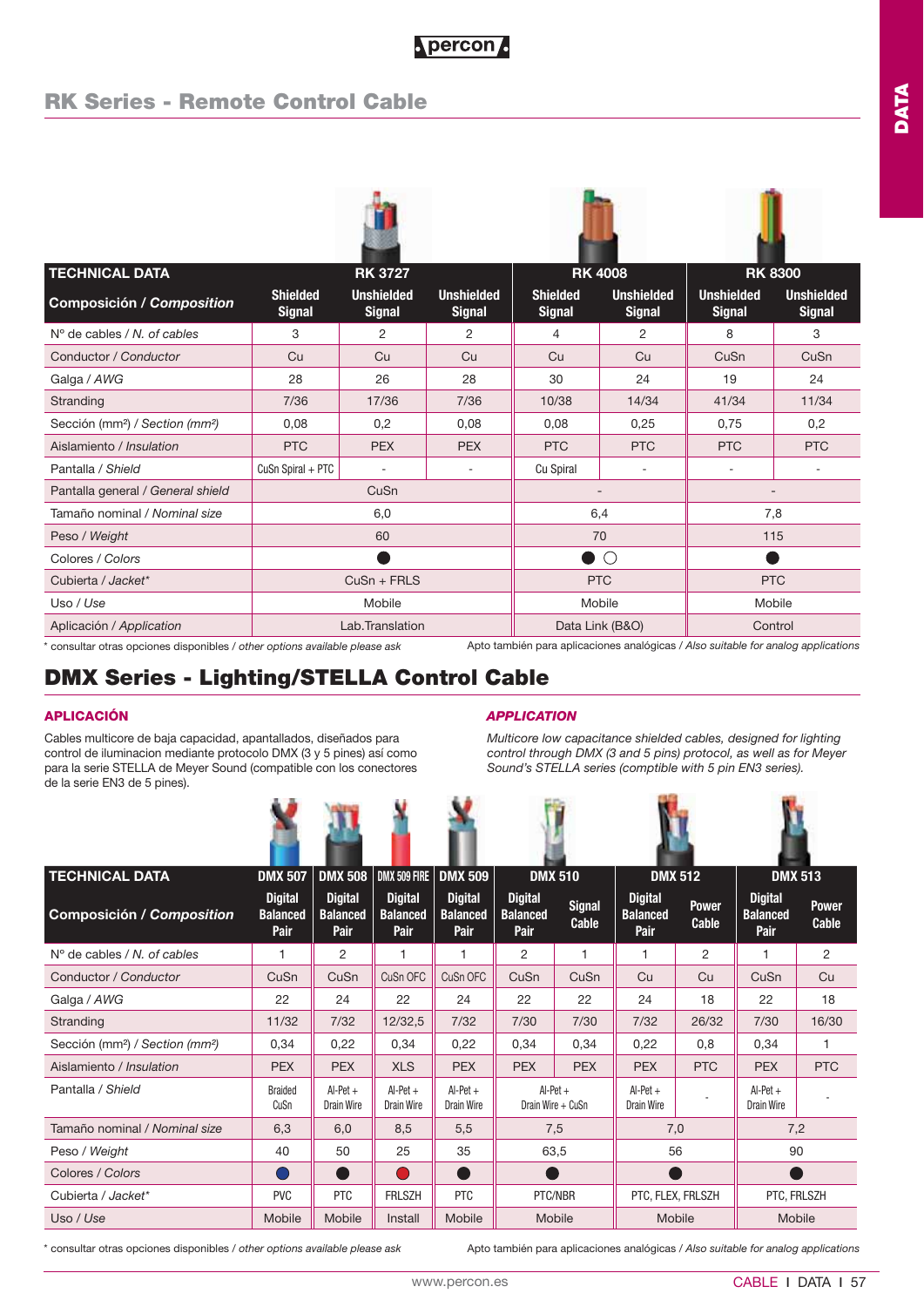## RK Series - Remote Control Cable

| TECHNICAL DATA | RK 3727 | | | RK 4008 | | RK 8300 | |
|---|---|---|---|---|---|---|---|
| Composición / *Composition* | Shielded Signal | Unshielded Signal | Unshielded Signal | Shielded Signal | Unshielded Signal | Unshielded Signal | Unshielded Signal |
| Nº de cables / *N. of cables* | 3 | 2 | 2 | 4 | 2 | 8 | 3 |
| Conductor / *Conductor* | Cu | Cu | Cu | Cu | Cu | CuSn | CuSn |
| Galga / *AWG* | 28 | 26 | 28 | 30 | 24 | 19 | 24 |
| Stranding | 7/36 | 17/36 | 7/36 | 10/38 | 14/34 | 41/34 | 11/34 |
| Sección (mm²) / *Section (mm²)* | 0,08 | 0,2 | 0,08 | 0,08 | 0,25 | 0,75 | 0,2 |
| Aislamiento / *Insulation* | PTC | PEX | PEX | PTC | PTC | PTC | PTC |
| Pantalla / *Shield* | CuSn Spiral + PTC | - | - | Cu Spiral | - | - | - |
| Pantalla general / *General shield* | CuSn | | | - | | - | |
| Tamaño nominal / *Nominal size* | 6,0 | | | 6,4 | | 7,8 | |
| Peso / *Weight* | 60 | | | 70 | | 115 | |
| Colores / *Colors* | ● | | | ● ○ | | ● | |
| Cubierta / *Jacket** | CuSn + FRLS | | | PTC | | PTC | |
| Uso / *Use* | Mobile | | | Mobile | | Mobile | |
| Aplicación / *Application* | Lab.Translation | | | Data Link (B&O) | | Control | |

\* consultar otras opciones disponibles / *other options available please ask*

Apto también para aplicaciones analógicas / *Also suitable for analog applications*

## DMX Series - Lighting/STELLA Control Cable

### APLICACIÓN

Cables multicore de baja capacidad, apantallados, diseñados para control de iluminacion mediante protocolo DMX (3 y 5 pines) así como para la serie STELLA de Meyer Sound (compatible con los conectores de la serie EN3 de 5 pines).

### *APPLICATION*

*Multicore low capacitance shielded cables, designed for lighting control through DMX (3 and 5 pins) protocol, as well as for Meyer Sound's STELLA series (comptible with 5 pin EN3 series).*

| TECHNICAL DATA | DMX 507 | DMX 508 | DMX 509 FIRE | DMX 509 | DMX 510 | | DMX 512 | | DMX 513 | |
|---|---|---|---|---|---|---|---|---|---|---|
| Composición / *Composition* | Digital Balanced Pair | Digital Balanced Pair | Digital Balanced Pair | Digital Balanced Pair | Digital Balanced Pair | Signal Cable | Digital Balanced Pair | Power Cable | Digital Balanced Pair | Power Cable |
| Nº de cables / *N. of cables* | 1 | 2 | 1 | 1 | 2 | 1 | 1 | 2 | 1 | 2 |
| Conductor / *Conductor* | CuSn | CuSn | CuSn OFC | CuSn OFC | CuSn | CuSn | Cu | Cu | CuSn | Cu |
| Galga / *AWG* | 22 | 24 | 22 | 24 | 22 | 22 | 24 | 18 | 22 | 18 |
| Stranding | 11/32 | 7/32 | 12/32,5 | 7/32 | 7/30 | 7/30 | 7/32 | 26/32 | 7/30 | 16/30 |
| Sección (mm²) / *Section (mm²)* | 0,34 | 0,22 | 0,34 | 0,22 | 0,34 | 0,34 | 0,22 | 0,8 | 0,34 | 1 |
| Aislamiento / *Insulation* | PEX | PEX | XLS | PEX | PEX | PEX | PEX | PTC | PEX | PTC |
| Pantalla / *Shield* | Braided CuSn | Al-Pet + Drain Wire | Al-Pet + Drain Wire | Al-Pet + Drain Wire | Al-Pet + Drain Wire + CuSn | | Al-Pet + Drain Wire | - | Al-Pet + Drain Wire | - |
| Tamaño nominal / *Nominal size* | 6,3 | 6,0 | 8,5 | 5,5 | 7,5 | | 7,0 | | 7,2 | |
| Peso / *Weight* | 40 | 50 | 25 | 35 | 63,5 | | 56 | | 90 | |
| Colores / *Colors* | ● (blue) | ● | ● (red) | ● | ● | | ● | | ● | |
| Cubierta / *Jacket** | PVC | PTC | FRLSZH | PTC | PTC/NBR | | PTC, FLEX, FRLSZH | | PTC, FRLSZH | |
| Uso / *Use* | Mobile | Mobile | Install | Mobile | Mobile | | Mobile | | Mobile | |

\* consultar otras opciones disponibles / *other options available please ask*

Apto también para aplicaciones analógicas / *Also suitable for analog applications*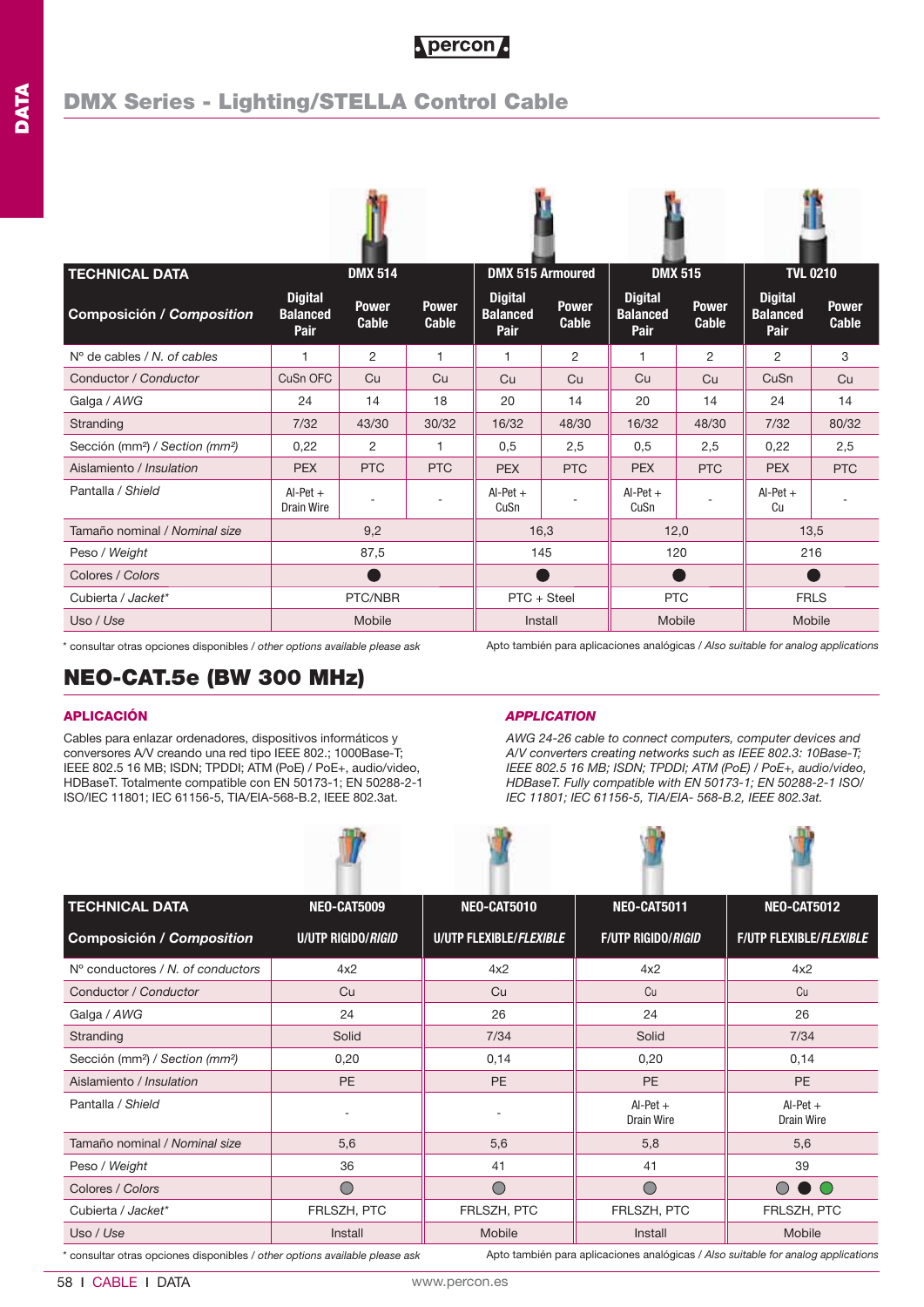## DMX Series - Lighting/STELLA Control Cable

| TECHNICAL DATA | DMX 514 | | | DMX 515 Armoured | | DMX 515 | | TVL 0210 | |
|---|---|---|---|---|---|---|---|---|---|
| Composición / *Composition* | Digital Balanced Pair | Power Cable | Power Cable | Digital Balanced Pair | Power Cable | Digital Balanced Pair | Power Cable | Digital Balanced Pair | Power Cable |
| Nº de cables / *N. of cables* | 1 | 2 | 1 | 1 | 2 | 1 | 2 | 2 | 3 |
| Conductor / *Conductor* | CuSn OFC | Cu | Cu | Cu | Cu | Cu | Cu | CuSn | Cu |
| Galga / *AWG* | 24 | 14 | 18 | 20 | 14 | 20 | 14 | 24 | 14 |
| Stranding | 7/32 | 43/30 | 30/32 | 16/32 | 48/30 | 16/32 | 48/30 | 7/32 | 80/32 |
| Sección (mm²) / *Section (mm²)* | 0,22 | 2 | 1 | 0,5 | 2,5 | 0,5 | 2,5 | 0,22 | 2,5 |
| Aislamiento / *Insulation* | PEX | PTC | PTC | PEX | PTC | PEX | PTC | PEX | PTC |
| Pantalla / *Shield* | Al-Pet + Drain Wire | - | - | Al-Pet + CuSn | - | Al-Pet + CuSn | - | Al-Pet + Cu | - |
| Tamaño nominal / *Nominal size* | 9,2 | | | 16,3 | | 12,0 | | 13,5 | |
| Peso / *Weight* | 87,5 | | | 145 | | 120 | | 216 | |
| Colores / *Colors* | ● | | | ● | | ● | | ● | |
| Cubierta / *Jacket** | PTC/NBR | | | PTC + Steel | | PTC | | FRLS | |
| Uso / *Use* | Mobile | | | Install | | Mobile | | Mobile | |

\* consultar otras opciones disponibles / *other options available please ask*

Apto también para aplicaciones analógicas / *Also suitable for analog applications*

# NEO-CAT.5e (BW 300 MHz)

### APLICACIÓN

Cables para enlazar ordenadores, dispositivos informáticos y conversores A/V creando una red tipo IEEE 802.; 1000Base-T; IEEE 802.5 16 MB; ISDN; TPDDI; ATM (PoE) / PoE+, audio/video, HDBaseT. Totalmente compatible con EN 50173-1; EN 50288-2-1 ISO/IEC 11801; IEC 61156-5, TIA/EIA-568-B.2, IEEE 802.3at.

### *APPLICATION*

*AWG 24-26 cable to connect computers, computer devices and A/V converters creating networks such as IEEE 802.3: 10Base-T; IEEE 802.5 16 MB; ISDN; TPDDI; ATM (PoE) / PoE+, audio/video, HDBaseT. Fully compatible with EN 50173-1; EN 50288-2-1 ISO/ IEC 11801; IEC 61156-5, TIA/EIA- 568-B.2, IEEE 802.3at.*

| TECHNICAL DATA | NEO-CAT5009 | NEO-CAT5010 | NEO-CAT5011 | NEO-CAT5012 |
|---|---|---|---|---|
| Composición / *Composition* | U/UTP RIGIDO/*RIGID* | U/UTP FLEXIBLE/*FLEXIBLE* | F/UTP RIGIDO/*RIGID* | F/UTP FLEXIBLE/*FLEXIBLE* |
| Nº conductores / *N. of conductors* | 4x2 | 4x2 | 4x2 | 4x2 |
| Conductor / *Conductor* | Cu | Cu | Cu | Cu |
| Galga / *AWG* | 24 | 26 | 24 | 26 |
| Stranding | Solid | 7/34 | Solid | 7/34 |
| Sección (mm²) / *Section (mm²)* | 0,20 | 0,14 | 0,20 | 0,14 |
| Aislamiento / *Insulation* | PE | PE | PE | PE |
| Pantalla / *Shield* | - | - | Al-Pet + Drain Wire | Al-Pet + Drain Wire |
| Tamaño nominal / *Nominal size* | 5,6 | 5,6 | 5,8 | 5,6 |
| Peso / *Weight* | 36 | 41 | 41 | 39 |
| Colores / *Colors* | ○ | ○ | ○ | ○ ● ● |
| Cubierta / *Jacket** | FRLSZH, PTC | FRLSZH, PTC | FRLSZH, PTC | FRLSZH, PTC |
| Uso / *Use* | Install | Mobile | Install | Mobile |

\* consultar otras opciones disponibles / *other options available please ask*

Apto también para aplicaciones analógicas / *Also suitable for analog applications*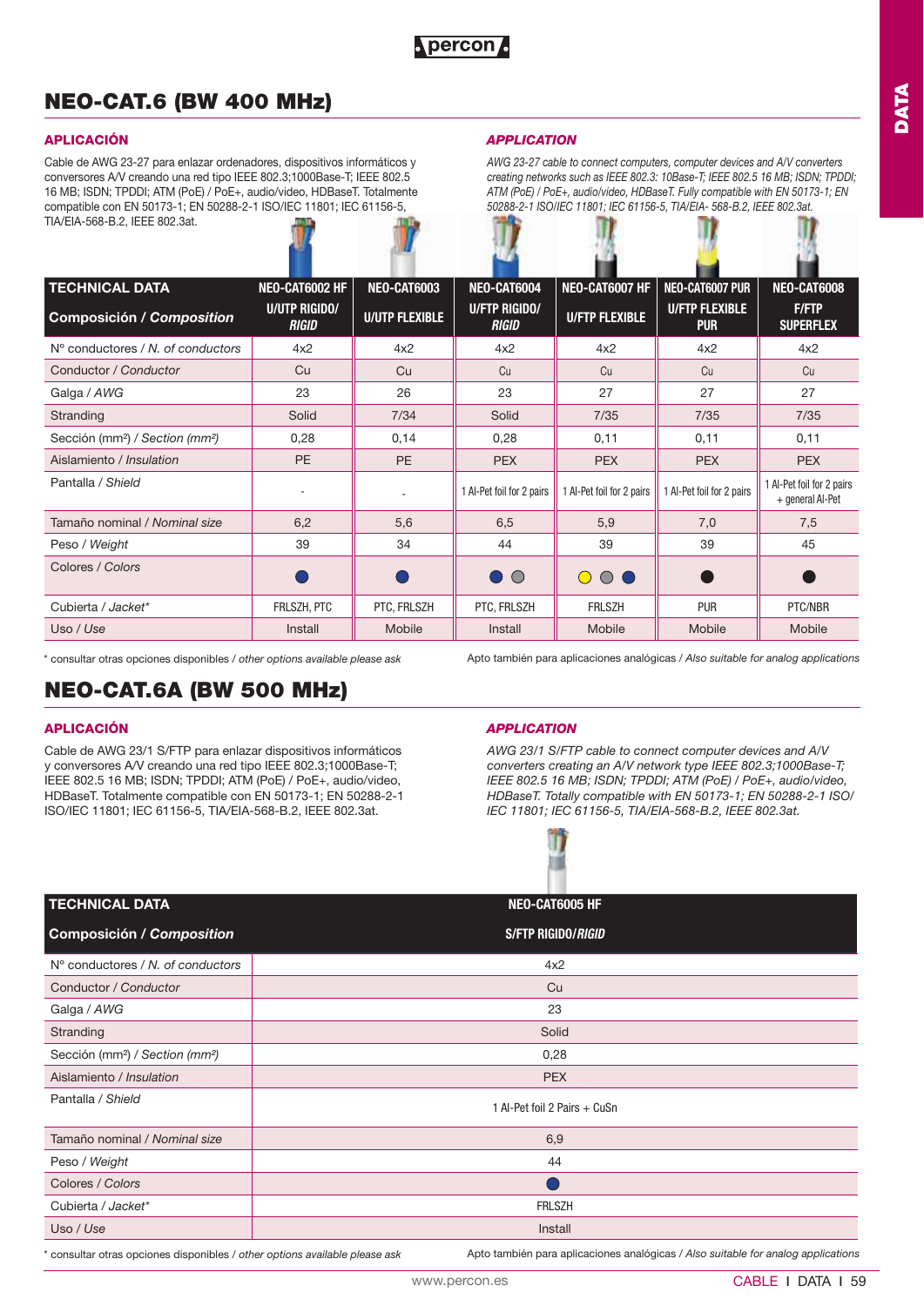# NEO-CAT.6 (BW 400 MHz)

### APLICACIÓN

Cable de AWG 23-27 para enlazar ordenadores, dispositivos informáticos y conversores A/V creando una red tipo IEEE 802.3;1000Base-T; IEEE 802.5 16 MB; ISDN; TPDDI; ATM (PoE) / PoE+, audio/video, HDBaseT. Totalmente compatible con EN 50173-1; EN 50288-2-1 ISO/IEC 11801; IEC 61156-5, TIA/EIA-568-B.2, IEEE 802.3at.

### *APPLICATION*

*AWG 23-27 cable to connect computers, computer devices and A/V converters creating networks such as IEEE 802.3: 10Base-T; IEEE 802.5 16 MB; ISDN; TPDDI; ATM (PoE) / PoE+, audio/video, HDBaseT. Fully compatible with EN 50173-1; EN 50288-2-1 ISO/IEC 11801; IEC 61156-5, TIA/EIA- 568-B.2, IEEE 802.3at.*

| TECHNICAL DATA | NEO-CAT6002 HF | NEO-CAT6003 | NEO-CAT6004 | NEO-CAT6007 HF | NEO-CAT6007 PUR | NEO-CAT6008 |
|---|---|---|---|---|---|---|
| **Composición / *Composition*** | U/UTP RIGIDO/ *RIGID* | U/UTP FLEXIBLE | U/FTP RIGIDO/ *RIGID* | U/FTP FLEXIBLE | U/FTP FLEXIBLE PUR | F/FTP SUPERFLEX |
| Nº conductores / *N. of conductors* | 4x2 | 4x2 | 4x2 | 4x2 | 4x2 | 4x2 |
| Conductor / *Conductor* | Cu | Cu | Cu | Cu | Cu | Cu |
| Galga / *AWG* | 23 | 26 | 23 | 27 | 27 | 27 |
| Stranding | Solid | 7/34 | Solid | 7/35 | 7/35 | 7/35 |
| Sección (mm²) / *Section (mm²)* | 0,28 | 0,14 | 0,28 | 0,11 | 0,11 | 0,11 |
| Aislamiento / *Insulation* | PE | PE | PEX | PEX | PEX | PEX |
| Pantalla / *Shield* | - | - | 1 Al-Pet foil for 2 pairs | 1 Al-Pet foil for 2 pairs | 1 Al-Pet foil for 2 pairs | 1 Al-Pet foil for 2 pairs + general Al-Pet |
| Tamaño nominal / *Nominal size* | 6,2 | 5,6 | 6,5 | 5,9 | 7,0 | 7,5 |
| Peso / *Weight* | 39 | 34 | 44 | 39 | 39 | 45 |
| Colores / *Colors* | ● | ● | ● ● | ● ● ● | ● | ● |
| Cubierta / *Jacket** | FRLSZH, PTC | PTC, FRLSZH | PTC, FRLSZH | FRLSZH | PUR | PTC/NBR |
| Uso / *Use* | Install | Mobile | Install | Mobile | Mobile | Mobile |

\* consultar otras opciones disponibles / *other options available please ask*

Apto también para aplicaciones analógicas / *Also suitable for analog applications*

# NEO-CAT.6A (BW 500 MHz)

### APLICACIÓN

Cable de AWG 23/1 S/FTP para enlazar dispositivos informáticos y conversores A/V creando una red tipo IEEE 802.3;1000Base-T; IEEE 802.5 16 MB; ISDN; TPDDI; ATM (PoE) / PoE+, audio/video, HDBaseT. Totalmente compatible con EN 50173-1; EN 50288-2-1 ISO/IEC 11801; IEC 61156-5, TIA/EIA-568-B.2, IEEE 802.3at.

### *APPLICATION*

*AWG 23/1 S/FTP cable to connect computer devices and A/V converters creating an A/V network type IEEE 802.3;1000Base-T; IEEE 802.5 16 MB; ISDN; TPDDI; ATM (PoE) / PoE+, audio/video, HDBaseT. Totally compatible with EN 50173-1; EN 50288-2-1 ISO/IEC 11801; IEC 61156-5, TIA/EIA-568-B.2, IEEE 802.3at.*

| TECHNICAL DATA | NEO-CAT6005 HF |
|---|---|
| **Composición / *Composition*** | S/FTP RIGIDO/*RIGID* |
| Nº conductores / *N. of conductors* | 4x2 |
| Conductor / *Conductor* | Cu |
| Galga / *AWG* | 23 |
| Stranding | Solid |
| Sección (mm²) / *Section (mm²)* | 0,28 |
| Aislamiento / *Insulation* | PEX |
| Pantalla / *Shield* | 1 Al-Pet foil 2 Pairs + CuSn |
| Tamaño nominal / *Nominal size* | 6,9 |
| Peso / *Weight* | 44 |
| Colores / *Colors* | ● |
| Cubierta / *Jacket** | FRLSZH |
| Uso / *Use* | Install |

\* consultar otras opciones disponibles / *other options available please ask*

Apto también para aplicaciones analógicas / *Also suitable for analog applications*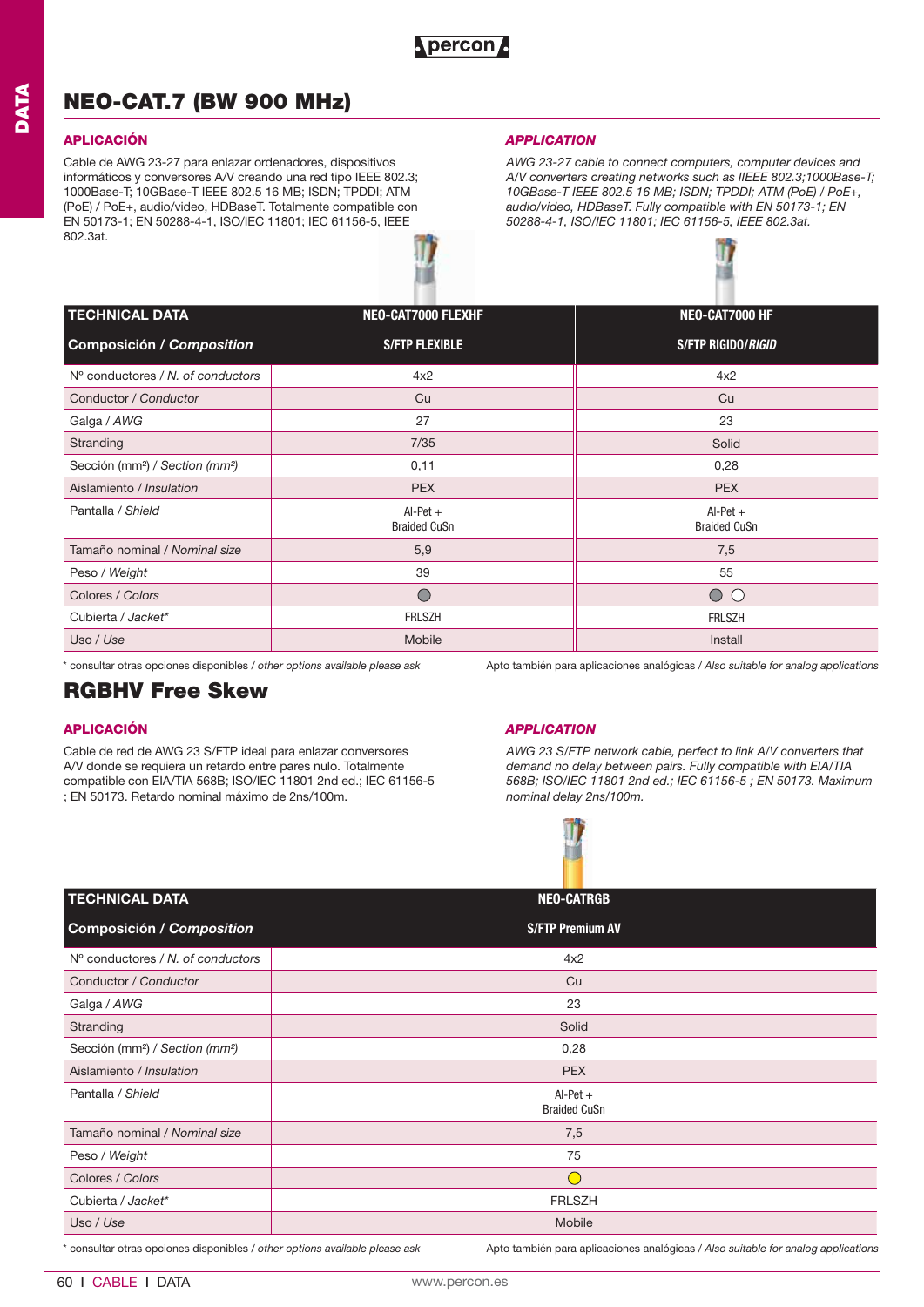# NEO-CAT.7 (BW 900 MHz)

### APLICACIÓN

Cable de AWG 23-27 para enlazar ordenadores, dispositivos informáticos y conversores A/V creando una red tipo IEEE 802.3; 1000Base-T; 10GBase-T IEEE 802.5 16 MB; ISDN; TPDDI; ATM (PoE) / PoE+, audio/video, HDBaseT. Totalmente compatible con EN 50173-1; EN 50288-4-1, ISO/IEC 11801; IEC 61156-5, IEEE 802.3at.

### *APPLICATION*

*AWG 23-27 cable to connect computers, computer devices and A/V converters creating networks such as IIEEE 802.3;1000Base-T; 10GBase-T IEEE 802.5 16 MB; ISDN; TPDDI; ATM (PoE) / PoE+, audio/video, HDBaseT. Fully compatible with EN 50173-1; EN 50288-4-1, ISO/IEC 11801; IEC 61156-5, IEEE 802.3at.*

| TECHNICAL DATA | NEO-CAT7000 FLEXHF | NEO-CAT7000 HF |
|---|---|---|
| **Composición / *Composition*** | **S/FTP FLEXIBLE** | **S/FTP RIGIDO/*RIGID*** |
| Nº conductores / *N. of conductors* | 4x2 | 4x2 |
| Conductor / *Conductor* | Cu | Cu |
| Galga / *AWG* | 27 | 23 |
| Stranding | 7/35 | Solid |
| Sección (mm²) / *Section (mm²)* | 0,11 | 0,28 |
| Aislamiento / *Insulation* | PEX | PEX |
| Pantalla / *Shield* | Al-Pet + Braided CuSn | Al-Pet + Braided CuSn |
| Tamaño nominal / *Nominal size* | 5,9 | 7,5 |
| Peso / *Weight* | 39 | 55 |
| Colores / *Colors* | ◯ | ◯ ◯ |
| Cubierta / *Jacket** | FRLSZH | FRLSZH |
| Uso / *Use* | Mobile | Install |

\* consultar otras opciones disponibles / *other options available please ask*

Apto también para aplicaciones analógicas / *Also suitable for analog applications*

# RGBHV Free Skew

### APLICACIÓN

Cable de red de AWG 23 S/FTP ideal para enlazar conversores A/V donde se requiera un retardo entre pares nulo. Totalmente compatible con EIA/TIA 568B; ISO/IEC 11801 2nd ed.; IEC 61156-5 ; EN 50173. Retardo nominal máximo de 2ns/100m.

### *APPLICATION*

*AWG 23 S/FTP network cable, perfect to link A/V converters that demand no delay between pairs. Fully compatible with EIA/TIA 568B; ISO/IEC 11801 2nd ed.; IEC 61156-5 ; EN 50173. Maximum nominal delay 2ns/100m.*

| TECHNICAL DATA | NEO-CATRGB |
|---|---|
| **Composición / *Composition*** | **S/FTP Premium AV** |
| Nº conductores / *N. of conductors* | 4x2 |
| Conductor / *Conductor* | Cu |
| Galga / *AWG* | 23 |
| Stranding | Solid |
| Sección (mm²) / *Section (mm²)* | 0,28 |
| Aislamiento / *Insulation* | PEX |
| Pantalla / *Shield* | Al-Pet + Braided CuSn |
| Tamaño nominal / *Nominal size* | 7,5 |
| Peso / *Weight* | 75 |
| Colores / *Colors* | ◯ |
| Cubierta / *Jacket** | FRLSZH |
| Uso / *Use* | Mobile |

\* consultar otras opciones disponibles / *other options available please ask*

Apto también para aplicaciones analógicas / *Also suitable for analog applications*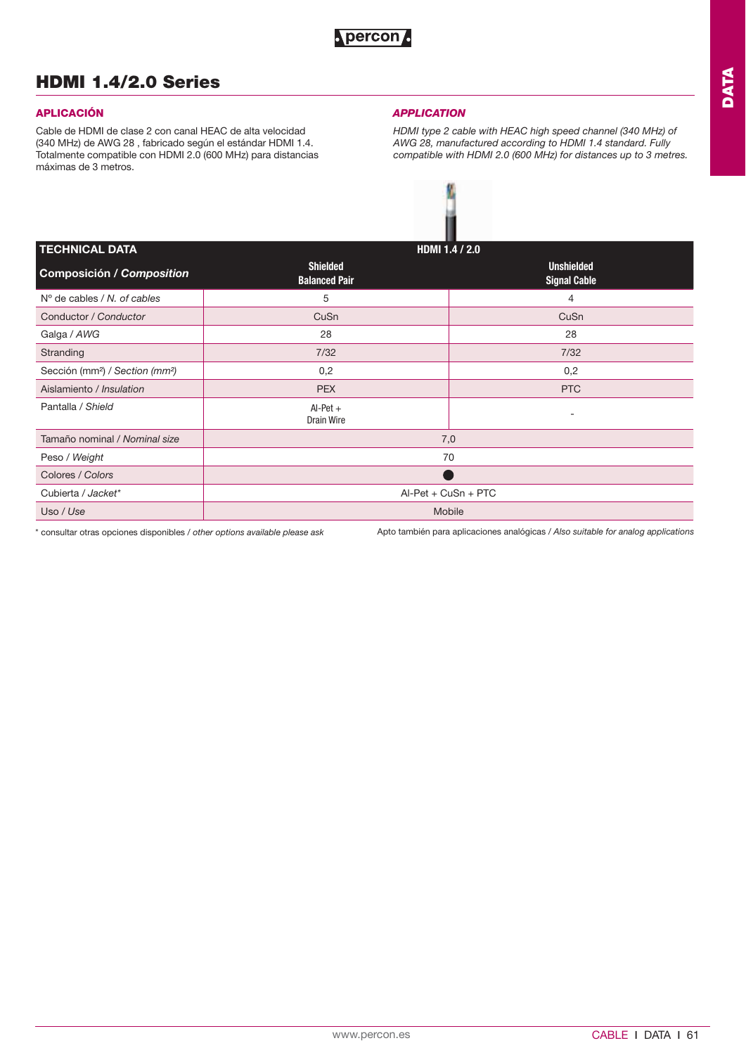# HDMI 1.4/2.0 Series

## APLICACIÓN

Cable de HDMI de clase 2 con canal HEAC de alta velocidad (340 MHz) de AWG 28 , fabricado según el estándar HDMI 1.4. Totalmente compatible con HDMI 2.0 (600 MHz) para distancias máximas de 3 metros.

## *APPLICATION*

*HDMI type 2 cable with HEAC high speed channel (340 MHz) of AWG 28, manufactured according to HDMI 1.4 standard. Fully compatible with HDMI 2.0 (600 MHz) for distances up to 3 metres.*

| TECHNICAL DATA | HDMI 1.4 / 2.0 | |
|---|---|---|
| **Composición / *Composition*** | **Shielded Balanced Pair** | **Unshielded Signal Cable** |
| Nº de cables / *N. of cables* | 5 | 4 |
| Conductor / *Conductor* | CuSn | CuSn |
| Galga / *AWG* | 28 | 28 |
| Stranding | 7/32 | 7/32 |
| Sección (mm²) / *Section (mm²)* | 0,2 | 0,2 |
| Aislamiento / *Insulation* | PEX | PTC |
| Pantalla / *Shield* | Al-Pet + Drain Wire | - |
| Tamaño nominal / *Nominal size* | 7,0 | |
| Peso / *Weight* | 70 | |
| Colores / *Colors* | ● | |
| Cubierta / *Jacket** | Al-Pet + CuSn + PTC | |
| Uso / *Use* | Mobile | |

\* consultar otras opciones disponibles / *other options available please ask*

Apto también para aplicaciones analógicas / *Also suitable for analog applications*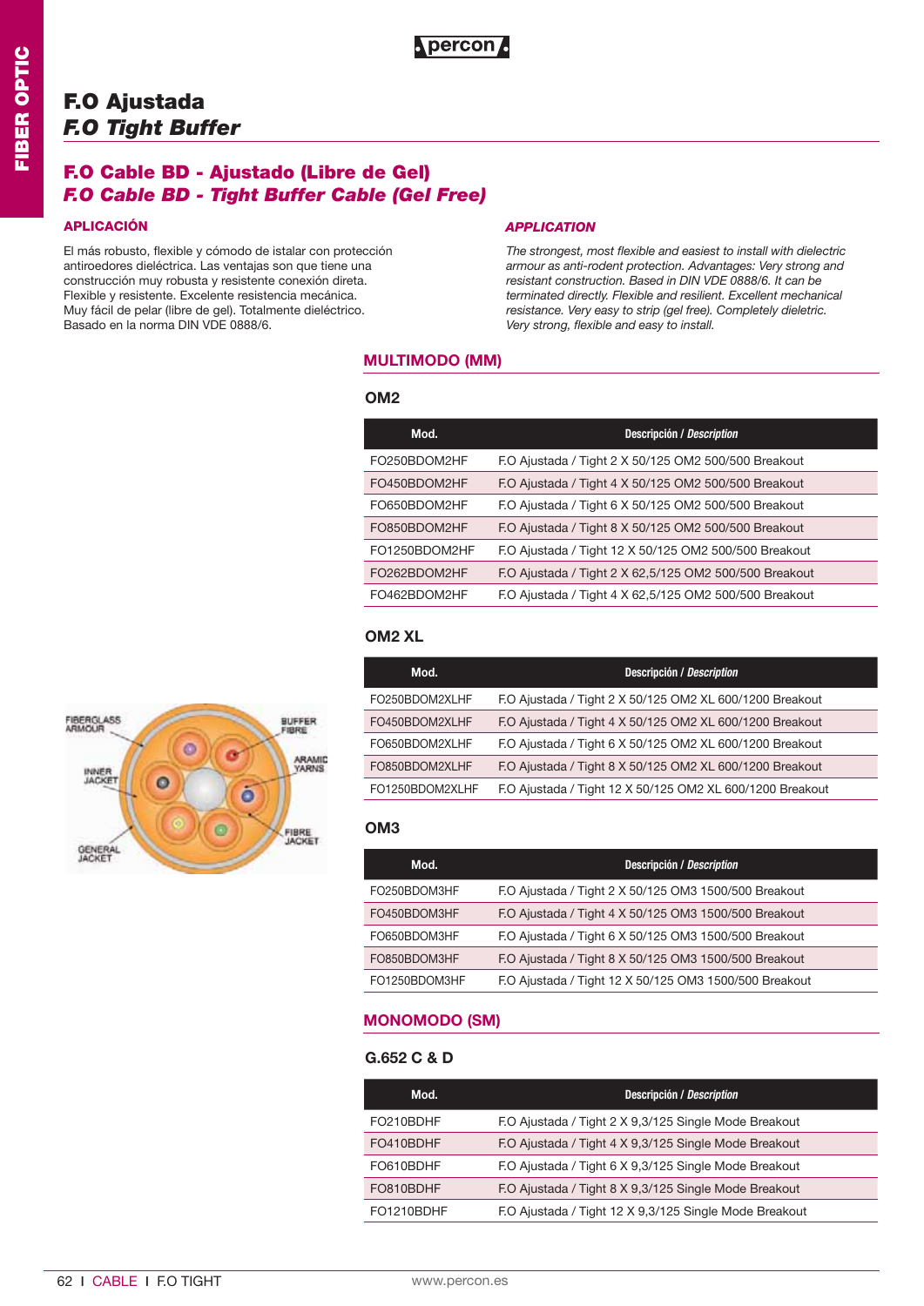# F.O Ajustada
# *F.O Tight Buffer*

## F.O Cable BD - Ajustado (Libre de Gel)
## *F.O Cable BD - Tight Buffer Cable (Gel Free)*

### APLICACIÓN

El más robusto, flexible y cómodo de istalar con protección antiroedores dieléctrica. Las ventajas son que tiene una construcción muy robusta y resistente conexión direta. Flexible y resistente. Excelente resistencia mecánica. Muy fácil de pelar (libre de gel). Totalmente dieléctrico. Basado en la norma DIN VDE 0888/6.

### *APPLICATION*

*The strongest, most flexible and easiest to install with dielectric armour as anti-rodent protection. Advantages: Very strong and resistant construction. Based in DIN VDE 0888/6. It can be terminated directly. Flexible and resilient. Excellent mechanical resistance. Very easy to strip (gel free). Completely dieletric. Very strong, flexible and easy to install.*

FIBERGLASS ARMOUR, INNER JACKET, GENERAL JACKET, BUFFER FIBRE, ARAMID YARNS, FIBRE JACKET

### MULTIMODO (MM)

#### OM2

| Mod. | Descripción / *Description* |
|---|---|
| FO250BDOM2HF | F.O Ajustada / Tight 2 X 50/125 OM2 500/500 Breakout |
| FO450BDOM2HF | F.O Ajustada / Tight 4 X 50/125 OM2 500/500 Breakout |
| FO650BDOM2HF | F.O Ajustada / Tight 6 X 50/125 OM2 500/500 Breakout |
| FO850BDOM2HF | F.O Ajustada / Tight 8 X 50/125 OM2 500/500 Breakout |
| FO1250BDOM2HF | F.O Ajustada / Tight 12 X 50/125 OM2 500/500 Breakout |
| FO262BDOM2HF | F.O Ajustada / Tight 2 X 62,5/125 OM2 500/500 Breakout |
| FO462BDOM2HF | F.O Ajustada / Tight 4 X 62,5/125 OM2 500/500 Breakout |

#### OM2 XL

| Mod. | Descripción / *Description* |
|---|---|
| FO250BDOM2XLHF | F.O Ajustada / Tight 2 X 50/125 OM2 XL 600/1200 Breakout |
| FO450BDOM2XLHF | F.O Ajustada / Tight 4 X 50/125 OM2 XL 600/1200 Breakout |
| FO650BDOM2XLHF | F.O Ajustada / Tight 6 X 50/125 OM2 XL 600/1200 Breakout |
| FO850BDOM2XLHF | F.O Ajustada / Tight 8 X 50/125 OM2 XL 600/1200 Breakout |
| FO1250BDOM2XLHF | F.O Ajustada / Tight 12 X 50/125 OM2 XL 600/1200 Breakout |

#### OM3

| Mod. | Descripción / *Description* |
|---|---|
| FO250BDOM3HF | F.O Ajustada / Tight 2 X 50/125 OM3 1500/500 Breakout |
| FO450BDOM3HF | F.O Ajustada / Tight 4 X 50/125 OM3 1500/500 Breakout |
| FO650BDOM3HF | F.O Ajustada / Tight 6 X 50/125 OM3 1500/500 Breakout |
| FO850BDOM3HF | F.O Ajustada / Tight 8 X 50/125 OM3 1500/500 Breakout |
| FO1250BDOM3HF | F.O Ajustada / Tight 12 X 50/125 OM3 1500/500 Breakout |

### MONOMODO (SM)

#### G.652 C & D

| Mod. | Descripción / *Description* |
|---|---|
| FO210BDHF | F.O Ajustada / Tight 2 X 9,3/125 Single Mode Breakout |
| FO410BDHF | F.O Ajustada / Tight 4 X 9,3/125 Single Mode Breakout |
| FO610BDHF | F.O Ajustada / Tight 6 X 9,3/125 Single Mode Breakout |
| FO810BDHF | F.O Ajustada / Tight 8 X 9,3/125 Single Mode Breakout |
| FO1210BDHF | F.O Ajustada / Tight 12 X 9,3/125 Single Mode Breakout |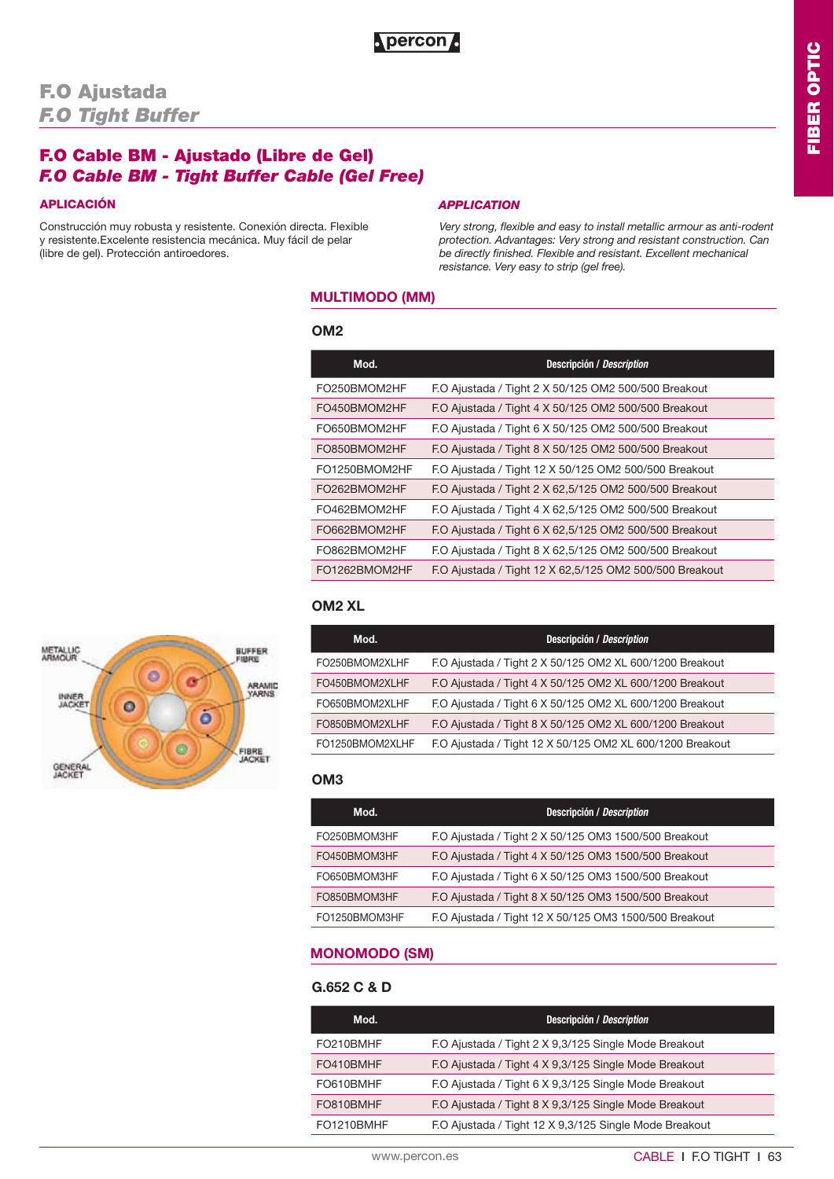# F.O Ajustada
# *F.O Tight Buffer*

## F.O Cable BM - Ajustado (Libre de Gel)
## *F.O Cable BM - Tight Buffer Cable (Gel Free)*

### APLICACIÓN

Construcción muy robusta y resistente. Conexión directa. Flexible y resistente.Excelente resistencia mecánica. Muy fácil de pelar (libre de gel). Protección antiroedores.

### *APPLICATION*

*Very strong, flexible and easy to install metallic armour as anti-rodent protection. Advantages: Very strong and resistant construction. Can be directly finished. Flexible and resistant. Excellent mechanical resistance. Very easy to strip (gel free).*

METALLIC ARMOUR
BUFFER FIBRE
ARAMIC YARNS
INNER JACKET
FIBRE JACKET
GENERAL JACKET

### MULTIMODO (MM)

#### OM2

| Mod. | Descripción / *Description* |
|---|---|
| FO250BMOM2HF | F.O Ajustada / Tight 2 X 50/125 OM2 500/500 Breakout |
| FO450BMOM2HF | F.O Ajustada / Tight 4 X 50/125 OM2 500/500 Breakout |
| FO650BMOM2HF | F.O Ajustada / Tight 6 X 50/125 OM2 500/500 Breakout |
| FO850BMOM2HF | F.O Ajustada / Tight 8 X 50/125 OM2 500/500 Breakout |
| FO1250BMOM2HF | F.O Ajustada / Tight 12 X 50/125 OM2 500/500 Breakout |
| FO262BMOM2HF | F.O Ajustada / Tight 2 X 62,5/125 OM2 500/500 Breakout |
| FO462BMOM2HF | F.O Ajustada / Tight 4 X 62,5/125 OM2 500/500 Breakout |
| FO662BMOM2HF | F.O Ajustada / Tight 6 X 62,5/125 OM2 500/500 Breakout |
| FO862BMOM2HF | F.O Ajustada / Tight 8 X 62,5/125 OM2 500/500 Breakout |
| FO1262BMOM2HF | F.O Ajustada / Tight 12 X 62,5/125 OM2 500/500 Breakout |

#### OM2 XL

| Mod. | Descripción / *Description* |
|---|---|
| FO250BMOM2XLHF | F.O Ajustada / Tight 2 X 50/125 OM2 XL 600/1200 Breakout |
| FO450BMOM2XLHF | F.O Ajustada / Tight 4 X 50/125 OM2 XL 600/1200 Breakout |
| FO650BMOM2XLHF | F.O Ajustada / Tight 6 X 50/125 OM2 XL 600/1200 Breakout |
| FO850BMOM2XLHF | F.O Ajustada / Tight 8 X 50/125 OM2 XL 600/1200 Breakout |
| FO1250BMOM2XLHF | F.O Ajustada / Tight 12 X 50/125 OM2 XL 600/1200 Breakout |

#### OM3

| Mod. | Descripción / *Description* |
|---|---|
| FO250BMOM3HF | F.O Ajustada / Tight 2 X 50/125 OM3 1500/500 Breakout |
| FO450BMOM3HF | F.O Ajustada / Tight 4 X 50/125 OM3 1500/500 Breakout |
| FO650BMOM3HF | F.O Ajustada / Tight 6 X 50/125 OM3 1500/500 Breakout |
| FO850BMOM3HF | F.O Ajustada / Tight 8 X 50/125 OM3 1500/500 Breakout |
| FO1250BMOM3HF | F.O Ajustada / Tight 12 X 50/125 OM3 1500/500 Breakout |

### MONOMODO (SM)

#### G.652 C & D

| Mod. | Descripción / *Description* |
|---|---|
| FO210BMHF | F.O Ajustada / Tight 2 X 9,3/125 Single Mode Breakout |
| FO410BMHF | F.O Ajustada / Tight 4 X 9,3/125 Single Mode Breakout |
| FO610BMHF | F.O Ajustada / Tight 6 X 9,3/125 Single Mode Breakout |
| FO810BMHF | F.O Ajustada / Tight 8 X 9,3/125 Single Mode Breakout |
| FO1210BMHF | F.O Ajustada / Tight 12 X 9,3/125 Single Mode Breakout |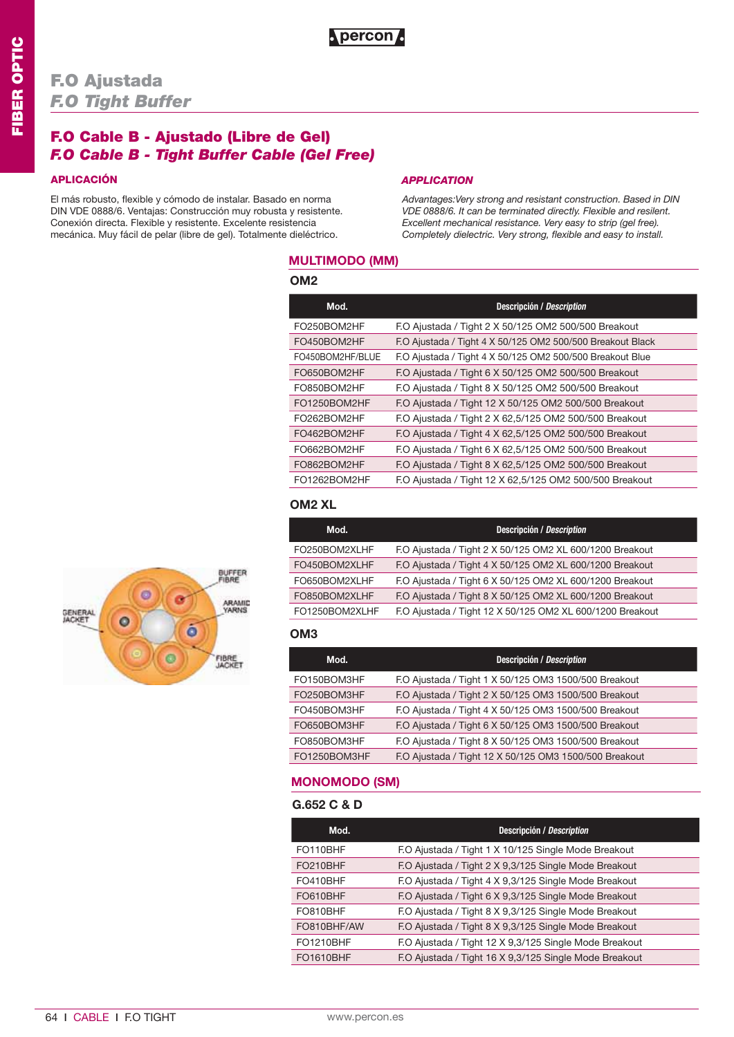# F.O Ajustada
## *F.O Tight Buffer*

## F.O Cable B - Ajustado (Libre de Gel)
## *F.O Cable B - Tight Buffer Cable (Gel Free)*

### APLICACIÓN

El más robusto, flexible y cómodo de instalar. Basado en norma DIN VDE 0888/6. Ventajas: Construcción muy robusta y resistente. Conexión directa. Flexible y resistente. Excelente resistencia mecánica. Muy fácil de pelar (libre de gel). Totalmente dieléctrico.

### *APPLICATION*

*Advantages:Very strong and resistant construction. Based in DIN VDE 0888/6. It can be terminated directly. Flexible and resilent. Excellent mechanical resistance. Very easy to strip (gel free). Completely dielectric. Very strong, flexible and easy to install.*

### MULTIMODO (MM)

#### OM2

| Mod. | Descripción / *Description* |
|---|---|
| FO250BOM2HF | F.O Ajustada / Tight 2 X 50/125 OM2 500/500 Breakout |
| FO450BOM2HF | F.O Ajustada / Tight 4 X 50/125 OM2 500/500 Breakout Black |
| FO450BOM2HF/BLUE | F.O Ajustada / Tight 4 X 50/125 OM2 500/500 Breakout Blue |
| FO650BOM2HF | F.O Ajustada / Tight 6 X 50/125 OM2 500/500 Breakout |
| FO850BOM2HF | F.O Ajustada / Tight 8 X 50/125 OM2 500/500 Breakout |
| FO1250BOM2HF | F.O Ajustada / Tight 12 X 50/125 OM2 500/500 Breakout |
| FO262BOM2HF | F.O Ajustada / Tight 2 X 62,5/125 OM2 500/500 Breakout |
| FO462BOM2HF | F.O Ajustada / Tight 4 X 62,5/125 OM2 500/500 Breakout |
| FO662BOM2HF | F.O Ajustada / Tight 6 X 62,5/125 OM2 500/500 Breakout |
| FO862BOM2HF | F.O Ajustada / Tight 8 X 62,5/125 OM2 500/500 Breakout |
| FO1262BOM2HF | F.O Ajustada / Tight 12 X 62,5/125 OM2 500/500 Breakout |

#### OM2 XL

| Mod. | Descripción / *Description* |
|---|---|
| FO250BOM2XLHF | F.O Ajustada / Tight 2 X 50/125 OM2 XL 600/1200 Breakout |
| FO450BOM2XLHF | F.O Ajustada / Tight 4 X 50/125 OM2 XL 600/1200 Breakout |
| FO650BOM2XLHF | F.O Ajustada / Tight 6 X 50/125 OM2 XL 600/1200 Breakout |
| FO850BOM2XLHF | F.O Ajustada / Tight 8 X 50/125 OM2 XL 600/1200 Breakout |
| FO1250BOM2XLHF | F.O Ajustada / Tight 12 X 50/125 OM2 XL 600/1200 Breakout |

GENERAL JACKET, BUFFER FIBRE, ARAMID YARNS, FIBRE JACKET

#### OM3

| Mod. | Descripción / *Description* |
|---|---|
| FO150BOM3HF | F.O Ajustada / Tight 1 X 50/125 OM3 1500/500 Breakout |
| FO250BOM3HF | F.O Ajustada / Tight 2 X 50/125 OM3 1500/500 Breakout |
| FO450BOM3HF | F.O Ajustada / Tight 4 X 50/125 OM3 1500/500 Breakout |
| FO650BOM3HF | F.O Ajustada / Tight 6 X 50/125 OM3 1500/500 Breakout |
| FO850BOM3HF | F.O Ajustada / Tight 8 X 50/125 OM3 1500/500 Breakout |
| FO1250BOM3HF | F.O Ajustada / Tight 12 X 50/125 OM3 1500/500 Breakout |

### MONOMODO (SM)

#### G.652 C & D

| Mod. | Descripción / *Description* |
|---|---|
| FO110BHF | F.O Ajustada / Tight 1 X 10/125 Single Mode Breakout |
| FO210BHF | F.O Ajustada / Tight 2 X 9,3/125 Single Mode Breakout |
| FO410BHF | F.O Ajustada / Tight 4 X 9,3/125 Single Mode Breakout |
| FO610BHF | F.O Ajustada / Tight 6 X 9,3/125 Single Mode Breakout |
| FO810BHF | F.O Ajustada / Tight 8 X 9,3/125 Single Mode Breakout |
| FO810BHF/AW | F.O Ajustada / Tight 8 X 9,3/125 Single Mode Breakout |
| FO1210BHF | F.O Ajustada / Tight 12 X 9,3/125 Single Mode Breakout |
| FO1610BHF | F.O Ajustada / Tight 16 X 9,3/125 Single Mode Breakout |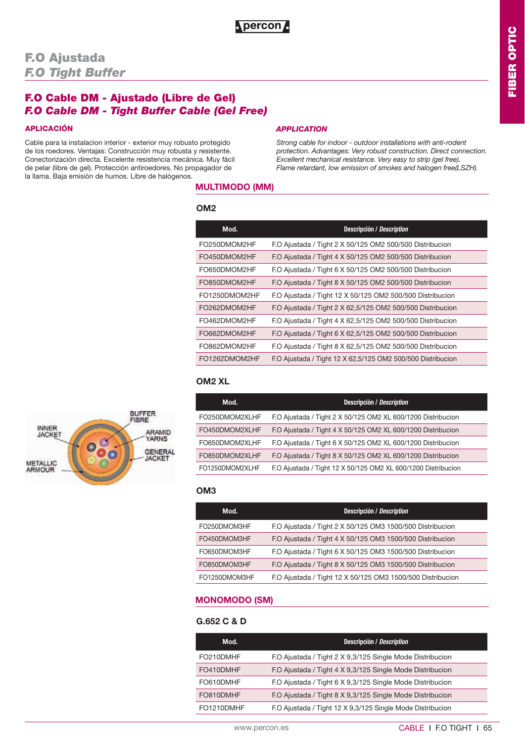# F.O Ajustada
# *F.O Tight Buffer*

## F.O Cable DM - Ajustado (Libre de Gel)
## *F.O Cable DM - Tight Buffer Cable (Gel Free)*

### APLICACIÓN

Cable para la instalacion interior - exterior muy robusto protegido de los roedores. Ventajas: Construcción muy robusta y resistente. Conectorización directa. Excelente resistencia mecánica. Muy fácil de pelar (libre de gel). Protección antiroedores. No propagador de la llama. Baja emisión de humos. Libre de halógenos.

### *APPLICATION*

*Strong cable for indoor - outdoor installations with anti-rodent protection. Advantages: Very robust construction. Direct connection. Excellent mechanical resistance. Very easy to strip (gel free). Flame retardant, low emission of smokes and halogen free(LSZH).*

BUFFER FIBRE
INNER JACKET
ARAMID YARNS
GENERAL JACKET
METALLIC ARMOUR

## MULTIMODO (MM)

### OM2

| Mod. | Descripción / *Description* |
|---|---|
| FO250DMOM2HF | F.O Ajustada / Tight 2 X 50/125 OM2 500/500 Distribucion |
| FO450DMOM2HF | F.O Ajustada / Tight 4 X 50/125 OM2 500/500 Distribucion |
| FO650DMOM2HF | F.O Ajustada / Tight 6 X 50/125 OM2 500/500 Distribucion |
| FO850DMOM2HF | F.O Ajustada / Tight 8 X 50/125 OM2 500/500 Distribucion |
| FO1250DMOM2HF | F.O Ajustada / Tight 12 X 50/125 OM2 500/500 Distribucion |
| FO262DMOM2HF | F.O Ajustada / Tight 2 X 62,5/125 OM2 500/500 Distribucion |
| FO462DMOM2HF | F.O Ajustada / Tight 4 X 62,5/125 OM2 500/500 Distribucion |
| FO662DMOM2HF | F.O Ajustada / Tight 6 X 62,5/125 OM2 500/500 Distribucion |
| FO862DMOM2HF | F.O Ajustada / Tight 8 X 62,5/125 OM2 500/500 Distribucion |
| FO1262DMOM2HF | F.O Ajustada / Tight 12 X 62,5/125 OM2 500/500 Distribucion |

### OM2 XL

| Mod. | Descripción / *Description* |
|---|---|
| FO250DMOM2XLHF | F.O Ajustada / Tight 2 X 50/125 OM2 XL 600/1200 Distribucion |
| FO450DMOM2XLHF | F.O Ajustada / Tight 4 X 50/125 OM2 XL 600/1200 Distribucion |
| FO650DMOM2XLHF | F.O Ajustada / Tight 6 X 50/125 OM2 XL 600/1200 Distribucion |
| FO850DMOM2XLHF | F.O Ajustada / Tight 8 X 50/125 OM2 XL 600/1200 Distribucion |
| FO1250DMOM2XLHF | F.O Ajustada / Tight 12 X 50/125 OM2 XL 600/1200 Distribucion |

### OM3

| Mod. | Descripción / *Description* |
|---|---|
| FO250DMOM3HF | F.O Ajustada / Tight 2 X 50/125 OM3 1500/500 Distribucion |
| FO450DMOM3HF | F.O Ajustada / Tight 4 X 50/125 OM3 1500/500 Distribucion |
| FO650DMOM3HF | F.O Ajustada / Tight 6 X 50/125 OM3 1500/500 Distribucion |
| FO850DMOM3HF | F.O Ajustada / Tight 8 X 50/125 OM3 1500/500 Distribucion |
| FO1250DMOM3HF | F.O Ajustada / Tight 12 X 50/125 OM3 1500/500 Distribucion |

## MONOMODO (SM)

### G.652 C & D

| Mod. | Descripción / *Description* |
|---|---|
| FO210DMHF | F.O Ajustada / Tight 2 X 9,3/125 Single Mode Distribucion |
| FO410DMHF | F.O Ajustada / Tight 4 X 9,3/125 Single Mode Distribucion |
| FO610DMHF | F.O Ajustada / Tight 6 X 9,3/125 Single Mode Distribucion |
| FO810DMHF | F.O Ajustada / Tight 8 X 9,3/125 Single Mode Distribucion |
| FO1210DMHF | F.O Ajustada / Tight 12 X 9,3/125 Single Mode Distribucion |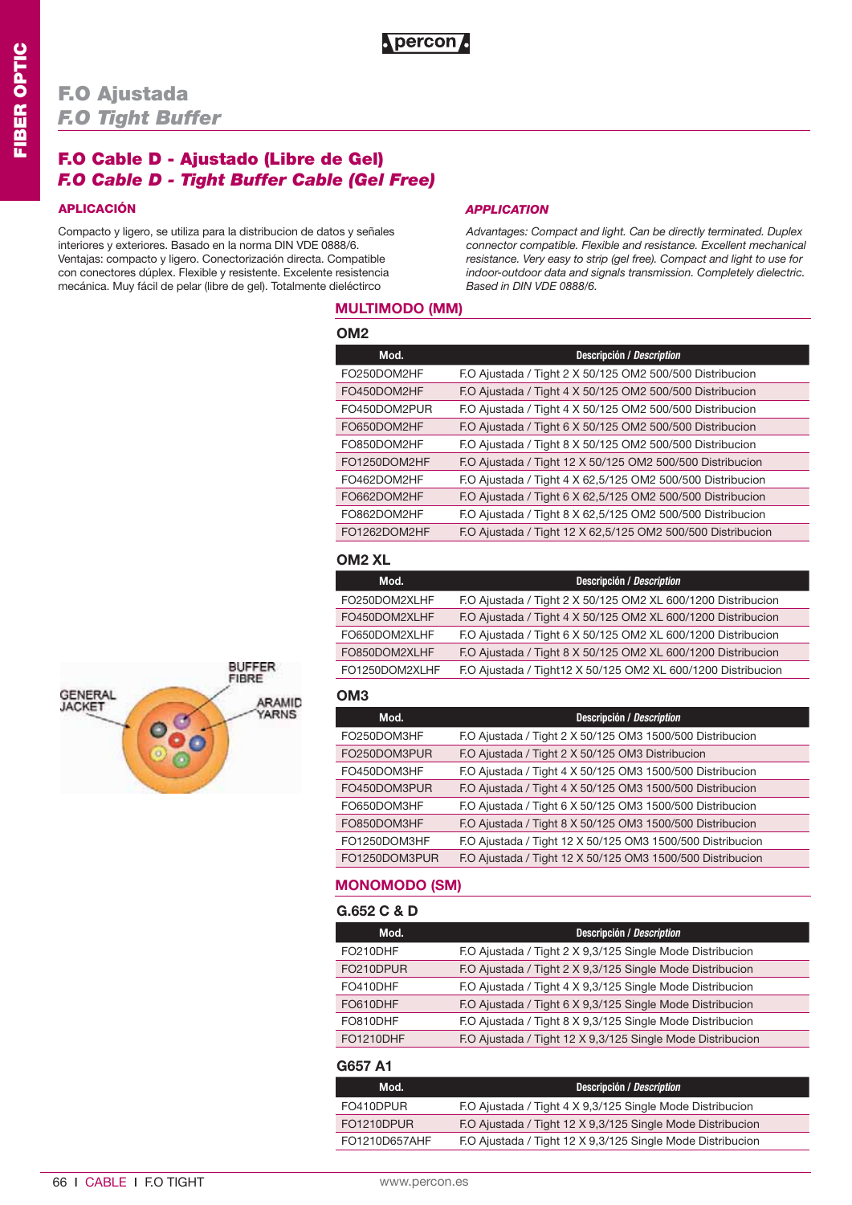# F.O Ajustada
# *F.O Tight Buffer*

## F.O Cable D - Ajustado (Libre de Gel)
## *F.O Cable D - Tight Buffer Cable (Gel Free)*

### APLICACIÓN

Compacto y ligero, se utiliza para la distribucion de datos y señales interiores y exteriores. Basado en la norma DIN VDE 0888/6. Ventajas: compacto y ligero. Conectorización directa. Compatible con conectores dúplex. Flexible y resistente. Excelente resistencia mecánica. Muy fácil de pelar (libre de gel). Totalmente dieléctirco

### *APPLICATION*

*Advantages: Compact and light. Can be directly terminated. Duplex connector compatible. Flexible and resistance. Excellent mechanical resistance. Very easy to strip (gel free). Compact and light to use for indoor-outdoor data and signals transmission. Completely dielectric. Based in DIN VDE 0888/6.*

GENERAL JACKET — BUFFER FIBRE — ARAMID YARNS

## MULTIMODO (MM)

### OM2

| Mod. | Descripción / *Description* |
|---|---|
| FO250DOM2HF | F.O Ajustada / Tight 2 X 50/125 OM2 500/500 Distribucion |
| FO450DOM2HF | F.O Ajustada / Tight 4 X 50/125 OM2 500/500 Distribucion |
| FO450DOM2PUR | F.O Ajustada / Tight 4 X 50/125 OM2 500/500 Distribucion |
| FO650DOM2HF | F.O Ajustada / Tight 6 X 50/125 OM2 500/500 Distribucion |
| FO850DOM2HF | F.O Ajustada / Tight 8 X 50/125 OM2 500/500 Distribucion |
| FO1250DOM2HF | F.O Ajustada / Tight 12 X 50/125 OM2 500/500 Distribucion |
| FO462DOM2HF | F.O Ajustada / Tight 4 X 62,5/125 OM2 500/500 Distribucion |
| FO662DOM2HF | F.O Ajustada / Tight 6 X 62,5/125 OM2 500/500 Distribucion |
| FO862DOM2HF | F.O Ajustada / Tight 8 X 62,5/125 OM2 500/500 Distribucion |
| FO1262DOM2HF | F.O Ajustada / Tight 12 X 62,5/125 OM2 500/500 Distribucion |

### OM2 XL

| Mod. | Descripción / *Description* |
|---|---|
| FO250DOM2XLHF | F.O Ajustada / Tight 2 X 50/125 OM2 XL 600/1200 Distribucion |
| FO450DOM2XLHF | F.O Ajustada / Tight 4 X 50/125 OM2 XL 600/1200 Distribucion |
| FO650DOM2XLHF | F.O Ajustada / Tight 6 X 50/125 OM2 XL 600/1200 Distribucion |
| FO850DOM2XLHF | F.O Ajustada / Tight 8 X 50/125 OM2 XL 600/1200 Distribucion |
| FO1250DOM2XLHF | F.O Ajustada / Tight12 X 50/125 OM2 XL 600/1200 Distribucion |

### OM3

| Mod. | Descripción / *Description* |
|---|---|
| FO250DOM3HF | F.O Ajustada / Tight 2 X 50/125 OM3 1500/500 Distribucion |
| FO250DOM3PUR | F.O Ajustada / Tight 2 X 50/125 OM3 Distribucion |
| FO450DOM3HF | F.O Ajustada / Tight 4 X 50/125 OM3 1500/500 Distribucion |
| FO450DOM3PUR | F.O Ajustada / Tight 4 X 50/125 OM3 1500/500 Distribucion |
| FO650DOM3HF | F.O Ajustada / Tight 6 X 50/125 OM3 1500/500 Distribucion |
| FO850DOM3HF | F.O Ajustada / Tight 8 X 50/125 OM3 1500/500 Distribucion |
| FO1250DOM3HF | F.O Ajustada / Tight 12 X 50/125 OM3 1500/500 Distribucion |
| FO1250DOM3PUR | F.O Ajustada / Tight 12 X 50/125 OM3 1500/500 Distribucion |

## MONOMODO (SM)

### G.652 C & D

| Mod. | Descripción / *Description* |
|---|---|
| FO210DHF | F.O Ajustada / Tight 2 X 9,3/125 Single Mode Distribucion |
| FO210DPUR | F.O Ajustada / Tight 2 X 9,3/125 Single Mode Distribucion |
| FO410DHF | F.O Ajustada / Tight 4 X 9,3/125 Single Mode Distribucion |
| FO610DHF | F.O Ajustada / Tight 6 X 9,3/125 Single Mode Distribucion |
| FO810DHF | F.O Ajustada / Tight 8 X 9,3/125 Single Mode Distribucion |
| FO1210DHF | F.O Ajustada / Tight 12 X 9,3/125 Single Mode Distribucion |

### G657 A1

| Mod. | Descripción / *Description* |
|---|---|
| FO410DPUR | F.O Ajustada / Tight 4 X 9,3/125 Single Mode Distribucion |
| FO1210DPUR | F.O Ajustada / Tight 12 X 9,3/125 Single Mode Distribucion |
| FO1210D657AHF | F.O Ajustada / Tight 12 X 9,3/125 Single Mode Distribucion |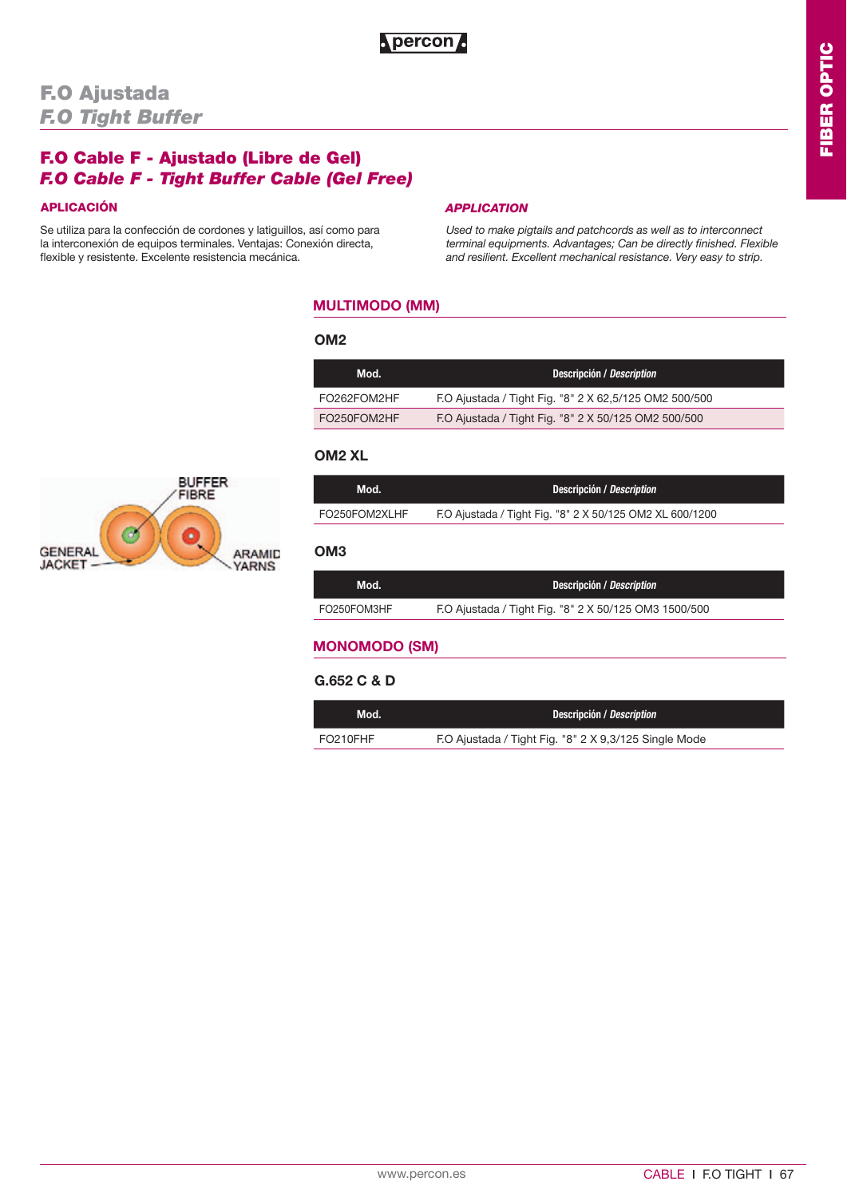# F.O Ajustada
# *F.O Tight Buffer*

## F.O Cable F - Ajustado (Libre de Gel)
## *F.O Cable F - Tight Buffer Cable (Gel Free)*

**APLICACIÓN**

Se utiliza para la confección de cordones y latiguillos, así como para la interconexión de equipos terminales. Ventajas: Conexión directa, flexible y resistente. Excelente resistencia mecánica.

***APPLICATION***

*Used to make pigtails and patchcords as well as to interconnect terminal equipments. Advantages; Can be directly finished. Flexible and resilient. Excellent mechanical resistance. Very easy to strip.*

BUFFER FIBRE
GENERAL JACKET
ARAMID YARNS

### MULTIMODO (MM)

#### OM2

| Mod. | Descripción / *Description* |
|---|---|
| FO262FOM2HF | F.O Ajustada / Tight Fig. "8" 2 X 62,5/125 OM2 500/500 |
| FO250FOM2HF | F.O Ajustada / Tight Fig. "8" 2 X 50/125 OM2 500/500 |

#### OM2 XL

| Mod. | Descripción / *Description* |
|---|---|
| FO250FOM2XLHF | F.O Ajustada / Tight Fig. "8" 2 X 50/125 OM2 XL 600/1200 |

#### OM3

| Mod. | Descripción / *Description* |
|---|---|
| FO250FOM3HF | F.O Ajustada / Tight Fig. "8" 2 X 50/125 OM3 1500/500 |

### MONOMODO (SM)

#### G.652 C & D

| Mod. | Descripción / *Description* |
|---|---|
| FO210FHF | F.O Ajustada / Tight Fig. "8" 2 X 9,3/125 Single Mode |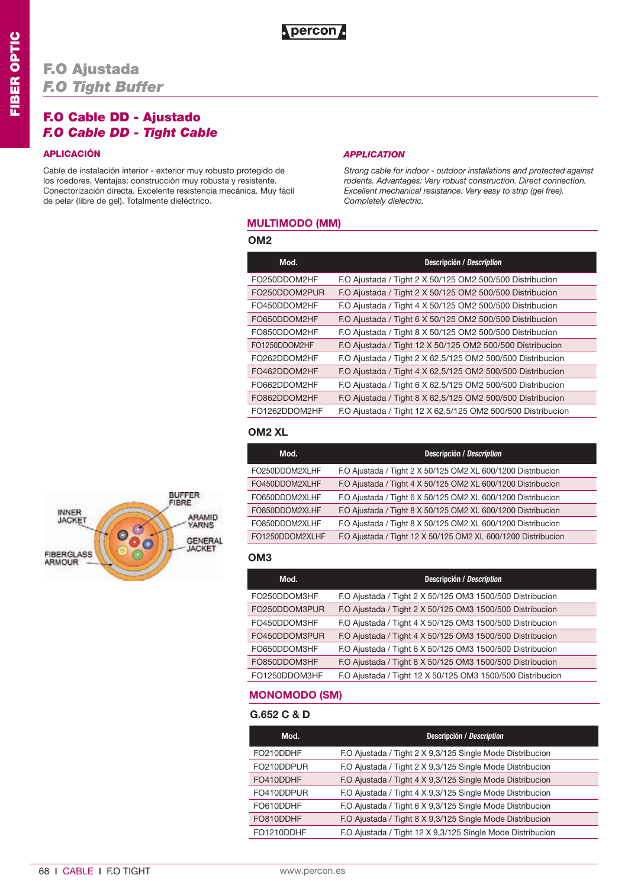# F.O Ajustada
# *F.O Tight Buffer*

## F.O Cable DD - Ajustado
## *F.O Cable DD - Tight Cable*

### APLICACIÓN

Cable de instalación interior - exterior muy robusto protegido de los roedores. Ventajas: construcción muy robusta y resistente. Conectorización directa. Excelente resistencia mecánica. Muy fácil de pelar (libre de gel). Totalmente dieléctrico.

### *APPLICATION*

*Strong cable for indoor - outdoor installations and protected against rodents. Advantages: Very robust construction. Direct connection. Excellent mechanical resistance. Very easy to strip (gel free). Completely dielectric.*

INNER JACKET · BUFFER FIBRE · ARAMID YARNS · GENERAL JACKET · FIBERGLASS ARMOUR

## MULTIMODO (MM)

### OM2

| Mod. | Descripción / *Description* |
|---|---|
| FO250DDOM2HF | F.O Ajustada / Tight 2 X 50/125 OM2 500/500 Distribucion |
| FO250DDOM2PUR | F.O Ajustada / Tight 2 X 50/125 OM2 500/500 Distribucion |
| FO450DDOM2HF | F.O Ajustada / Tight 4 X 50/125 OM2 500/500 Distribucion |
| FO650DDOM2HF | F.O Ajustada / Tight 6 X 50/125 OM2 500/500 Distribucion |
| FO850DDOM2HF | F.O Ajustada / Tight 8 X 50/125 OM2 500/500 Distribucion |
| FO1250DDOM2HF | F.O Ajustada / Tight 12 X 50/125 OM2 500/500 Distribucion |
| FO262DDOM2HF | F.O Ajustada / Tight 2 X 62,5/125 OM2 500/500 Distribucion |
| FO462DDOM2HF | F.O Ajustada / Tight 4 X 62,5/125 OM2 500/500 Distribucion |
| FO662DDOM2HF | F.O Ajustada / Tight 6 X 62,5/125 OM2 500/500 Distribucion |
| FO862DDOM2HF | F.O Ajustada / Tight 8 X 62,5/125 OM2 500/500 Distribucion |
| FO1262DDOM2HF | F.O Ajustada / Tight 12 X 62,5/125 OM2 500/500 Distribucion |

### OM2 XL

| Mod. | Descripción / *Description* |
|---|---|
| FO250DDOM2XLHF | F.O Ajustada / Tight 2 X 50/125 OM2 XL 600/1200 Distribucion |
| FO450DDOM2XLHF | F.O Ajustada / Tight 4 X 50/125 OM2 XL 600/1200 Distribucion |
| FO650DDOM2XLHF | F.O Ajustada / Tight 6 X 50/125 OM2 XL 600/1200 Distribucion |
| FO850DDOM2XLHF | F.O Ajustada / Tight 8 X 50/125 OM2 XL 600/1200 Distribucion |
| FO850DDOM2XLHF | F.O Ajustada / Tight 8 X 50/125 OM2 XL 600/1200 Distribucion |
| FO1250DDOM2XLHF | F.O Ajustada / Tight 12 X 50/125 OM2 XL 600/1200 Distribucion |

### OM3

| Mod. | Descripción / *Description* |
|---|---|
| FO250DDOM3HF | F.O Ajustada / Tight 2 X 50/125 OM3 1500/500 Distribucion |
| FO250DDOM3PUR | F.O Ajustada / Tight 2 X 50/125 OM3 1500/500 Distribucion |
| FO450DDOM3HF | F.O Ajustada / Tight 4 X 50/125 OM3 1500/500 Distribucion |
| FO450DDOM3PUR | F.O Ajustada / Tight 4 X 50/125 OM3 1500/500 Distribucion |
| FO650DDOM3HF | F.O Ajustada / Tight 6 X 50/125 OM3 1500/500 Distribucion |
| FO850DDOM3HF | F.O Ajustada / Tight 8 X 50/125 OM3 1500/500 Distribucion |
| FO1250DDOM3HF | F.O Ajustada / Tight 12 X 50/125 OM3 1500/500 Distribucion |

## MONOMODO (SM)

### G.652 C & D

| Mod. | Descripción / *Description* |
|---|---|
| FO210DDHF | F.O Ajustada / Tight 2 X 9,3/125 Single Mode Distribucion |
| FO210DDPUR | F.O Ajustada / Tight 2 X 9,3/125 Single Mode Distribucion |
| FO410DDHF | F.O Ajustada / Tight 4 X 9,3/125 Single Mode Distribucion |
| FO410DDPUR | F.O Ajustada / Tight 4 X 9,3/125 Single Mode Distribucion |
| FO610DDHF | F.O Ajustada / Tight 6 X 9,3/125 Single Mode Distribucion |
| FO810DDHF | F.O Ajustada / Tight 8 X 9,3/125 Single Mode Distribucion |
| FO1210DDHF | F.O Ajustada / Tight 12 X 9,3/125 Single Mode Distribucion |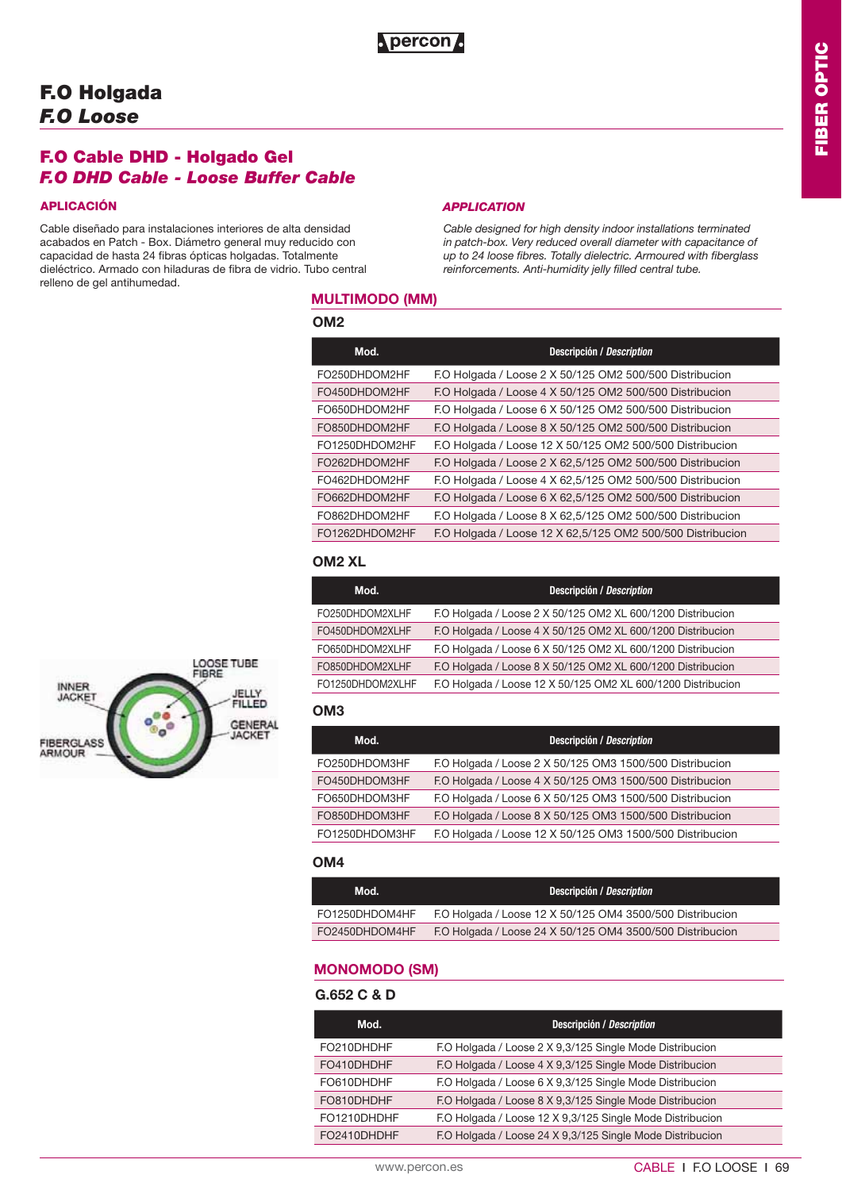# F.O Holgada
## *F.O Loose*

## F.O Cable DHD - Holgado Gel
## *F.O DHD Cable - Loose Buffer Cable*

**APLICACIÓN**

Cable diseñado para instalaciones interiores de alta densidad acabados en Patch - Box. Diámetro general muy reducido con capacidad de hasta 24 fibras ópticas holgadas. Totalmente dieléctrico. Armado con hiladuras de fibra de vidrio. Tubo central relleno de gel antihumedad.

***APPLICATION***

*Cable designed for high density indoor installations terminated in patch-box. Very reduced overall diameter with capacitance of up to 24 loose fibres. Totally dielectric. Armoured with fiberglass reinforcements. Anti-humidity jelly filled central tube.*

LOOSE TUBE FIBRE
INNER JACKET
JELLY FILLED
GENERAL JACKET
FIBERGLASS ARMOUR

### MULTIMODO (MM)

#### OM2

| Mod. | Descripción / *Description* |
|---|---|
| FO250DHDOM2HF | F.O Holgada / Loose 2 X 50/125 OM2 500/500 Distribucion |
| FO450DHDOM2HF | F.O Holgada / Loose 4 X 50/125 OM2 500/500 Distribucion |
| FO650DHDOM2HF | F.O Holgada / Loose 6 X 50/125 OM2 500/500 Distribucion |
| FO850DHDOM2HF | F.O Holgada / Loose 8 X 50/125 OM2 500/500 Distribucion |
| FO1250DHDOM2HF | F.O Holgada / Loose 12 X 50/125 OM2 500/500 Distribucion |
| FO262DHDOM2HF | F.O Holgada / Loose 2 X 62,5/125 OM2 500/500 Distribucion |
| FO462DHDOM2HF | F.O Holgada / Loose 4 X 62,5/125 OM2 500/500 Distribucion |
| FO662DHDOM2HF | F.O Holgada / Loose 6 X 62,5/125 OM2 500/500 Distribucion |
| FO862DHDOM2HF | F.O Holgada / Loose 8 X 62,5/125 OM2 500/500 Distribucion |
| FO1262DHDOM2HF | F.O Holgada / Loose 12 X 62,5/125 OM2 500/500 Distribucion |

#### OM2 XL

| Mod. | Descripción / *Description* |
|---|---|
| FO250DHDOM2XLHF | F.O Holgada / Loose 2 X 50/125 OM2 XL 600/1200 Distribucion |
| FO450DHDOM2XLHF | F.O Holgada / Loose 4 X 50/125 OM2 XL 600/1200 Distribucion |
| FO650DHDOM2XLHF | F.O Holgada / Loose 6 X 50/125 OM2 XL 600/1200 Distribucion |
| FO850DHDOM2XLHF | F.O Holgada / Loose 8 X 50/125 OM2 XL 600/1200 Distribucion |
| FO1250DHDOM2XLHF | F.O Holgada / Loose 12 X 50/125 OM2 XL 600/1200 Distribucion |

#### OM3

| Mod. | Descripción / *Description* |
|---|---|
| FO250DHDOM3HF | F.O Holgada / Loose 2 X 50/125 OM3 1500/500 Distribucion |
| FO450DHDOM3HF | F.O Holgada / Loose 4 X 50/125 OM3 1500/500 Distribucion |
| FO650DHDOM3HF | F.O Holgada / Loose 6 X 50/125 OM3 1500/500 Distribucion |
| FO850DHDOM3HF | F.O Holgada / Loose 8 X 50/125 OM3 1500/500 Distribucion |
| FO1250DHDOM3HF | F.O Holgada / Loose 12 X 50/125 OM3 1500/500 Distribucion |

#### OM4

| Mod. | Descripción / *Description* |
|---|---|
| FO1250DHDOM4HF | F.O Holgada / Loose 12 X 50/125 OM4 3500/500 Distribucion |
| FO2450DHDOM4HF | F.O Holgada / Loose 24 X 50/125 OM4 3500/500 Distribucion |

### MONOMODO (SM)

#### G.652 C & D

| Mod. | Descripción / *Description* |
|---|---|
| FO210DHDHF | F.O Holgada / Loose 2 X 9,3/125 Single Mode Distribucion |
| FO410DHDHF | F.O Holgada / Loose 4 X 9,3/125 Single Mode Distribucion |
| FO610DHDHF | F.O Holgada / Loose 6 X 9,3/125 Single Mode Distribucion |
| FO810DHDHF | F.O Holgada / Loose 8 X 9,3/125 Single Mode Distribucion |
| FO1210DHDHF | F.O Holgada / Loose 12 X 9,3/125 Single Mode Distribucion |
| FO2410DHDHF | F.O Holgada / Loose 24 X 9,3/125 Single Mode Distribucion |